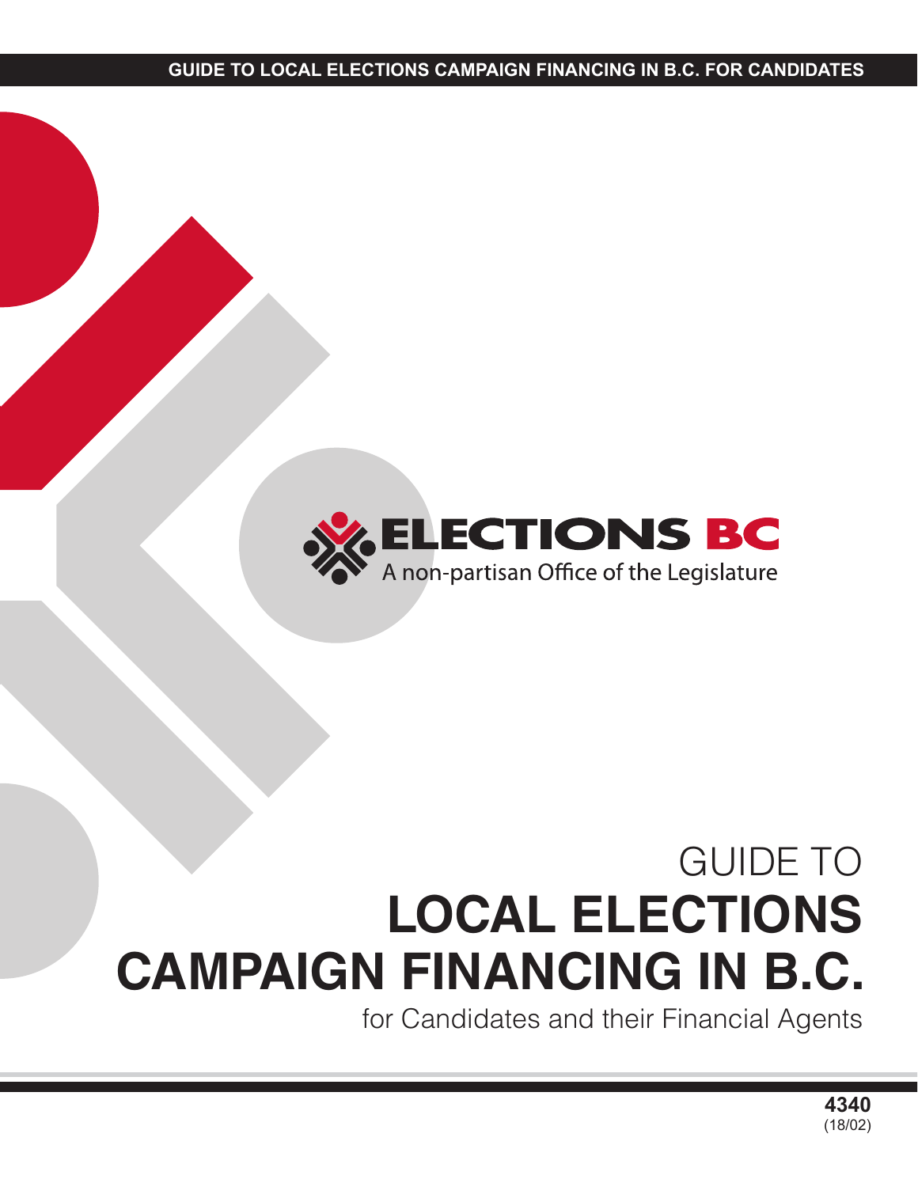GUIDE TO LOCAL ELECTIONS CAMPAIGN FINANCING IN B.C. FOR CANDIDATES

ELECTIONS BC

A non-partisan Office of the Legislature

# GUIDE TO LOCAL ELECTIONS CAMPAIGN FINANCING IN B.C.

for Candidates and their Financial Agents

**4340**
(18/02)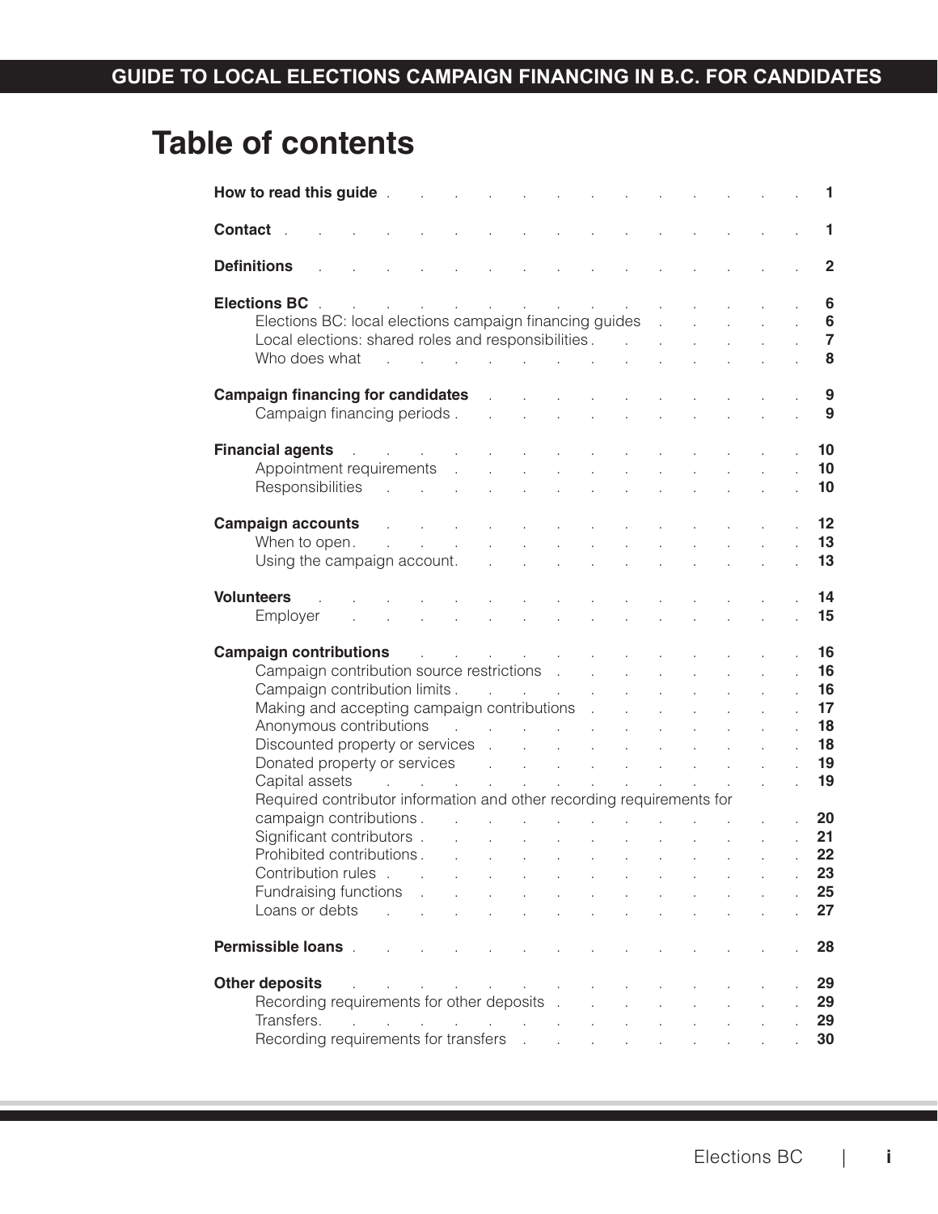# Table of contents

| | |
|---|---|
| **How to read this guide** | **1** |
| **Contact** | **1** |
| **Definitions** | **2** |
| **Elections BC** | **6** |
| Elections BC: local elections campaign financing guides | **6** |
| Local elections: shared roles and responsibilities | **7** |
| Who does what | **8** |
| **Campaign financing for candidates** | **9** |
| Campaign financing periods | **9** |
| **Financial agents** | **10** |
| Appointment requirements | **10** |
| Responsibilities | **10** |
| **Campaign accounts** | **12** |
| When to open | **13** |
| Using the campaign account | **13** |
| **Volunteers** | **14** |
| Employer | **15** |
| **Campaign contributions** | **16** |
| Campaign contribution source restrictions | **16** |
| Campaign contribution limits | **16** |
| Making and accepting campaign contributions | **17** |
| Anonymous contributions | **18** |
| Discounted property or services | **18** |
| Donated property or services | **19** |
| Capital assets | **19** |
| Required contributor information and other recording requirements for campaign contributions | **20** |
| Significant contributors | **21** |
| Prohibited contributions | **22** |
| Contribution rules | **23** |
| Fundraising functions | **25** |
| Loans or debts | **27** |
| **Permissible loans** | **28** |
| **Other deposits** | **29** |
| Recording requirements for other deposits | **29** |
| Transfers | **29** |
| Recording requirements for transfers | **30** |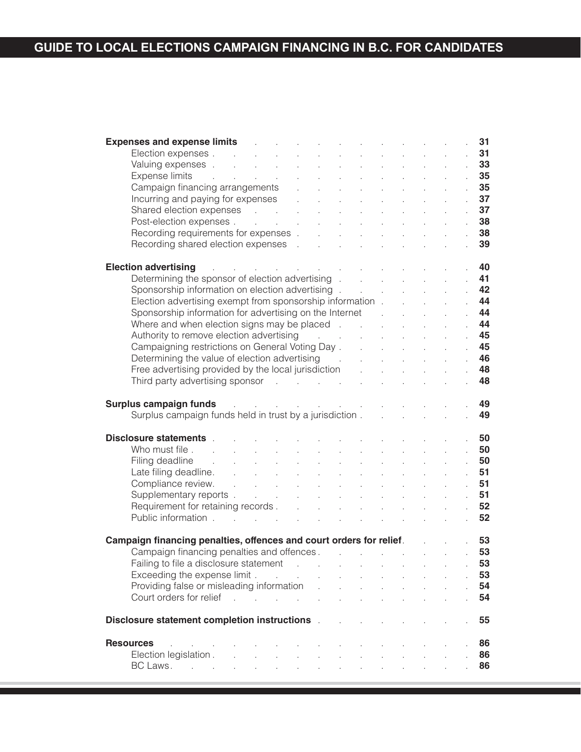| | |
|---|---|
| **Expenses and expense limits** | **31** |
| Election expenses | **31** |
| Valuing expenses | **33** |
| Expense limits | **35** |
| Campaign financing arrangements | **35** |
| Incurring and paying for expenses | **37** |
| Shared election expenses | **37** |
| Post-election expenses | **38** |
| Recording requirements for expenses | **38** |
| Recording shared election expenses | **39** |
| **Election advertising** | **40** |
| Determining the sponsor of election advertising | **41** |
| Sponsorship information on election advertising | **42** |
| Election advertising exempt from sponsorship information | **44** |
| Sponsorship information for advertising on the Internet | **44** |
| Where and when election signs may be placed | **44** |
| Authority to remove election advertising | **45** |
| Campaigning restrictions on General Voting Day | **45** |
| Determining the value of election advertising | **46** |
| Free advertising provided by the local jurisdiction | **48** |
| Third party advertising sponsor | **48** |
| **Surplus campaign funds** | **49** |
| Surplus campaign funds held in trust by a jurisdiction | **49** |
| **Disclosure statements** | **50** |
| Who must file | **50** |
| Filing deadline | **50** |
| Late filing deadline | **51** |
| Compliance review | **51** |
| Supplementary reports | **51** |
| Requirement for retaining records | **52** |
| Public information | **52** |
| **Campaign financing penalties, offences and court orders for relief** | **53** |
| Campaign financing penalties and offences | **53** |
| Failing to file a disclosure statement | **53** |
| Exceeding the expense limit | **53** |
| Providing false or misleading information | **54** |
| Court orders for relief | **54** |
| **Disclosure statement completion instructions** | **55** |
| **Resources** | **86** |
| Election legislation | **86** |
| BC Laws | **86** |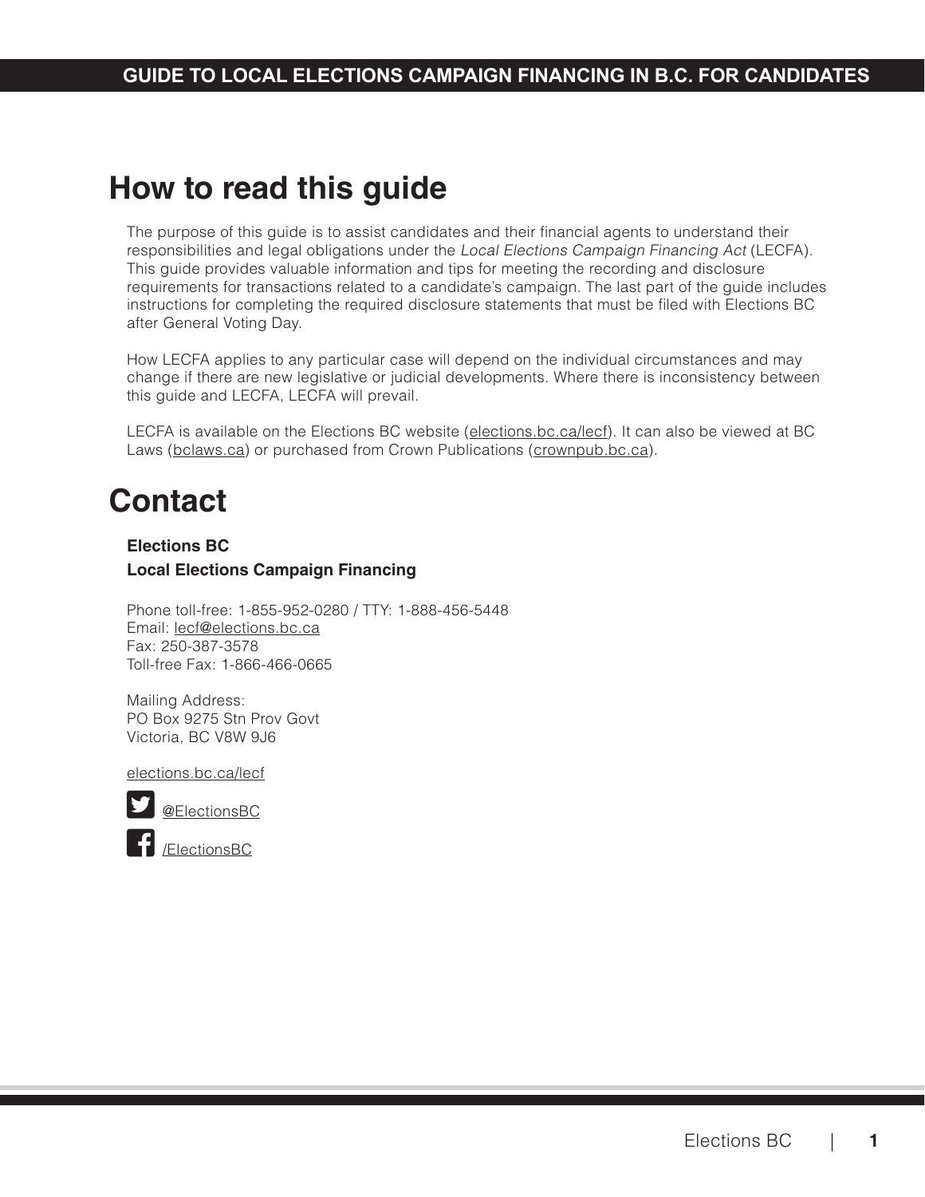# How to read this guide

The purpose of this guide is to assist candidates and their financial agents to understand their responsibilities and legal obligations under the *Local Elections Campaign Financing Act* (LECFA). This guide provides valuable information and tips for meeting the recording and disclosure requirements for transactions related to a candidate's campaign. The last part of the guide includes instructions for completing the required disclosure statements that must be filed with Elections BC after General Voting Day.

How LECFA applies to any particular case will depend on the individual circumstances and may change if there are new legislative or judicial developments. Where there is inconsistency between this guide and LECFA, LECFA will prevail.

LECFA is available on the Elections BC website (elections.bc.ca/lecf). It can also be viewed at BC Laws (bclaws.ca) or purchased from Crown Publications (crownpub.bc.ca).

# Contact

**Elections BC**

**Local Elections Campaign Financing**

Phone toll-free: 1-855-952-0280 / TTY: 1-888-456-5448
Email: lecf@elections.bc.ca
Fax: 250-387-3578
Toll-free Fax: 1-866-466-0665

Mailing Address:
PO Box 9275 Stn Prov Govt
Victoria, BC V8W 9J6

elections.bc.ca/lecf

@ElectionsBC

/ElectionsBC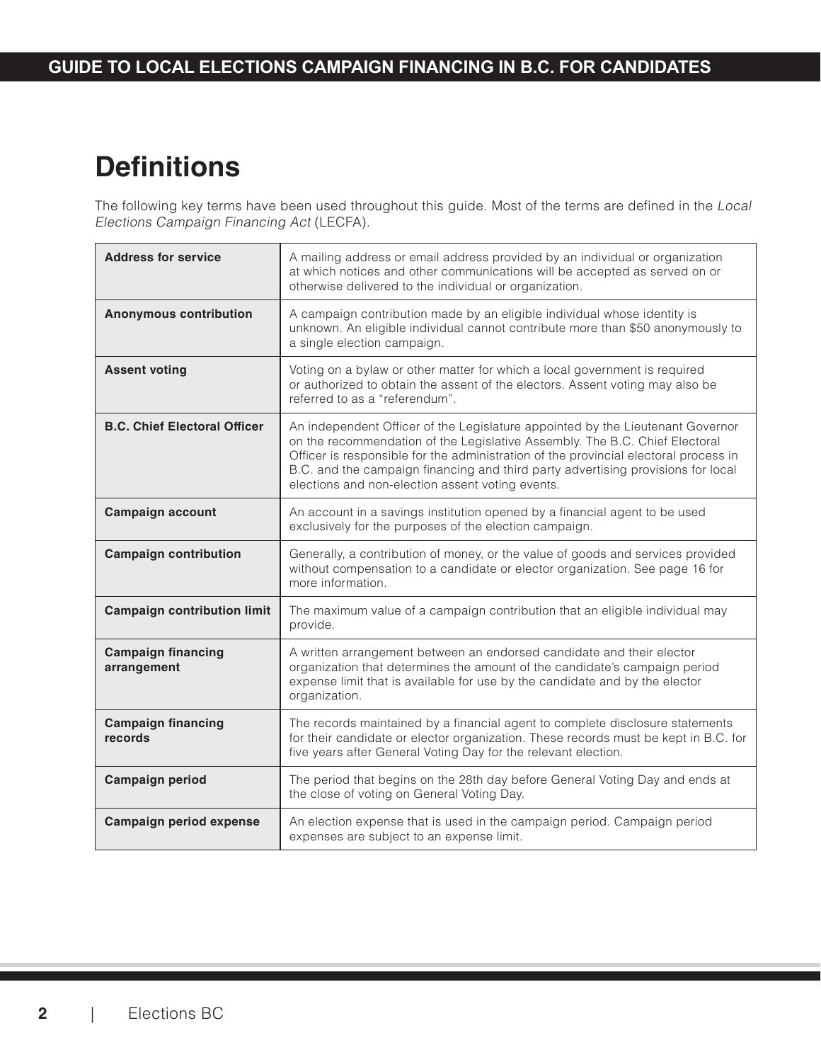# Definitions

The following key terms have been used throughout this guide. Most of the terms are defined in the *Local Elections Campaign Financing Act* (LECFA).

| Term | Definition |
| --- | --- |
| **Address for service** | A mailing address or email address provided by an individual or organization at which notices and other communications will be accepted as served on or otherwise delivered to the individual or organization. |
| **Anonymous contribution** | A campaign contribution made by an eligible individual whose identity is unknown. An eligible individual cannot contribute more than $50 anonymously to a single election campaign. |
| **Assent voting** | Voting on a bylaw or other matter for which a local government is required or authorized to obtain the assent of the electors. Assent voting may also be referred to as a "referendum". |
| **B.C. Chief Electoral Officer** | An independent Officer of the Legislature appointed by the Lieutenant Governor on the recommendation of the Legislative Assembly. The B.C. Chief Electoral Officer is responsible for the administration of the provincial electoral process in B.C. and the campaign financing and third party advertising provisions for local elections and non-election assent voting events. |
| **Campaign account** | An account in a savings institution opened by a financial agent to be used exclusively for the purposes of the election campaign. |
| **Campaign contribution** | Generally, a contribution of money, or the value of goods and services provided without compensation to a candidate or elector organization. See page 16 for more information. |
| **Campaign contribution limit** | The maximum value of a campaign contribution that an eligible individual may provide. |
| **Campaign financing arrangement** | A written arrangement between an endorsed candidate and their elector organization that determines the amount of the candidate's campaign period expense limit that is available for use by the candidate and by the elector organization. |
| **Campaign financing records** | The records maintained by a financial agent to complete disclosure statements for their candidate or elector organization. These records must be kept in B.C. for five years after General Voting Day for the relevant election. |
| **Campaign period** | The period that begins on the 28th day before General Voting Day and ends at the close of voting on General Voting Day. |
| **Campaign period expense** | An election expense that is used in the campaign period. Campaign period expenses are subject to an expense limit. |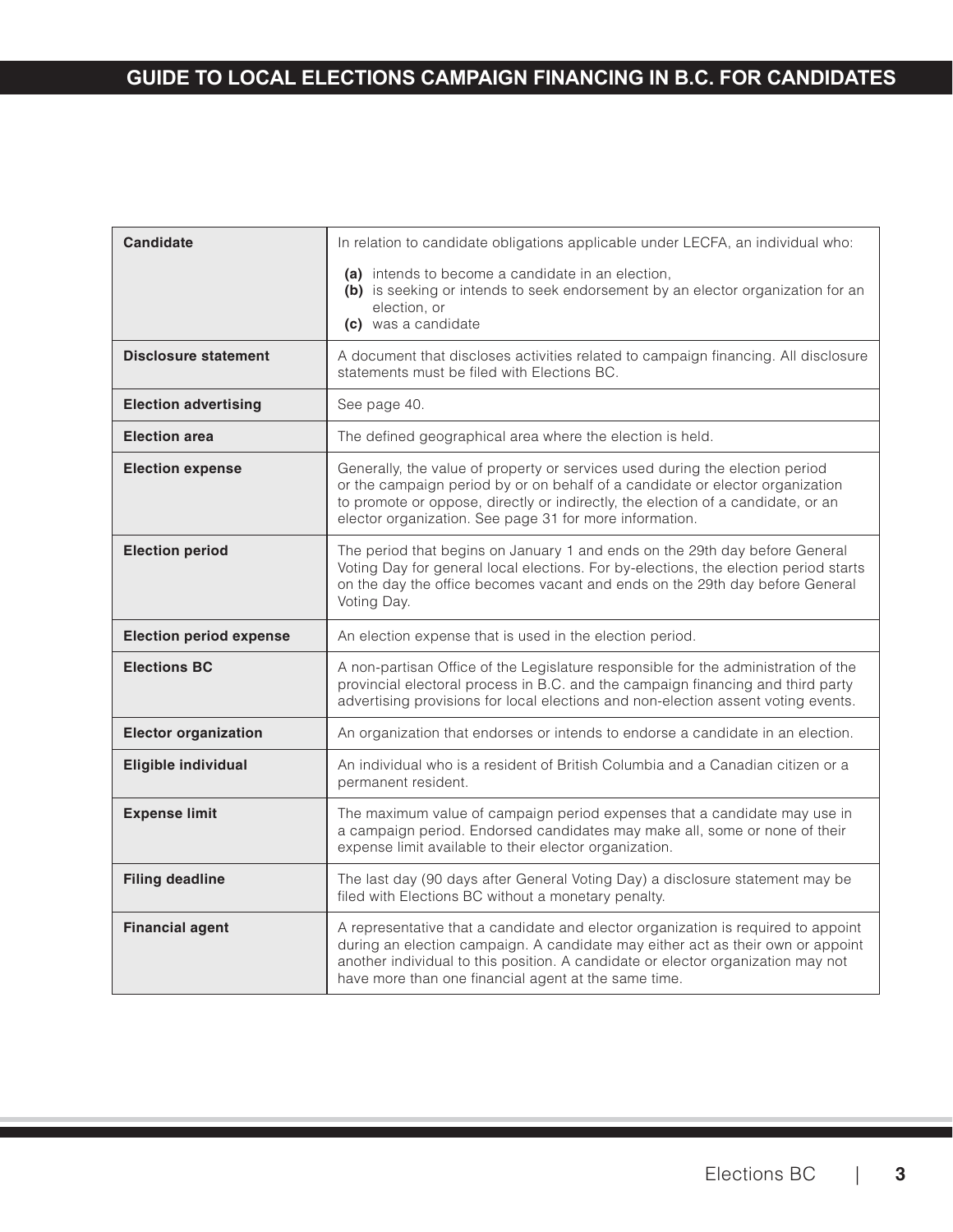| | |
|---|---|
| **Candidate** | In relation to candidate obligations applicable under LECFA, an individual who:<br>**(a)** intends to become a candidate in an election,<br>**(b)** is seeking or intends to seek endorsement by an elector organization for an election, or<br>**(c)** was a candidate |
| **Disclosure statement** | A document that discloses activities related to campaign financing. All disclosure statements must be filed with Elections BC. |
| **Election advertising** | See page 40. |
| **Election area** | The defined geographical area where the election is held. |
| **Election expense** | Generally, the value of property or services used during the election period or the campaign period by or on behalf of a candidate or elector organization to promote or oppose, directly or indirectly, the election of a candidate, or an elector organization. See page 31 for more information. |
| **Election period** | The period that begins on January 1 and ends on the 29th day before General Voting Day for general local elections. For by-elections, the election period starts on the day the office becomes vacant and ends on the 29th day before General Voting Day. |
| **Election period expense** | An election expense that is used in the election period. |
| **Elections BC** | A non-partisan Office of the Legislature responsible for the administration of the provincial electoral process in B.C. and the campaign financing and third party advertising provisions for local elections and non-election assent voting events. |
| **Elector organization** | An organization that endorses or intends to endorse a candidate in an election. |
| **Eligible individual** | An individual who is a resident of British Columbia and a Canadian citizen or a permanent resident. |
| **Expense limit** | The maximum value of campaign period expenses that a candidate may use in a campaign period. Endorsed candidates may make all, some or none of their expense limit available to their elector organization. |
| **Filing deadline** | The last day (90 days after General Voting Day) a disclosure statement may be filed with Elections BC without a monetary penalty. |
| **Financial agent** | A representative that a candidate and elector organization is required to appoint during an election campaign. A candidate may either act as their own or appoint another individual to this position. A candidate or elector organization may not have more than one financial agent at the same time. |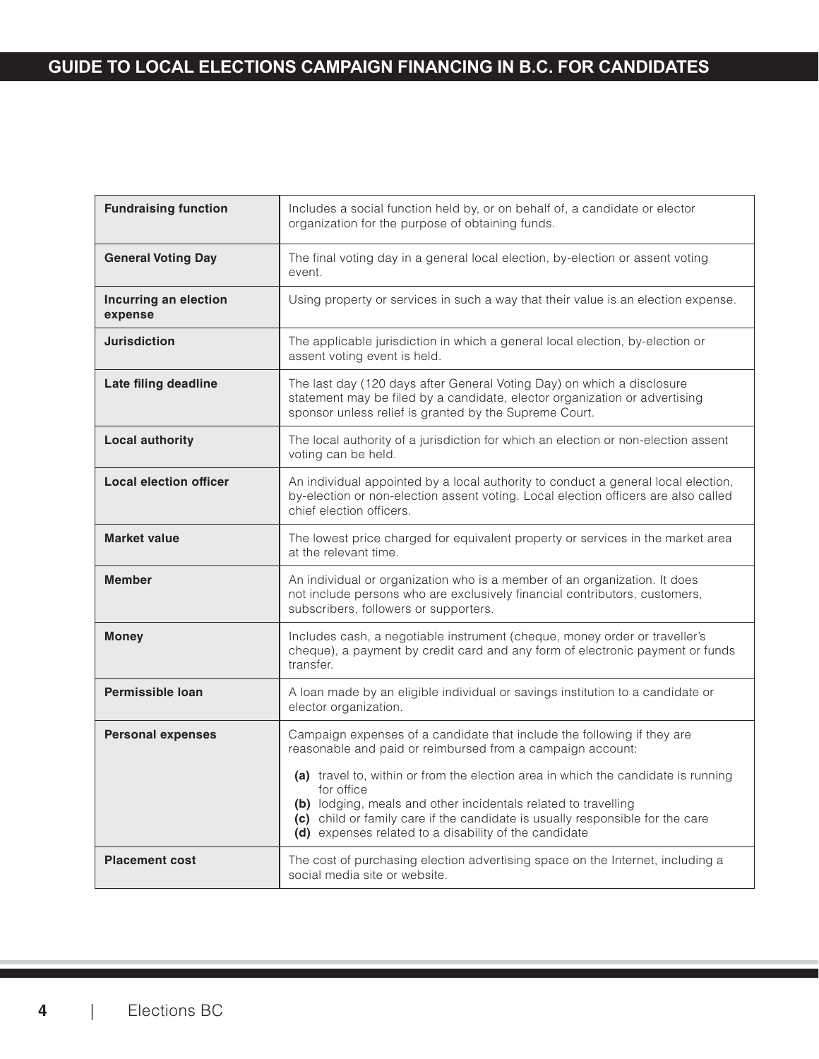| | |
|---|---|
| **Fundraising function** | Includes a social function held by, or on behalf of, a candidate or elector organization for the purpose of obtaining funds. |
| **General Voting Day** | The final voting day in a general local election, by-election or assent voting event. |
| **Incurring an election expense** | Using property or services in such a way that their value is an election expense. |
| **Jurisdiction** | The applicable jurisdiction in which a general local election, by-election or assent voting event is held. |
| **Late filing deadline** | The last day (120 days after General Voting Day) on which a disclosure statement may be filed by a candidate, elector organization or advertising sponsor unless relief is granted by the Supreme Court. |
| **Local authority** | The local authority of a jurisdiction for which an election or non-election assent voting can be held. |
| **Local election officer** | An individual appointed by a local authority to conduct a general local election, by-election or non-election assent voting. Local election officers are also called chief election officers. |
| **Market value** | The lowest price charged for equivalent property or services in the market area at the relevant time. |
| **Member** | An individual or organization who is a member of an organization. It does not include persons who are exclusively financial contributors, customers, subscribers, followers or supporters. |
| **Money** | Includes cash, a negotiable instrument (cheque, money order or traveller's cheque), a payment by credit card and any form of electronic payment or funds transfer. |
| **Permissible loan** | A loan made by an eligible individual or savings institution to a candidate or elector organization. |
| **Personal expenses** | Campaign expenses of a candidate that include the following if they are reasonable and paid or reimbursed from a campaign account:<br>**(a)** travel to, within or from the election area in which the candidate is running for office<br>**(b)** lodging, meals and other incidentals related to travelling<br>**(c)** child or family care if the candidate is usually responsible for the care<br>**(d)** expenses related to a disability of the candidate |
| **Placement cost** | The cost of purchasing election advertising space on the Internet, including a social media site or website. |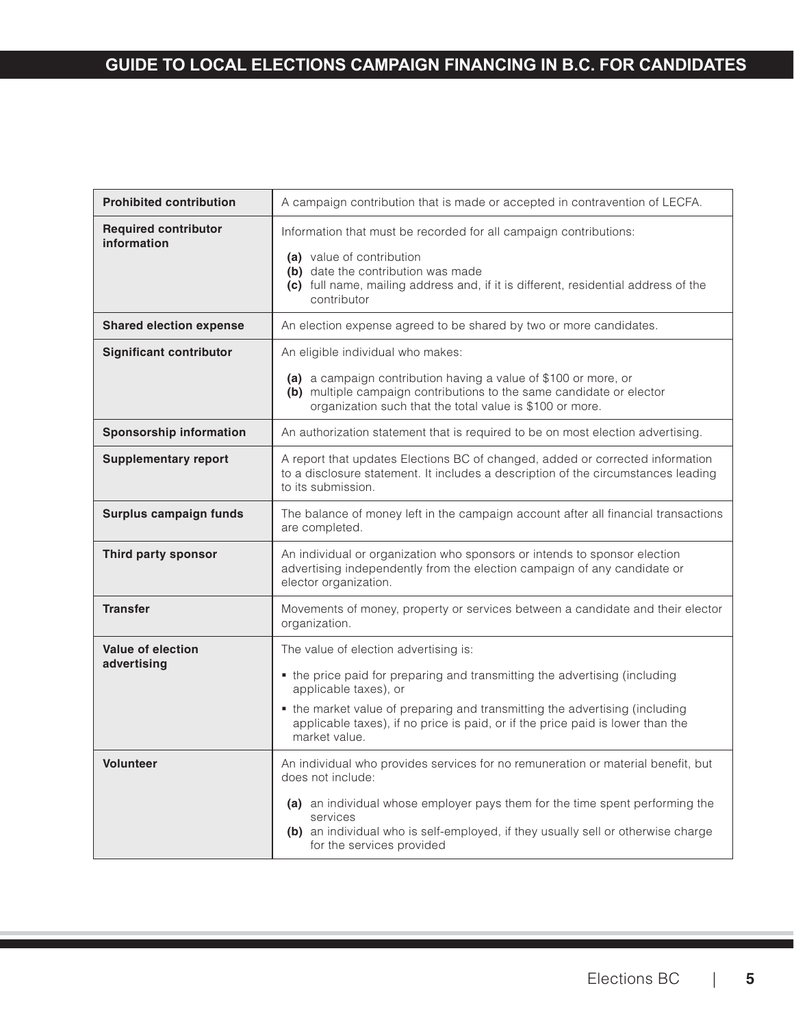| | |
|---|---|
| **Prohibited contribution** | A campaign contribution that is made or accepted in contravention of LECFA. |
| **Required contributor information** | Information that must be recorded for all campaign contributions:<br>**(a)** value of contribution<br>**(b)** date the contribution was made<br>**(c)** full name, mailing address and, if it is different, residential address of the contributor |
| **Shared election expense** | An election expense agreed to be shared by two or more candidates. |
| **Significant contributor** | An eligible individual who makes:<br>**(a)** a campaign contribution having a value of $100 or more, or<br>**(b)** multiple campaign contributions to the same candidate or elector organization such that the total value is $100 or more. |
| **Sponsorship information** | An authorization statement that is required to be on most election advertising. |
| **Supplementary report** | A report that updates Elections BC of changed, added or corrected information to a disclosure statement. It includes a description of the circumstances leading to its submission. |
| **Surplus campaign funds** | The balance of money left in the campaign account after all financial transactions are completed. |
| **Third party sponsor** | An individual or organization who sponsors or intends to sponsor election advertising independently from the election campaign of any candidate or elector organization. |
| **Transfer** | Movements of money, property or services between a candidate and their elector organization. |
| **Value of election advertising** | The value of election advertising is:<br>▪ the price paid for preparing and transmitting the advertising (including applicable taxes), or<br>▪ the market value of preparing and transmitting the advertising (including applicable taxes), if no price is paid, or if the price paid is lower than the market value. |
| **Volunteer** | An individual who provides services for no remuneration or material benefit, but does not include:<br>**(a)** an individual whose employer pays them for the time spent performing the services<br>**(b)** an individual who is self-employed, if they usually sell or otherwise charge for the services provided |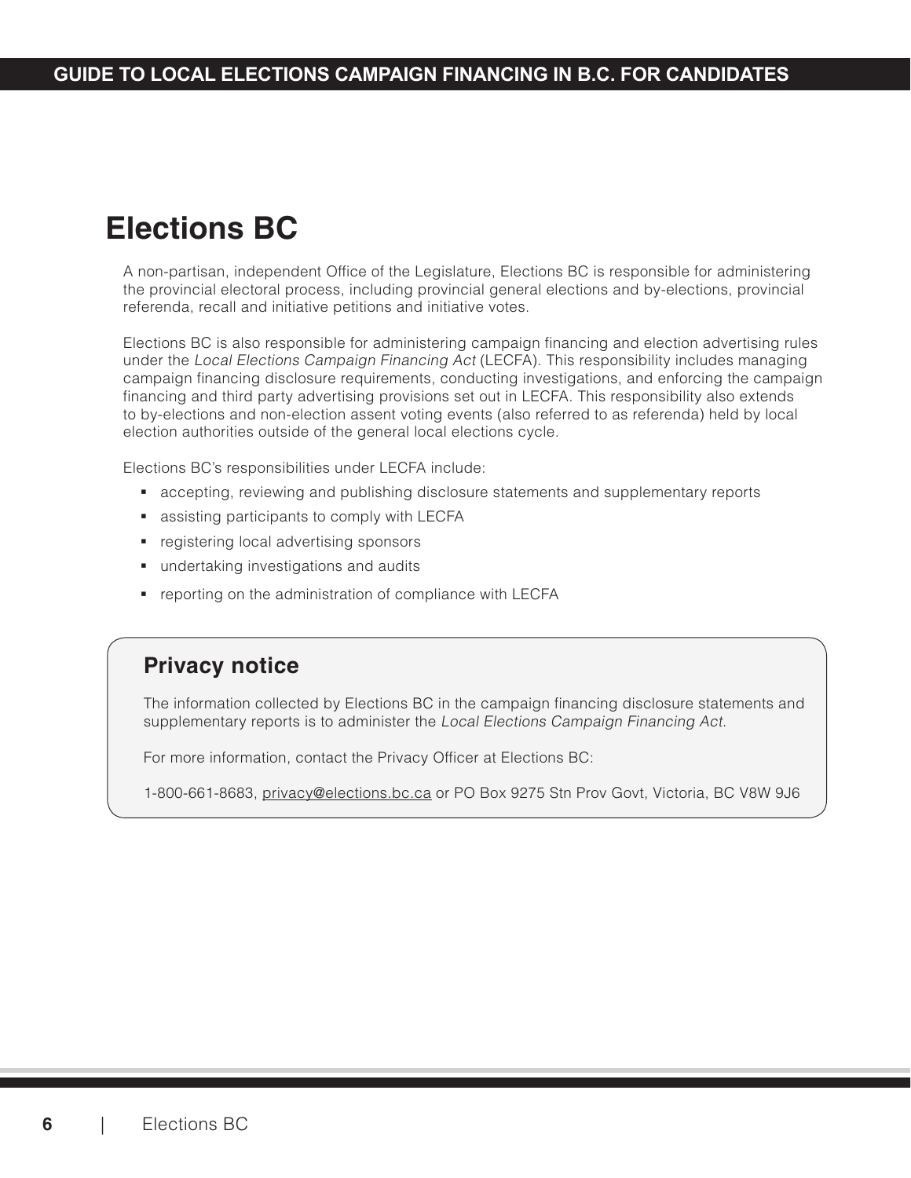# Elections BC

A non-partisan, independent Office of the Legislature, Elections BC is responsible for administering the provincial electoral process, including provincial general elections and by-elections, provincial referenda, recall and initiative petitions and initiative votes.

Elections BC is also responsible for administering campaign financing and election advertising rules under the *Local Elections Campaign Financing Act* (LECFA). This responsibility includes managing campaign financing disclosure requirements, conducting investigations, and enforcing the campaign financing and third party advertising provisions set out in LECFA. This responsibility also extends to by-elections and non-election assent voting events (also referred to as referenda) held by local election authorities outside of the general local elections cycle.

Elections BC's responsibilities under LECFA include:

- accepting, reviewing and publishing disclosure statements and supplementary reports
- assisting participants to comply with LECFA
- registering local advertising sponsors
- undertaking investigations and audits
- reporting on the administration of compliance with LECFA

## Privacy notice

The information collected by Elections BC in the campaign financing disclosure statements and supplementary reports is to administer the *Local Elections Campaign Financing Act*.

For more information, contact the Privacy Officer at Elections BC:

1-800-661-8683, privacy@elections.bc.ca or PO Box 9275 Stn Prov Govt, Victoria, BC V8W 9J6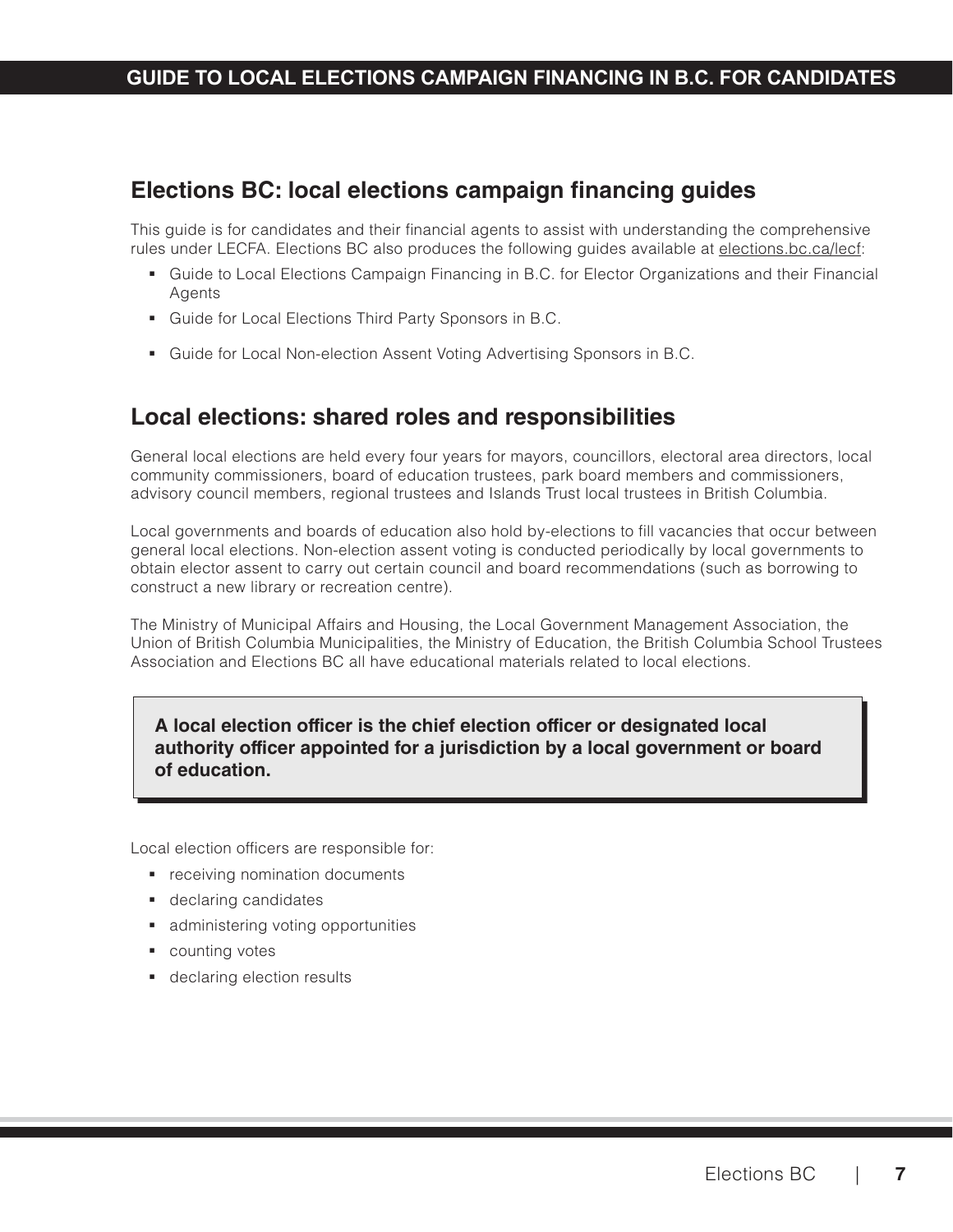## Elections BC: local elections campaign financing guides

This guide is for candidates and their financial agents to assist with understanding the comprehensive rules under LECFA. Elections BC also produces the following guides available at elections.bc.ca/lecf:

- Guide to Local Elections Campaign Financing in B.C. for Elector Organizations and their Financial Agents
- Guide for Local Elections Third Party Sponsors in B.C.
- Guide for Local Non-election Assent Voting Advertising Sponsors in B.C.

## Local elections: shared roles and responsibilities

General local elections are held every four years for mayors, councillors, electoral area directors, local community commissioners, board of education trustees, park board members and commissioners, advisory council members, regional trustees and Islands Trust local trustees in British Columbia.

Local governments and boards of education also hold by-elections to fill vacancies that occur between general local elections. Non-election assent voting is conducted periodically by local governments to obtain elector assent to carry out certain council and board recommendations (such as borrowing to construct a new library or recreation centre).

The Ministry of Municipal Affairs and Housing, the Local Government Management Association, the Union of British Columbia Municipalities, the Ministry of Education, the British Columbia School Trustees Association and Elections BC all have educational materials related to local elections.

**A local election officer is the chief election officer or designated local authority officer appointed for a jurisdiction by a local government or board of education.**

Local election officers are responsible for:

- receiving nomination documents
- declaring candidates
- administering voting opportunities
- counting votes
- declaring election results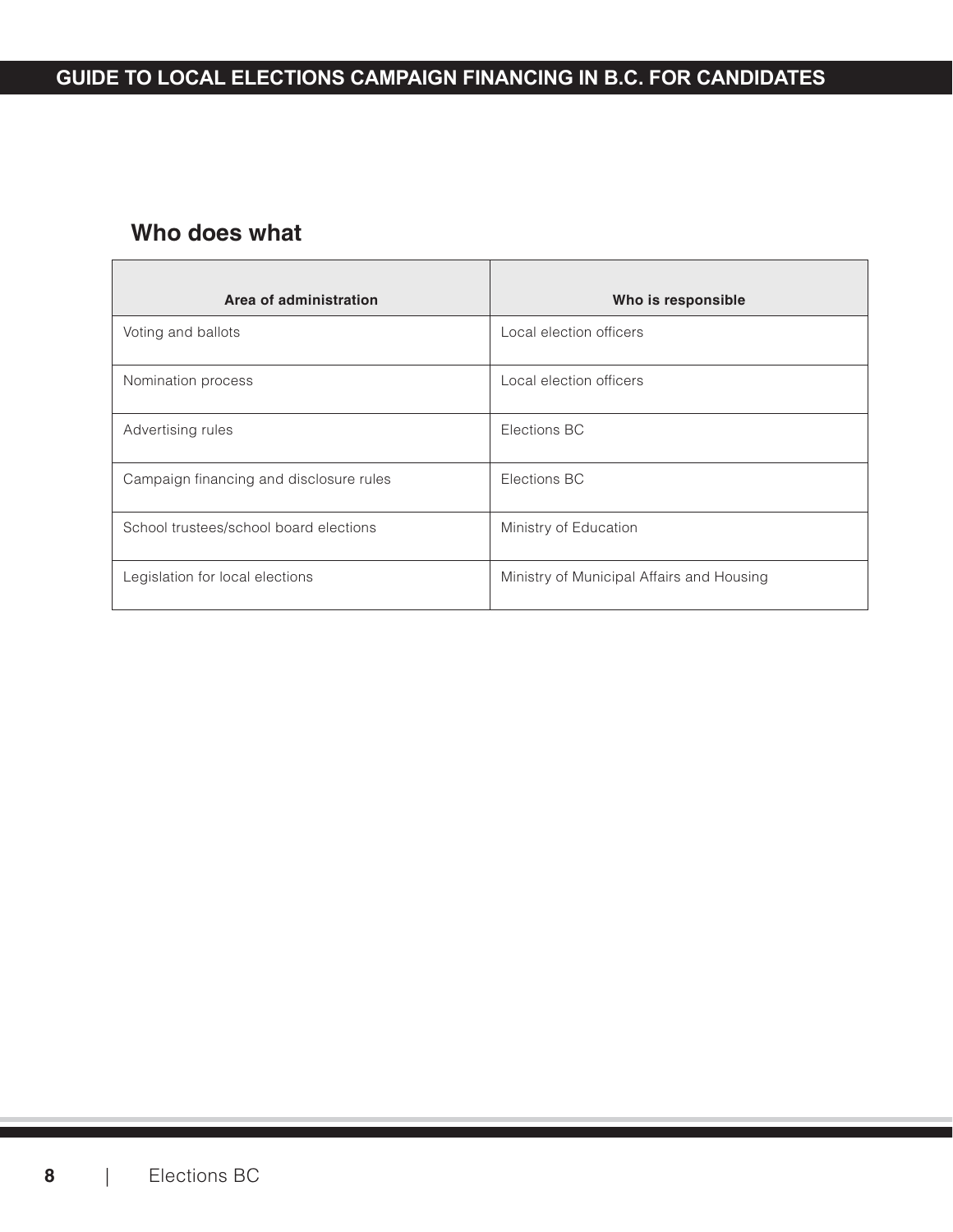## Who does what

| Area of administration | Who is responsible |
| --- | --- |
| Voting and ballots | Local election officers |
| Nomination process | Local election officers |
| Advertising rules | Elections BC |
| Campaign financing and disclosure rules | Elections BC |
| School trustees/school board elections | Ministry of Education |
| Legislation for local elections | Ministry of Municipal Affairs and Housing |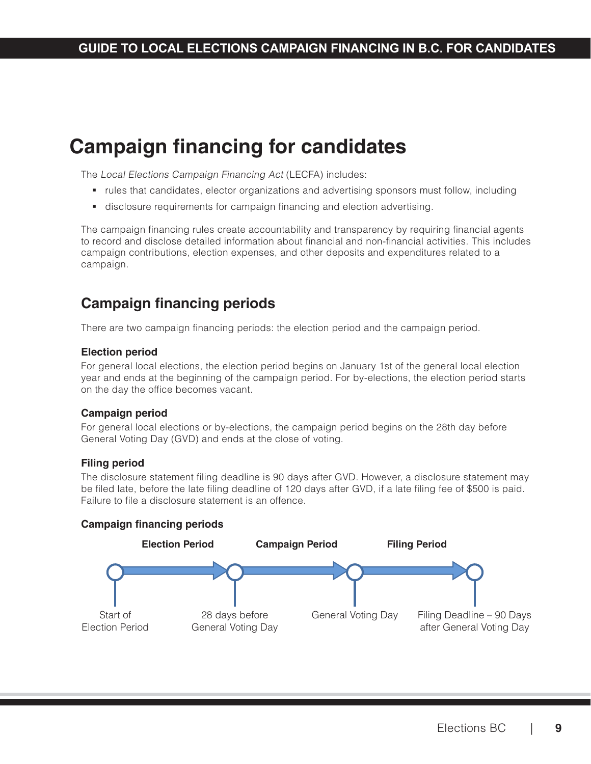# Campaign financing for candidates

The *Local Elections Campaign Financing Act* (LECFA) includes:

- rules that candidates, elector organizations and advertising sponsors must follow, including
- disclosure requirements for campaign financing and election advertising.

The campaign financing rules create accountability and transparency by requiring financial agents to record and disclose detailed information about financial and non-financial activities. This includes campaign contributions, election expenses, and other deposits and expenditures related to a campaign.

## Campaign financing periods

There are two campaign financing periods: the election period and the campaign period.

### Election period

For general local elections, the election period begins on January 1st of the general local election year and ends at the beginning of the campaign period. For by-elections, the election period starts on the day the office becomes vacant.

### Campaign period

For general local elections or by-elections, the campaign period begins on the 28th day before General Voting Day (GVD) and ends at the close of voting.

### Filing period

The disclosure statement filing deadline is 90 days after GVD. However, a disclosure statement may be filed late, before the late filing deadline of 120 days after GVD, if a late filing fee of $500 is paid. Failure to file a disclosure statement is an offence.

### Campaign financing periods

| Election Period | Campaign Period | Filing Period |
| --- | --- | --- |
| Start of Election Period → 28 days before General Voting Day | 28 days before General Voting Day → General Voting Day | General Voting Day → Filing Deadline – 90 Days after General Voting Day |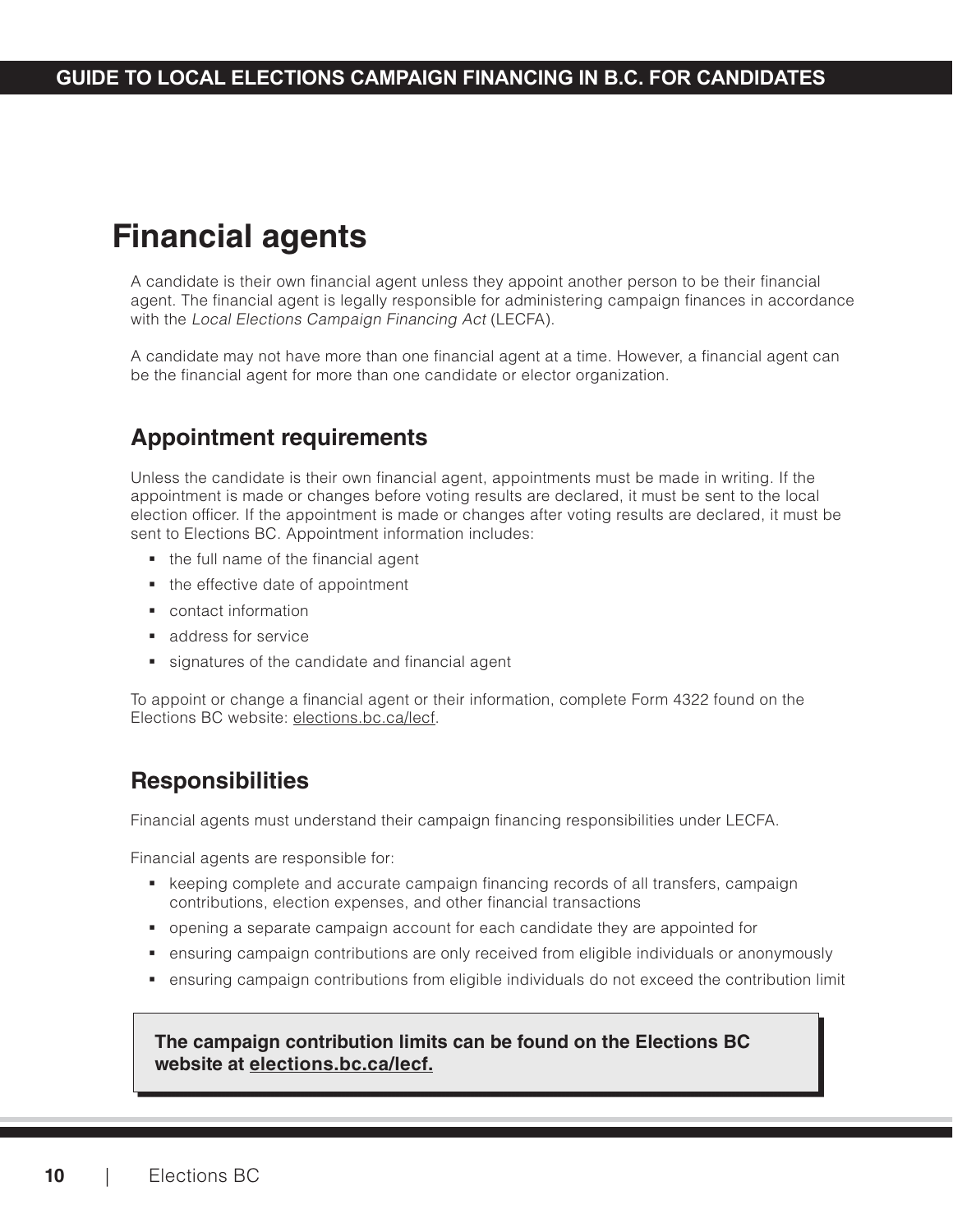# Financial agents

A candidate is their own financial agent unless they appoint another person to be their financial agent. The financial agent is legally responsible for administering campaign finances in accordance with the *Local Elections Campaign Financing Act* (LECFA).

A candidate may not have more than one financial agent at a time. However, a financial agent can be the financial agent for more than one candidate or elector organization.

## Appointment requirements

Unless the candidate is their own financial agent, appointments must be made in writing. If the appointment is made or changes before voting results are declared, it must be sent to the local election officer. If the appointment is made or changes after voting results are declared, it must be sent to Elections BC. Appointment information includes:

- the full name of the financial agent
- the effective date of appointment
- contact information
- address for service
- signatures of the candidate and financial agent

To appoint or change a financial agent or their information, complete Form 4322 found on the Elections BC website: elections.bc.ca/lecf.

## Responsibilities

Financial agents must understand their campaign financing responsibilities under LECFA.

Financial agents are responsible for:

- keeping complete and accurate campaign financing records of all transfers, campaign contributions, election expenses, and other financial transactions
- opening a separate campaign account for each candidate they are appointed for
- ensuring campaign contributions are only received from eligible individuals or anonymously
- ensuring campaign contributions from eligible individuals do not exceed the contribution limit

**The campaign contribution limits can be found on the Elections BC website at elections.bc.ca/lecf.**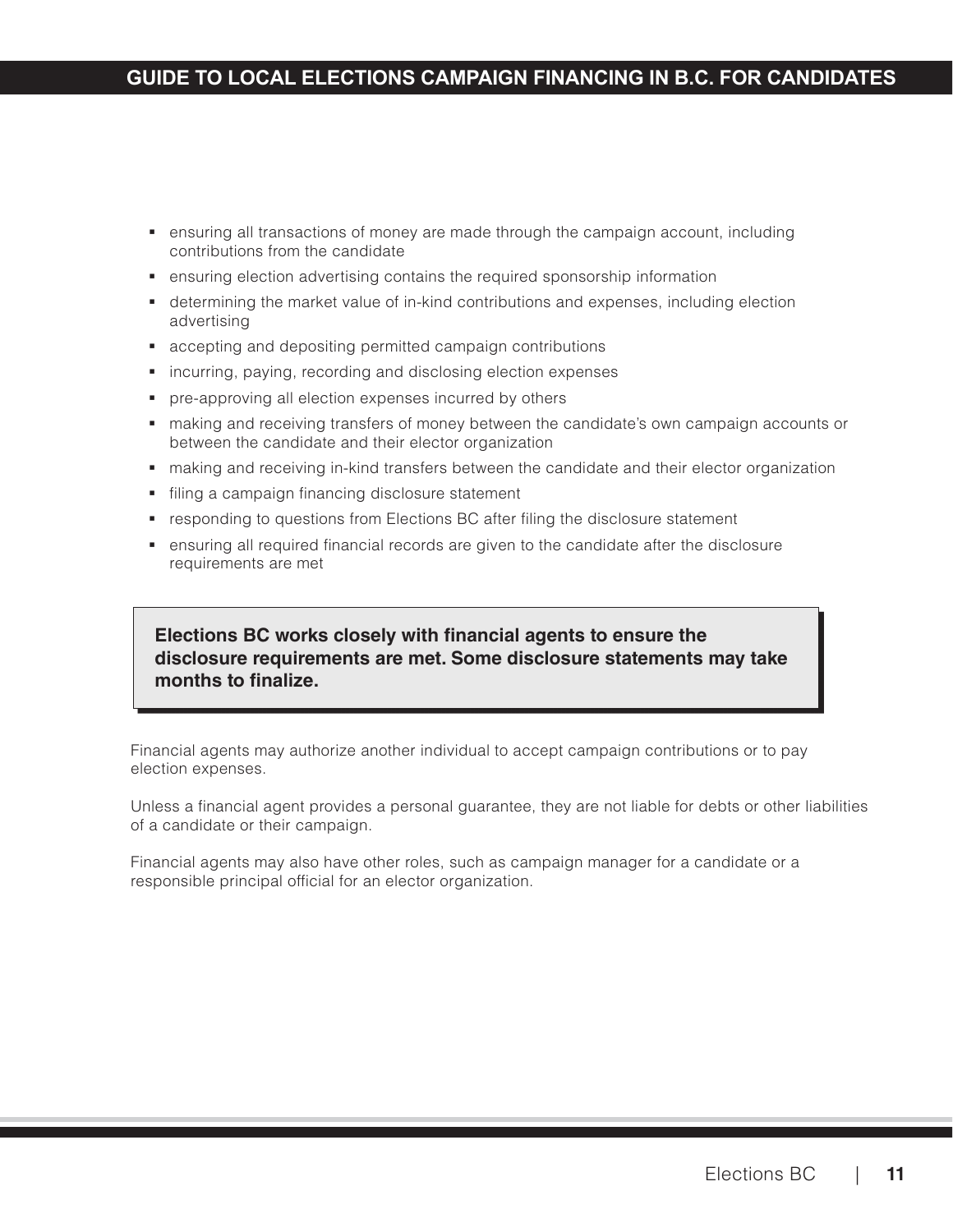- ensuring all transactions of money are made through the campaign account, including contributions from the candidate
- ensuring election advertising contains the required sponsorship information
- determining the market value of in-kind contributions and expenses, including election advertising
- accepting and depositing permitted campaign contributions
- incurring, paying, recording and disclosing election expenses
- pre-approving all election expenses incurred by others
- making and receiving transfers of money between the candidate's own campaign accounts or between the candidate and their elector organization
- making and receiving in-kind transfers between the candidate and their elector organization
- filing a campaign financing disclosure statement
- responding to questions from Elections BC after filing the disclosure statement
- ensuring all required financial records are given to the candidate after the disclosure requirements are met

**Elections BC works closely with financial agents to ensure the disclosure requirements are met. Some disclosure statements may take months to finalize.**

Financial agents may authorize another individual to accept campaign contributions or to pay election expenses.

Unless a financial agent provides a personal guarantee, they are not liable for debts or other liabilities of a candidate or their campaign.

Financial agents may also have other roles, such as campaign manager for a candidate or a responsible principal official for an elector organization.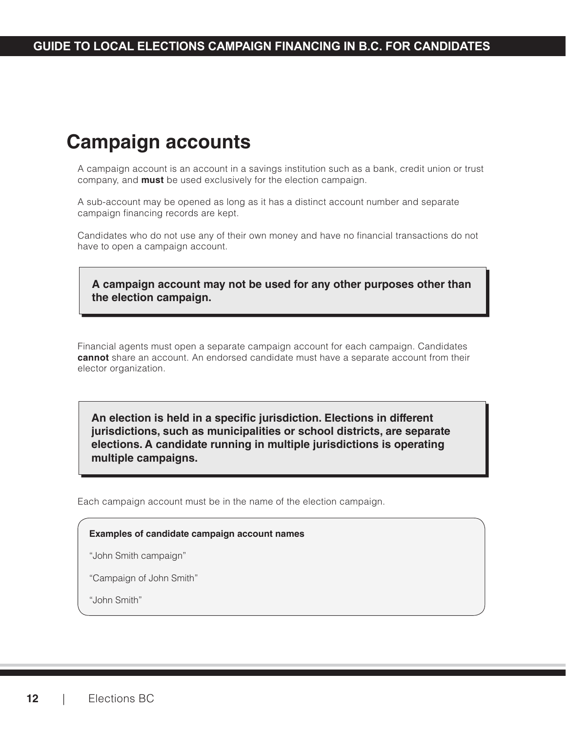# Campaign accounts

A campaign account is an account in a savings institution such as a bank, credit union or trust company, and **must** be used exclusively for the election campaign.

A sub-account may be opened as long as it has a distinct account number and separate campaign financing records are kept.

Candidates who do not use any of their own money and have no financial transactions do not have to open a campaign account.

**A campaign account may not be used for any other purposes other than the election campaign.**

Financial agents must open a separate campaign account for each campaign. Candidates **cannot** share an account. An endorsed candidate must have a separate account from their elector organization.

**An election is held in a specific jurisdiction. Elections in different jurisdictions, such as municipalities or school districts, are separate elections. A candidate running in multiple jurisdictions is operating multiple campaigns.**

Each campaign account must be in the name of the election campaign.

**Examples of candidate campaign account names**

"John Smith campaign"

"Campaign of John Smith"

"John Smith"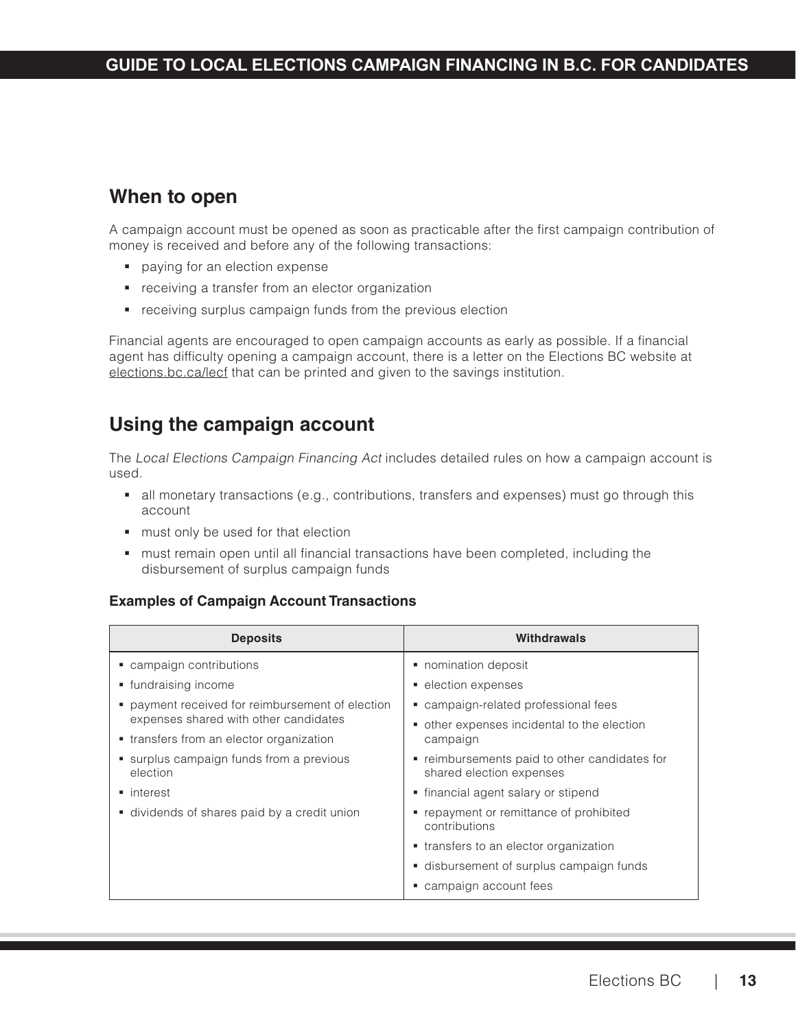## When to open

A campaign account must be opened as soon as practicable after the first campaign contribution of money is received and before any of the following transactions:

- paying for an election expense
- receiving a transfer from an elector organization
- receiving surplus campaign funds from the previous election

Financial agents are encouraged to open campaign accounts as early as possible. If a financial agent has difficulty opening a campaign account, there is a letter on the Elections BC website at elections.bc.ca/lecf that can be printed and given to the savings institution.

## Using the campaign account

The *Local Elections Campaign Financing Act* includes detailed rules on how a campaign account is used.

- all monetary transactions (e.g., contributions, transfers and expenses) must go through this account
- must only be used for that election
- must remain open until all financial transactions have been completed, including the disbursement of surplus campaign funds

### Examples of Campaign Account Transactions

| Deposits | Withdrawals |
|---|---|
| ▪ campaign contributions<br>▪ fundraising income<br>▪ payment received for reimbursement of election expenses shared with other candidates<br>▪ transfers from an elector organization<br>▪ surplus campaign funds from a previous election<br>▪ interest<br>▪ dividends of shares paid by a credit union | ▪ nomination deposit<br>▪ election expenses<br>▪ campaign-related professional fees<br>▪ other expenses incidental to the election campaign<br>▪ reimbursements paid to other candidates for shared election expenses<br>▪ financial agent salary or stipend<br>▪ repayment or remittance of prohibited contributions<br>▪ transfers to an elector organization<br>▪ disbursement of surplus campaign funds<br>▪ campaign account fees |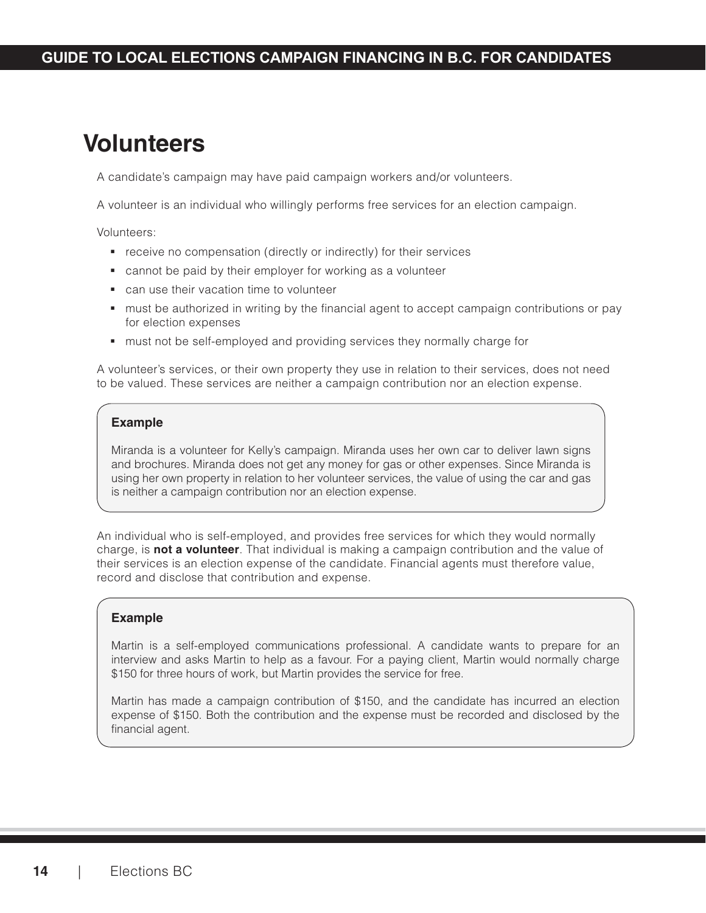# Volunteers

A candidate's campaign may have paid campaign workers and/or volunteers.

A volunteer is an individual who willingly performs free services for an election campaign.

Volunteers:

- receive no compensation (directly or indirectly) for their services
- cannot be paid by their employer for working as a volunteer
- can use their vacation time to volunteer
- must be authorized in writing by the financial agent to accept campaign contributions or pay for election expenses
- must not be self-employed and providing services they normally charge for

A volunteer's services, or their own property they use in relation to their services, does not need to be valued. These services are neither a campaign contribution nor an election expense.

> **Example**
>
> Miranda is a volunteer for Kelly's campaign. Miranda uses her own car to deliver lawn signs and brochures. Miranda does not get any money for gas or other expenses. Since Miranda is using her own property in relation to her volunteer services, the value of using the car and gas is neither a campaign contribution nor an election expense.

An individual who is self-employed, and provides free services for which they would normally charge, is **not a volunteer**. That individual is making a campaign contribution and the value of their services is an election expense of the candidate. Financial agents must therefore value, record and disclose that contribution and expense.

> **Example**
>
> Martin is a self-employed communications professional. A candidate wants to prepare for an interview and asks Martin to help as a favour. For a paying client, Martin would normally charge $150 for three hours of work, but Martin provides the service for free.
>
> Martin has made a campaign contribution of $150, and the candidate has incurred an election expense of $150. Both the contribution and the expense must be recorded and disclosed by the financial agent.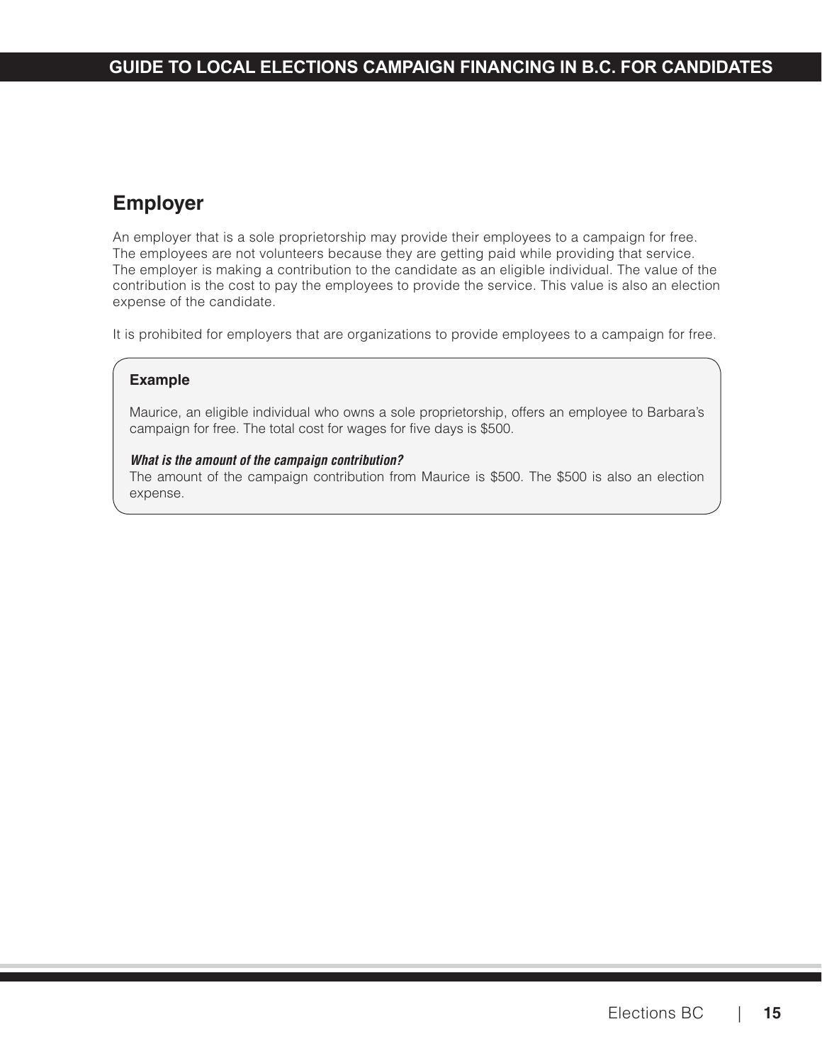## Employer

An employer that is a sole proprietorship may provide their employees to a campaign for free. The employees are not volunteers because they are getting paid while providing that service. The employer is making a contribution to the candidate as an eligible individual. The value of the contribution is the cost to pay the employees to provide the service. This value is also an election expense of the candidate.

It is prohibited for employers that are organizations to provide employees to a campaign for free.

> **Example**
>
> Maurice, an eligible individual who owns a sole proprietorship, offers an employee to Barbara's campaign for free. The total cost for wages for five days is $500.
>
> ***What is the amount of the campaign contribution?***
> The amount of the campaign contribution from Maurice is $500. The $500 is also an election expense.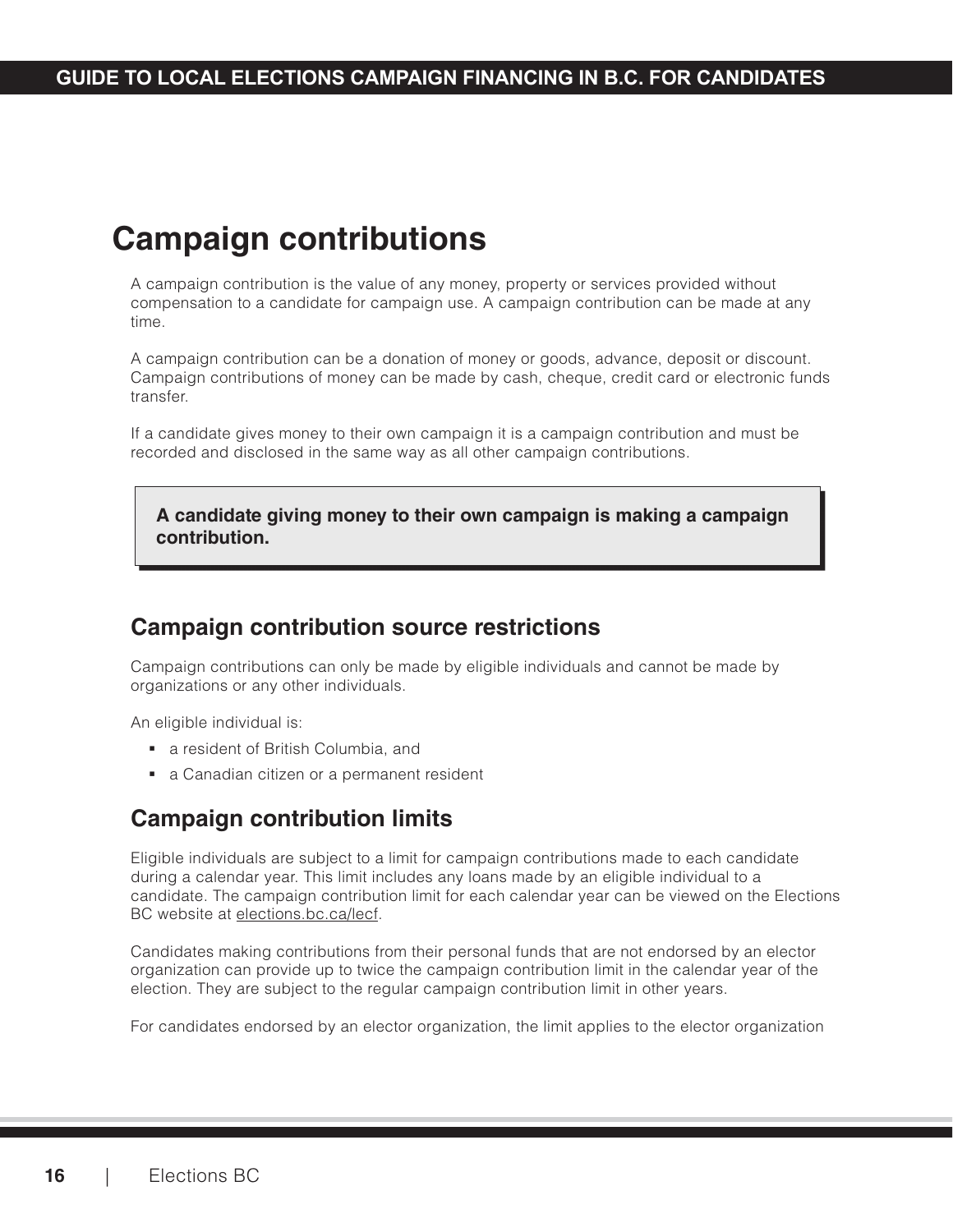# Campaign contributions

A campaign contribution is the value of any money, property or services provided without compensation to a candidate for campaign use. A campaign contribution can be made at any time.

A campaign contribution can be a donation of money or goods, advance, deposit or discount. Campaign contributions of money can be made by cash, cheque, credit card or electronic funds transfer.

If a candidate gives money to their own campaign it is a campaign contribution and must be recorded and disclosed in the same way as all other campaign contributions.

**A candidate giving money to their own campaign is making a campaign contribution.**

## Campaign contribution source restrictions

Campaign contributions can only be made by eligible individuals and cannot be made by organizations or any other individuals.

An eligible individual is:

- a resident of British Columbia, and
- a Canadian citizen or a permanent resident

## Campaign contribution limits

Eligible individuals are subject to a limit for campaign contributions made to each candidate during a calendar year. This limit includes any loans made by an eligible individual to a candidate. The campaign contribution limit for each calendar year can be viewed on the Elections BC website at elections.bc.ca/lecf.

Candidates making contributions from their personal funds that are not endorsed by an elector organization can provide up to twice the campaign contribution limit in the calendar year of the election. They are subject to the regular campaign contribution limit in other years.

For candidates endorsed by an elector organization, the limit applies to the elector organization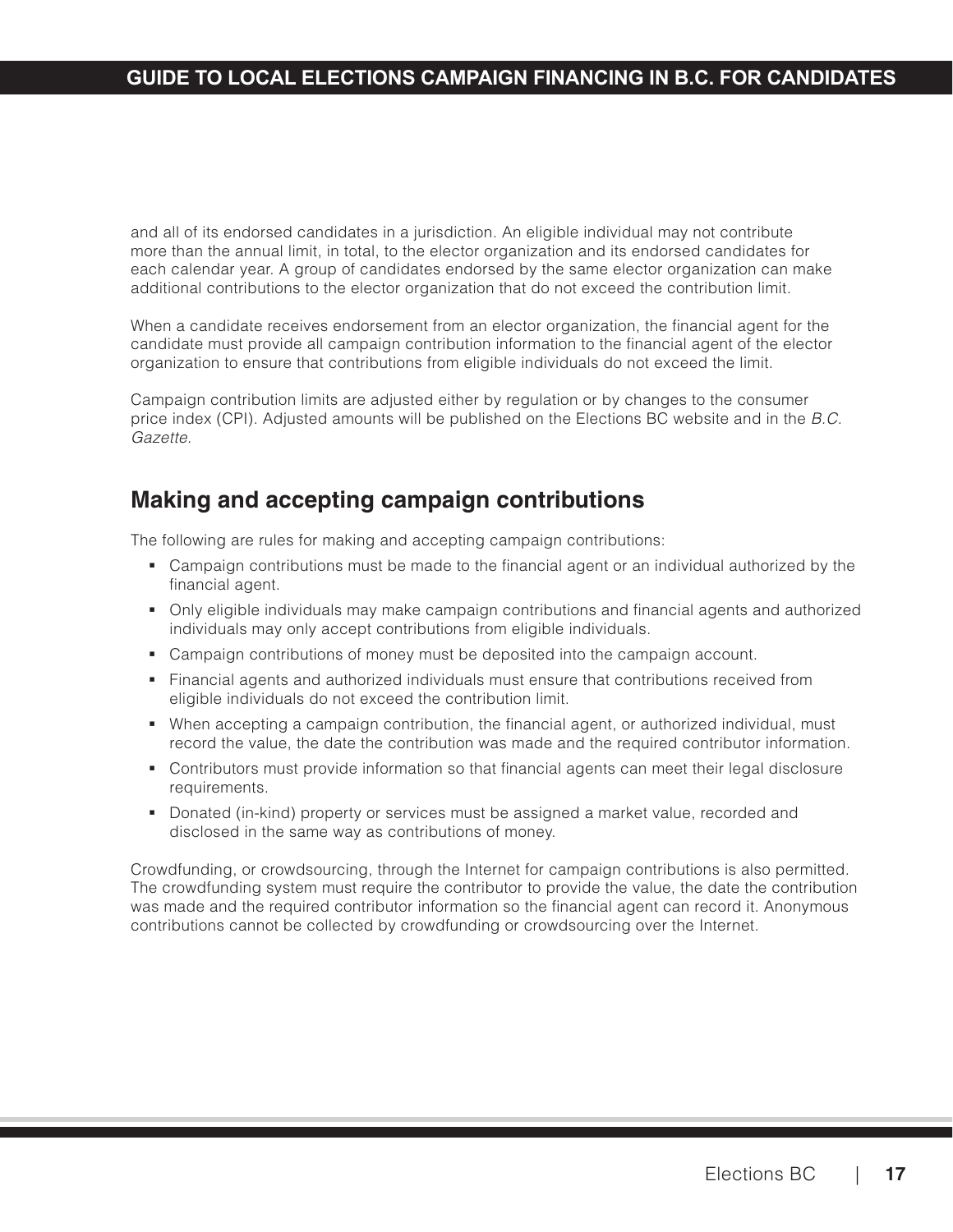and all of its endorsed candidates in a jurisdiction. An eligible individual may not contribute more than the annual limit, in total, to the elector organization and its endorsed candidates for each calendar year. A group of candidates endorsed by the same elector organization can make additional contributions to the elector organization that do not exceed the contribution limit.

When a candidate receives endorsement from an elector organization, the financial agent for the candidate must provide all campaign contribution information to the financial agent of the elector organization to ensure that contributions from eligible individuals do not exceed the limit.

Campaign contribution limits are adjusted either by regulation or by changes to the consumer price index (CPI). Adjusted amounts will be published on the Elections BC website and in the *B.C. Gazette*.

## Making and accepting campaign contributions

The following are rules for making and accepting campaign contributions:

- Campaign contributions must be made to the financial agent or an individual authorized by the financial agent.
- Only eligible individuals may make campaign contributions and financial agents and authorized individuals may only accept contributions from eligible individuals.
- Campaign contributions of money must be deposited into the campaign account.
- Financial agents and authorized individuals must ensure that contributions received from eligible individuals do not exceed the contribution limit.
- When accepting a campaign contribution, the financial agent, or authorized individual, must record the value, the date the contribution was made and the required contributor information.
- Contributors must provide information so that financial agents can meet their legal disclosure requirements.
- Donated (in-kind) property or services must be assigned a market value, recorded and disclosed in the same way as contributions of money.

Crowdfunding, or crowdsourcing, through the Internet for campaign contributions is also permitted. The crowdfunding system must require the contributor to provide the value, the date the contribution was made and the required contributor information so the financial agent can record it. Anonymous contributions cannot be collected by crowdfunding or crowdsourcing over the Internet.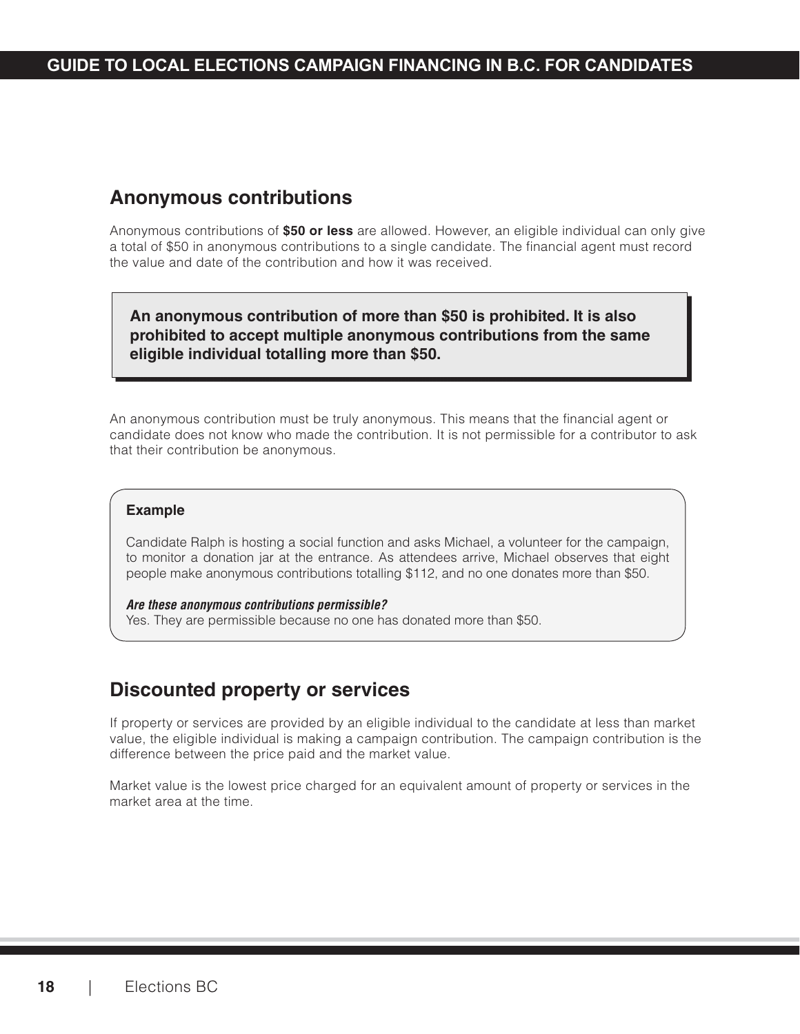## Anonymous contributions

Anonymous contributions of **$50 or less** are allowed. However, an eligible individual can only give a total of $50 in anonymous contributions to a single candidate. The financial agent must record the value and date of the contribution and how it was received.

> **An anonymous contribution of more than $50 is prohibited. It is also prohibited to accept multiple anonymous contributions from the same eligible individual totalling more than $50.**

An anonymous contribution must be truly anonymous. This means that the financial agent or candidate does not know who made the contribution. It is not permissible for a contributor to ask that their contribution be anonymous.

> **Example**
>
> Candidate Ralph is hosting a social function and asks Michael, a volunteer for the campaign, to monitor a donation jar at the entrance. As attendees arrive, Michael observes that eight people make anonymous contributions totalling $112, and no one donates more than $50.
>
> ***Are these anonymous contributions permissible?***
> Yes. They are permissible because no one has donated more than $50.

## Discounted property or services

If property or services are provided by an eligible individual to the candidate at less than market value, the eligible individual is making a campaign contribution. The campaign contribution is the difference between the price paid and the market value.

Market value is the lowest price charged for an equivalent amount of property or services in the market area at the time.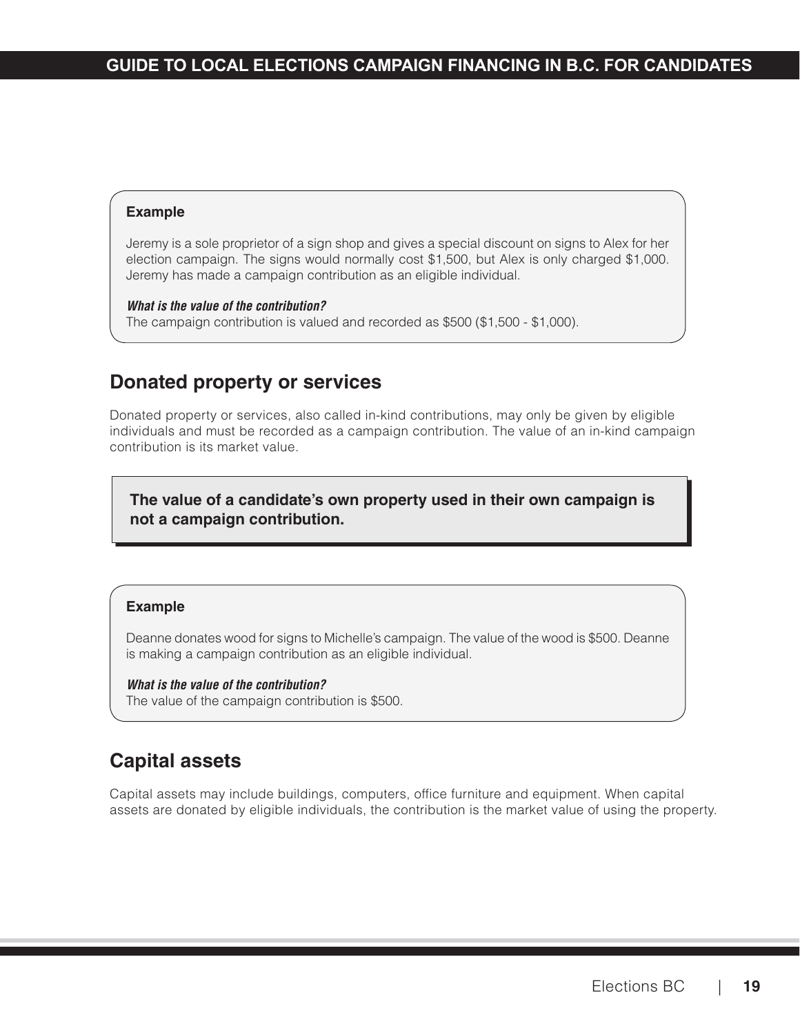**Example**

Jeremy is a sole proprietor of a sign shop and gives a special discount on signs to Alex for her election campaign. The signs would normally cost $1,500, but Alex is only charged $1,000. Jeremy has made a campaign contribution as an eligible individual.

***What is the value of the contribution?***
The campaign contribution is valued and recorded as $500 ($1,500 - $1,000).

## Donated property or services

Donated property or services, also called in-kind contributions, may only be given by eligible individuals and must be recorded as a campaign contribution. The value of an in-kind campaign contribution is its market value.

**The value of a candidate's own property used in their own campaign is not a campaign contribution.**

**Example**

Deanne donates wood for signs to Michelle's campaign. The value of the wood is $500. Deanne is making a campaign contribution as an eligible individual.

***What is the value of the contribution?***
The value of the campaign contribution is $500.

## Capital assets

Capital assets may include buildings, computers, office furniture and equipment. When capital assets are donated by eligible individuals, the contribution is the market value of using the property.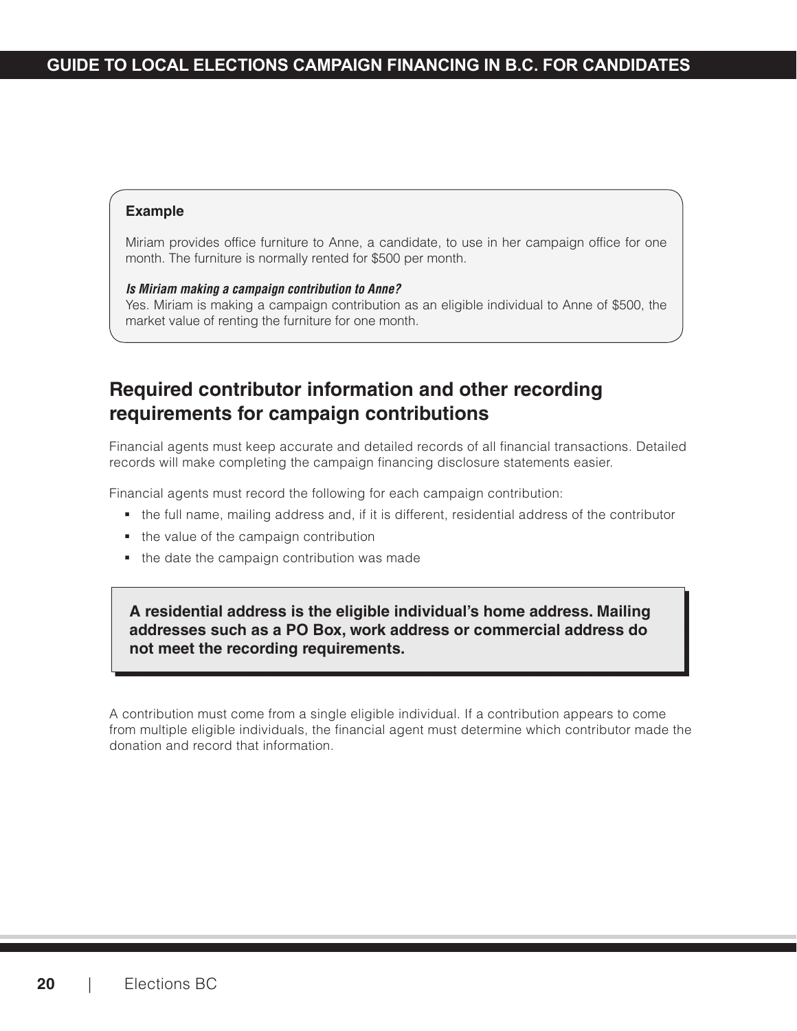**Example**

Miriam provides office furniture to Anne, a candidate, to use in her campaign office for one month. The furniture is normally rented for $500 per month.

***Is Miriam making a campaign contribution to Anne?***
Yes. Miriam is making a campaign contribution as an eligible individual to Anne of $500, the market value of renting the furniture for one month.

## Required contributor information and other recording requirements for campaign contributions

Financial agents must keep accurate and detailed records of all financial transactions. Detailed records will make completing the campaign financing disclosure statements easier.

Financial agents must record the following for each campaign contribution:

- the full name, mailing address and, if it is different, residential address of the contributor
- the value of the campaign contribution
- the date the campaign contribution was made

**A residential address is the eligible individual's home address. Mailing addresses such as a PO Box, work address or commercial address do not meet the recording requirements.**

A contribution must come from a single eligible individual. If a contribution appears to come from multiple eligible individuals, the financial agent must determine which contributor made the donation and record that information.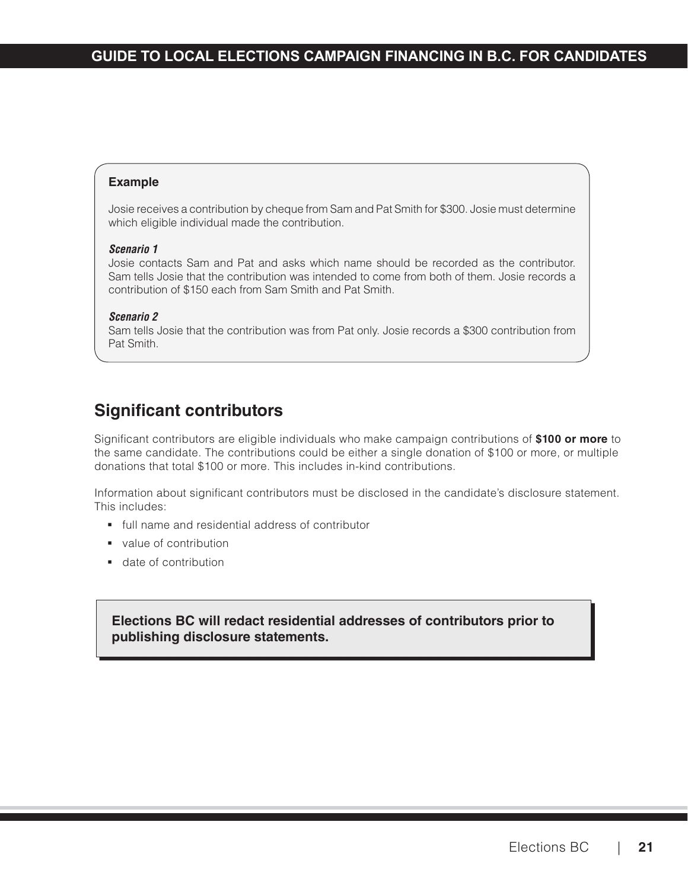**Example**

Josie receives a contribution by cheque from Sam and Pat Smith for $300. Josie must determine which eligible individual made the contribution.

***Scenario 1***
Josie contacts Sam and Pat and asks which name should be recorded as the contributor. Sam tells Josie that the contribution was intended to come from both of them. Josie records a contribution of $150 each from Sam Smith and Pat Smith.

***Scenario 2***
Sam tells Josie that the contribution was from Pat only. Josie records a $300 contribution from Pat Smith.

## Significant contributors

Significant contributors are eligible individuals who make campaign contributions of **$100 or more** to the same candidate. The contributions could be either a single donation of $100 or more, or multiple donations that total $100 or more. This includes in-kind contributions.

Information about significant contributors must be disclosed in the candidate's disclosure statement. This includes:

- full name and residential address of contributor
- value of contribution
- date of contribution

**Elections BC will redact residential addresses of contributors prior to publishing disclosure statements.**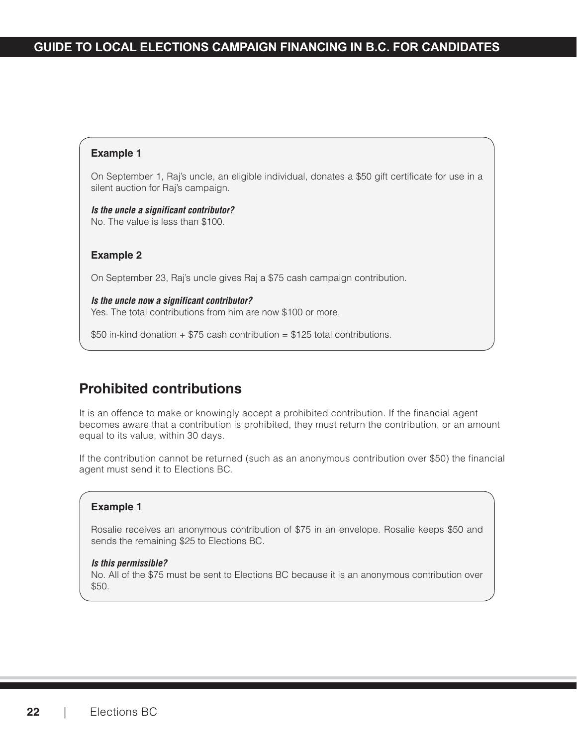**Example 1**

On September 1, Raj's uncle, an eligible individual, donates a $50 gift certificate for use in a silent auction for Raj's campaign.

***Is the uncle a significant contributor?***
No. The value is less than $100.

**Example 2**

On September 23, Raj's uncle gives Raj a $75 cash campaign contribution.

***Is the uncle now a significant contributor?***
Yes. The total contributions from him are now $100 or more.

$50 in-kind donation + $75 cash contribution = $125 total contributions.

## Prohibited contributions

It is an offence to make or knowingly accept a prohibited contribution. If the financial agent becomes aware that a contribution is prohibited, they must return the contribution, or an amount equal to its value, within 30 days.

If the contribution cannot be returned (such as an anonymous contribution over $50) the financial agent must send it to Elections BC.

**Example 1**

Rosalie receives an anonymous contribution of $75 in an envelope. Rosalie keeps $50 and sends the remaining $25 to Elections BC.

***Is this permissible?***
No. All of the $75 must be sent to Elections BC because it is an anonymous contribution over $50.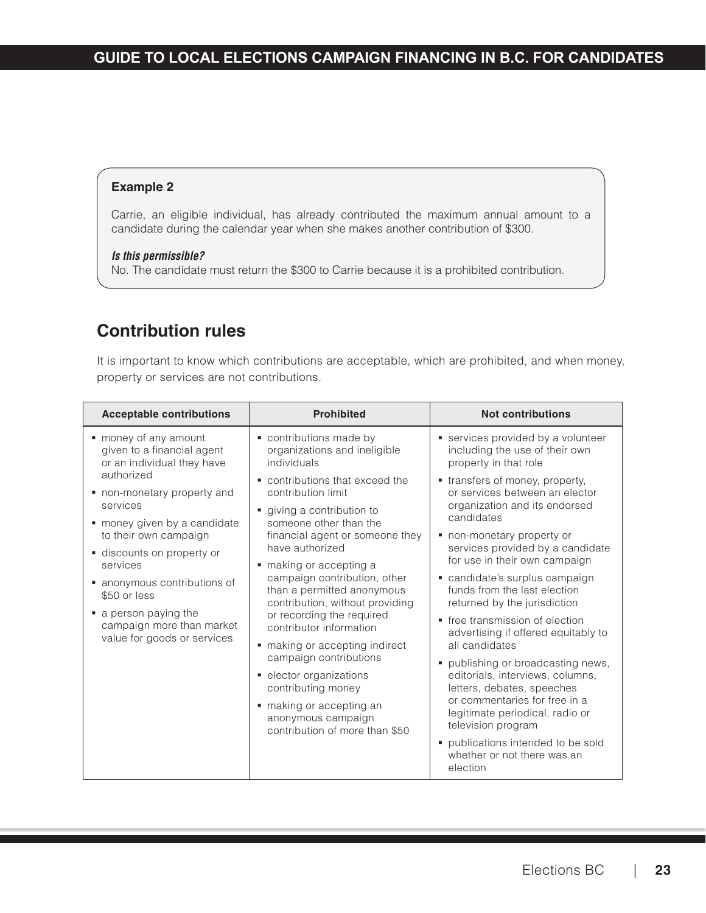**Example 2**

Carrie, an eligible individual, has already contributed the maximum annual amount to a candidate during the calendar year when she makes another contribution of $300.

***Is this permissible?***
No. The candidate must return the $300 to Carrie because it is a prohibited contribution.

## Contribution rules

It is important to know which contributions are acceptable, which are prohibited, and when money, property or services are not contributions.

| Acceptable contributions | Prohibited | Not contributions |
|---|---|---|
| ▪ money of any amount given to a financial agent or an individual they have authorized<br>▪ non-monetary property and services<br>▪ money given by a candidate to their own campaign<br>▪ discounts on property or services<br>▪ anonymous contributions of $50 or less<br>▪ a person paying the campaign more than market value for goods or services | ▪ contributions made by organizations and ineligible individuals<br>▪ contributions that exceed the contribution limit<br>▪ giving a contribution to someone other than the financial agent or someone they have authorized<br>▪ making or accepting a campaign contribution, other than a permitted anonymous contribution, without providing or recording the required contributor information<br>▪ making or accepting indirect campaign contributions<br>▪ elector organizations contributing money<br>▪ making or accepting an anonymous campaign contribution of more than $50 | ▪ services provided by a volunteer including the use of their own property in that role<br>▪ transfers of money, property, or services between an elector organization and its endorsed candidates<br>▪ non-monetary property or services provided by a candidate for use in their own campaign<br>▪ candidate's surplus campaign funds from the last election returned by the jurisdiction<br>▪ free transmission of election advertising if offered equitably to all candidates<br>▪ publishing or broadcasting news, editorials, interviews, columns, letters, debates, speeches or commentaries for free in a legitimate periodical, radio or television program<br>▪ publications intended to be sold whether or not there was an election |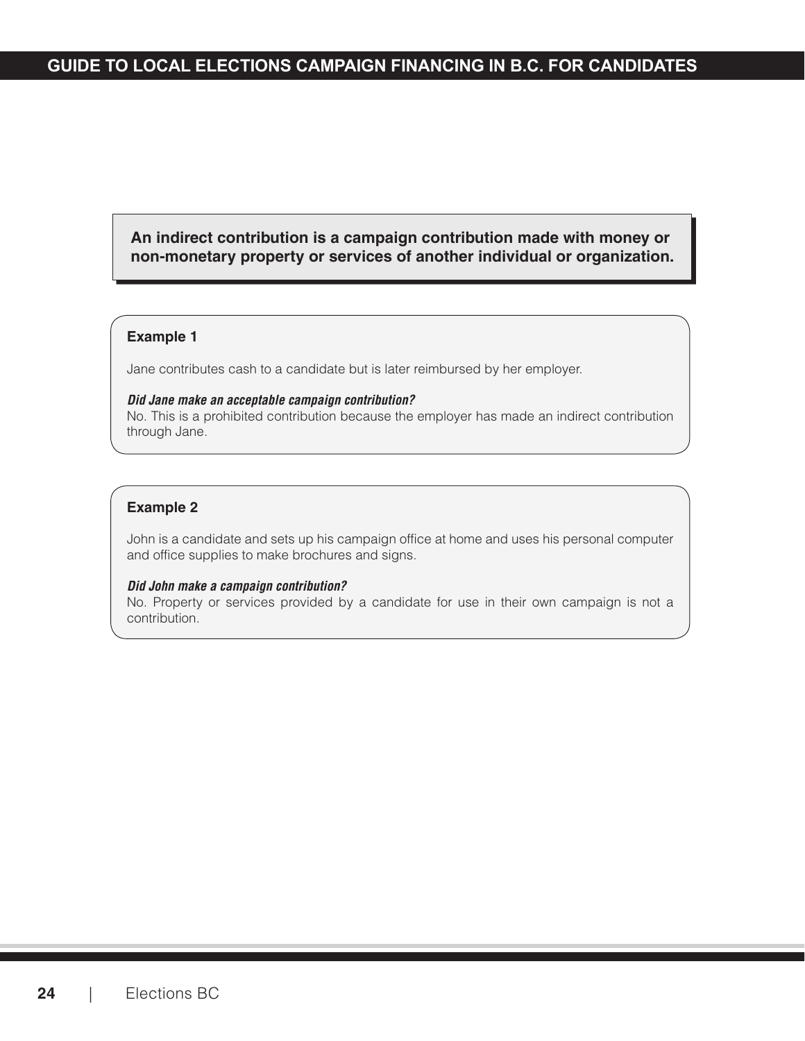**An indirect contribution is a campaign contribution made with money or non-monetary property or services of another individual or organization.**

**Example 1**

Jane contributes cash to a candidate but is later reimbursed by her employer.

***Did Jane make an acceptable campaign contribution?***
No. This is a prohibited contribution because the employer has made an indirect contribution through Jane.

**Example 2**

John is a candidate and sets up his campaign office at home and uses his personal computer and office supplies to make brochures and signs.

***Did John make a campaign contribution?***
No. Property or services provided by a candidate for use in their own campaign is not a contribution.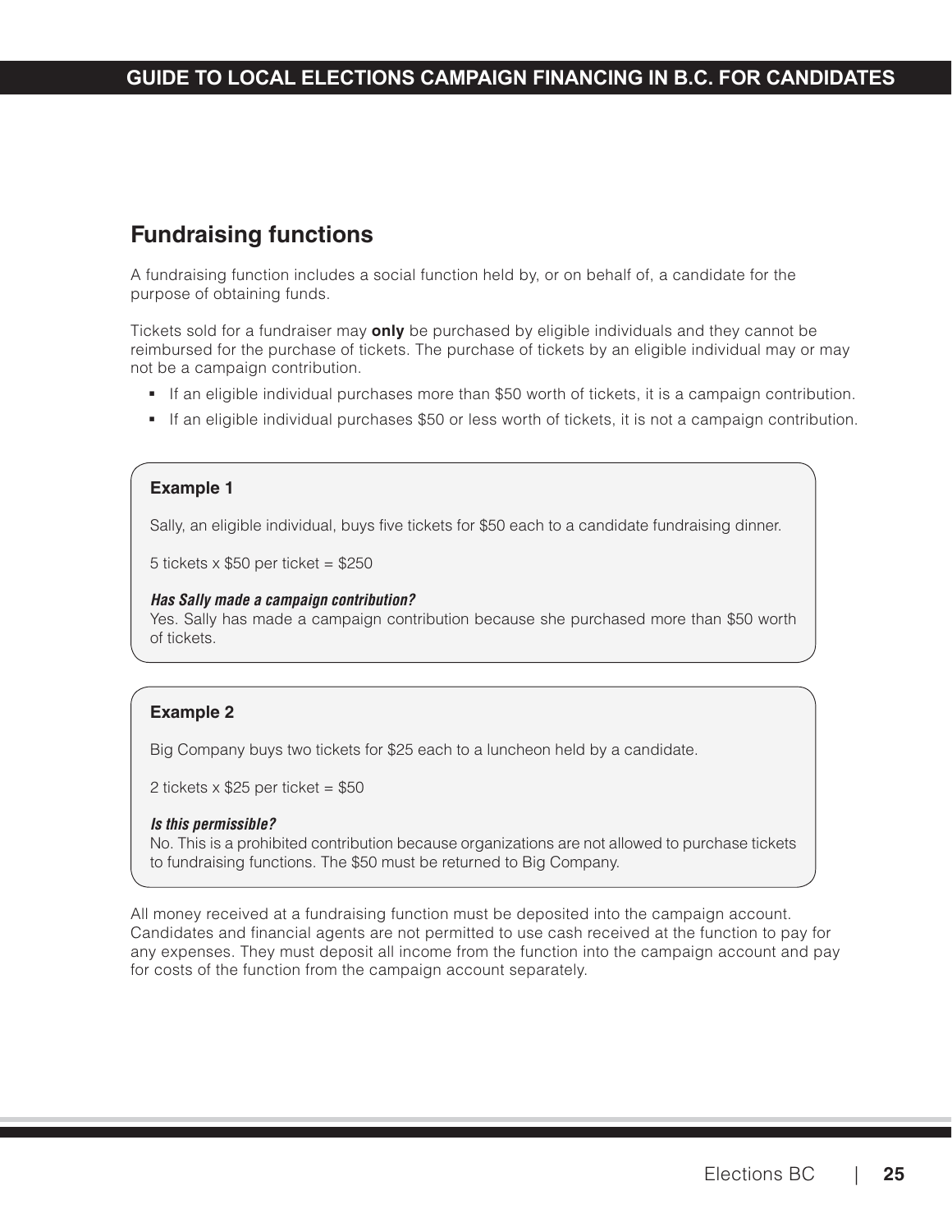## Fundraising functions

A fundraising function includes a social function held by, or on behalf of, a candidate for the purpose of obtaining funds.

Tickets sold for a fundraiser may **only** be purchased by eligible individuals and they cannot be reimbursed for the purchase of tickets. The purchase of tickets by an eligible individual may or may not be a campaign contribution.

- If an eligible individual purchases more than $50 worth of tickets, it is a campaign contribution.
- If an eligible individual purchases $50 or less worth of tickets, it is not a campaign contribution.

**Example 1**

Sally, an eligible individual, buys five tickets for $50 each to a candidate fundraising dinner.

5 tickets x $50 per ticket = $250

***Has Sally made a campaign contribution?***
Yes. Sally has made a campaign contribution because she purchased more than $50 worth of tickets.

**Example 2**

Big Company buys two tickets for $25 each to a luncheon held by a candidate.

2 tickets x $25 per ticket = $50

***Is this permissible?***
No. This is a prohibited contribution because organizations are not allowed to purchase tickets to fundraising functions. The $50 must be returned to Big Company.

All money received at a fundraising function must be deposited into the campaign account. Candidates and financial agents are not permitted to use cash received at the function to pay for any expenses. They must deposit all income from the function into the campaign account and pay for costs of the function from the campaign account separately.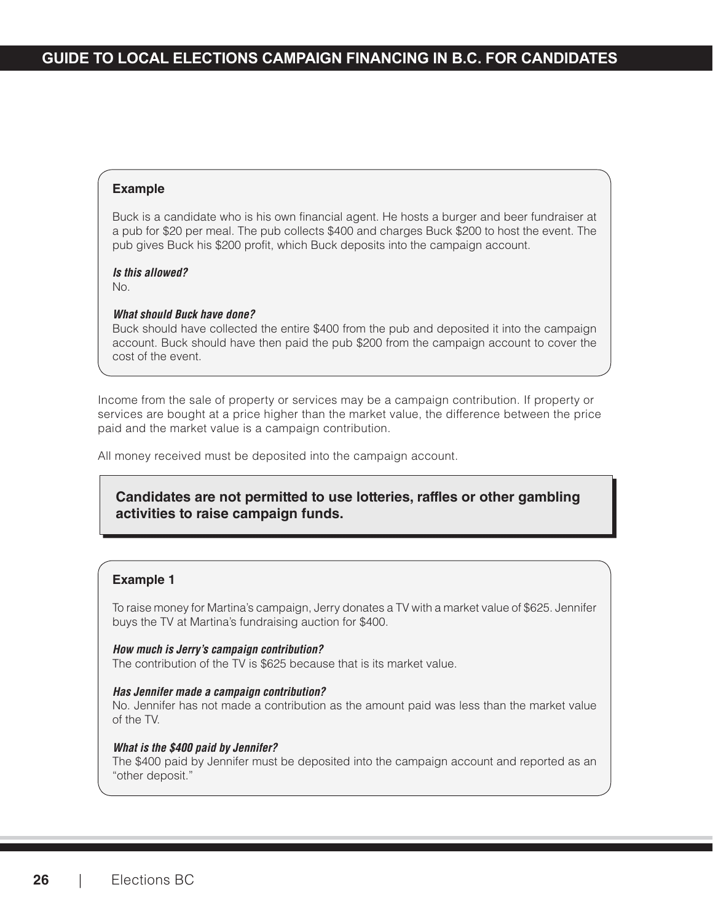**Example**

Buck is a candidate who is his own financial agent. He hosts a burger and beer fundraiser at a pub for $20 per meal. The pub collects $400 and charges Buck $200 to host the event. The pub gives Buck his $200 profit, which Buck deposits into the campaign account.

***Is this allowed?***
No.

***What should Buck have done?***
Buck should have collected the entire $400 from the pub and deposited it into the campaign account. Buck should have then paid the pub $200 from the campaign account to cover the cost of the event.

Income from the sale of property or services may be a campaign contribution. If property or services are bought at a price higher than the market value, the difference between the price paid and the market value is a campaign contribution.

All money received must be deposited into the campaign account.

**Candidates are not permitted to use lotteries, raffles or other gambling activities to raise campaign funds.**

**Example 1**

To raise money for Martina's campaign, Jerry donates a TV with a market value of $625. Jennifer buys the TV at Martina's fundraising auction for $400.

***How much is Jerry's campaign contribution?***
The contribution of the TV is $625 because that is its market value.

***Has Jennifer made a campaign contribution?***
No. Jennifer has not made a contribution as the amount paid was less than the market value of the TV.

***What is the $400 paid by Jennifer?***
The $400 paid by Jennifer must be deposited into the campaign account and reported as an "other deposit."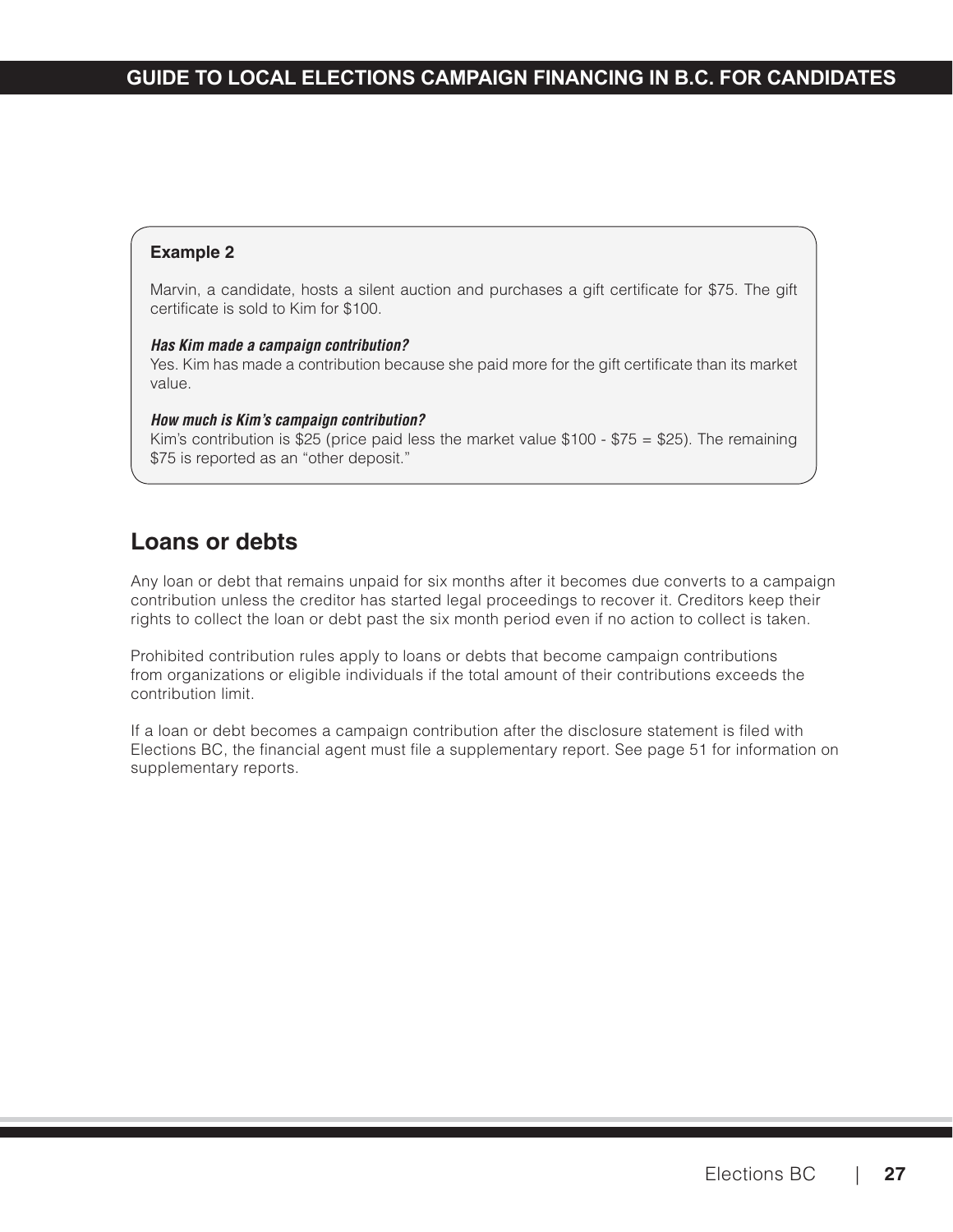**Example 2**

Marvin, a candidate, hosts a silent auction and purchases a gift certificate for $75. The gift certificate is sold to Kim for $100.

***Has Kim made a campaign contribution?***
Yes. Kim has made a contribution because she paid more for the gift certificate than its market value.

***How much is Kim's campaign contribution?***
Kim's contribution is $25 (price paid less the market value $100 - $75 = $25). The remaining $75 is reported as an "other deposit."

## Loans or debts

Any loan or debt that remains unpaid for six months after it becomes due converts to a campaign contribution unless the creditor has started legal proceedings to recover it. Creditors keep their rights to collect the loan or debt past the six month period even if no action to collect is taken.

Prohibited contribution rules apply to loans or debts that become campaign contributions from organizations or eligible individuals if the total amount of their contributions exceeds the contribution limit.

If a loan or debt becomes a campaign contribution after the disclosure statement is filed with Elections BC, the financial agent must file a supplementary report. See page 51 for information on supplementary reports.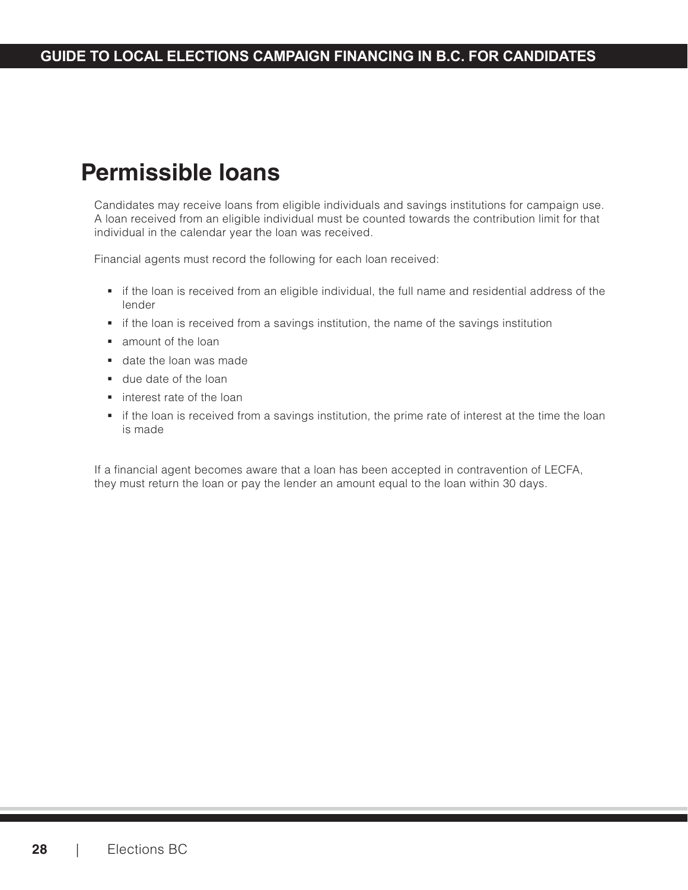# Permissible loans

Candidates may receive loans from eligible individuals and savings institutions for campaign use. A loan received from an eligible individual must be counted towards the contribution limit for that individual in the calendar year the loan was received.

Financial agents must record the following for each loan received:

- if the loan is received from an eligible individual, the full name and residential address of the lender
- if the loan is received from a savings institution, the name of the savings institution
- amount of the loan
- date the loan was made
- due date of the loan
- interest rate of the loan
- if the loan is received from a savings institution, the prime rate of interest at the time the loan is made

If a financial agent becomes aware that a loan has been accepted in contravention of LECFA, they must return the loan or pay the lender an amount equal to the loan within 30 days.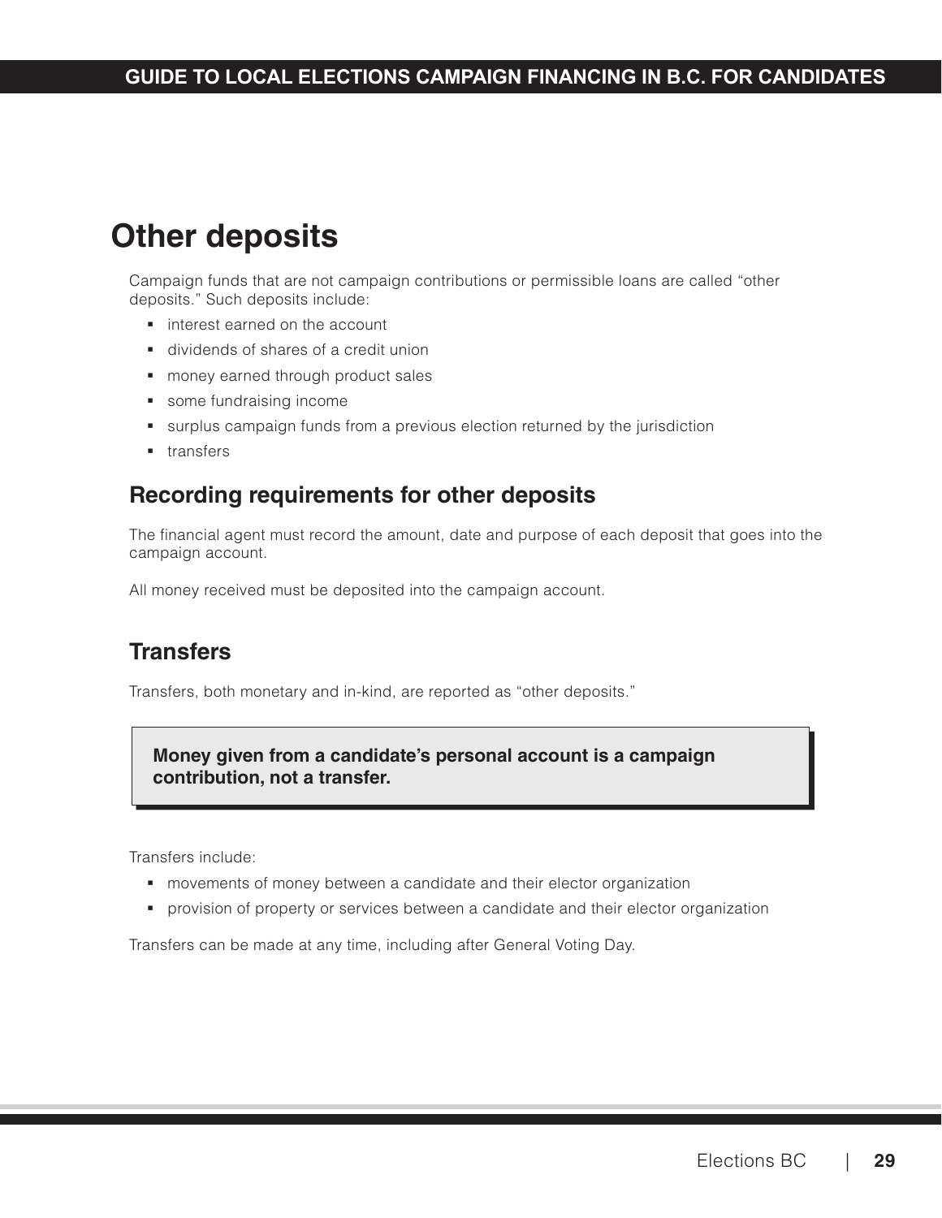# Other deposits

Campaign funds that are not campaign contributions or permissible loans are called "other deposits." Such deposits include:

- interest earned on the account
- dividends of shares of a credit union
- money earned through product sales
- some fundraising income
- surplus campaign funds from a previous election returned by the jurisdiction
- transfers

## Recording requirements for other deposits

The financial agent must record the amount, date and purpose of each deposit that goes into the campaign account.

All money received must be deposited into the campaign account.

## Transfers

Transfers, both monetary and in-kind, are reported as "other deposits."

**Money given from a candidate's personal account is a campaign contribution, not a transfer.**

Transfers include:

- movements of money between a candidate and their elector organization
- provision of property or services between a candidate and their elector organization

Transfers can be made at any time, including after General Voting Day.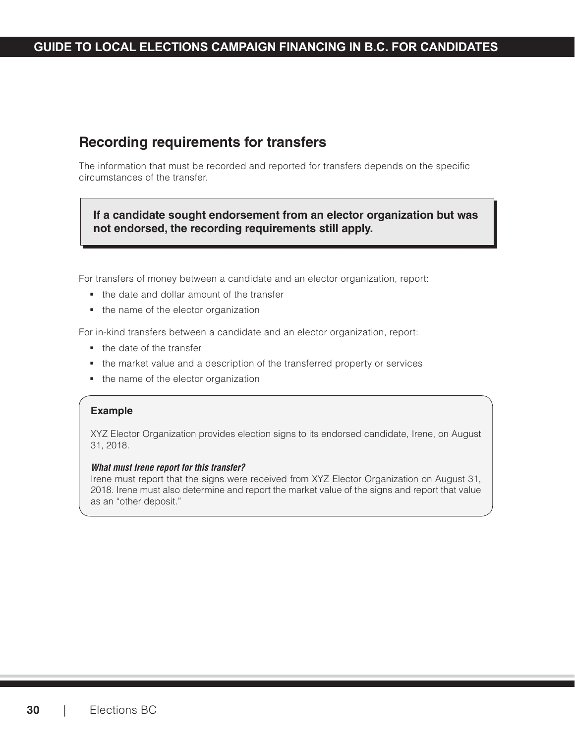## Recording requirements for transfers

The information that must be recorded and reported for transfers depends on the specific circumstances of the transfer.

> **If a candidate sought endorsement from an elector organization but was not endorsed, the recording requirements still apply.**

For transfers of money between a candidate and an elector organization, report:

- the date and dollar amount of the transfer
- the name of the elector organization

For in-kind transfers between a candidate and an elector organization, report:

- the date of the transfer
- the market value and a description of the transferred property or services
- the name of the elector organization

> **Example**
>
> XYZ Elector Organization provides election signs to its endorsed candidate, Irene, on August 31, 2018.
>
> ***What must Irene report for this transfer?***
> Irene must report that the signs were received from XYZ Elector Organization on August 31, 2018. Irene must also determine and report the market value of the signs and report that value as an "other deposit."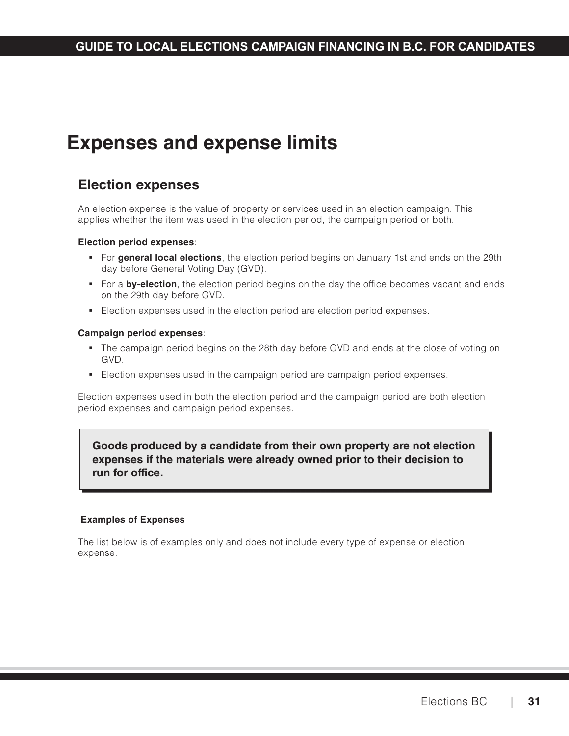# Expenses and expense limits

## Election expenses

An election expense is the value of property or services used in an election campaign. This applies whether the item was used in the election period, the campaign period or both.

**Election period expenses**:

- For **general local elections**, the election period begins on January 1st and ends on the 29th day before General Voting Day (GVD).
- For a **by-election**, the election period begins on the day the office becomes vacant and ends on the 29th day before GVD.
- Election expenses used in the election period are election period expenses.

**Campaign period expenses**:

- The campaign period begins on the 28th day before GVD and ends at the close of voting on GVD.
- Election expenses used in the campaign period are campaign period expenses.

Election expenses used in both the election period and the campaign period are both election period expenses and campaign period expenses.

**Goods produced by a candidate from their own property are not election expenses if the materials were already owned prior to their decision to run for office.**

**Examples of Expenses**

The list below is of examples only and does not include every type of expense or election expense.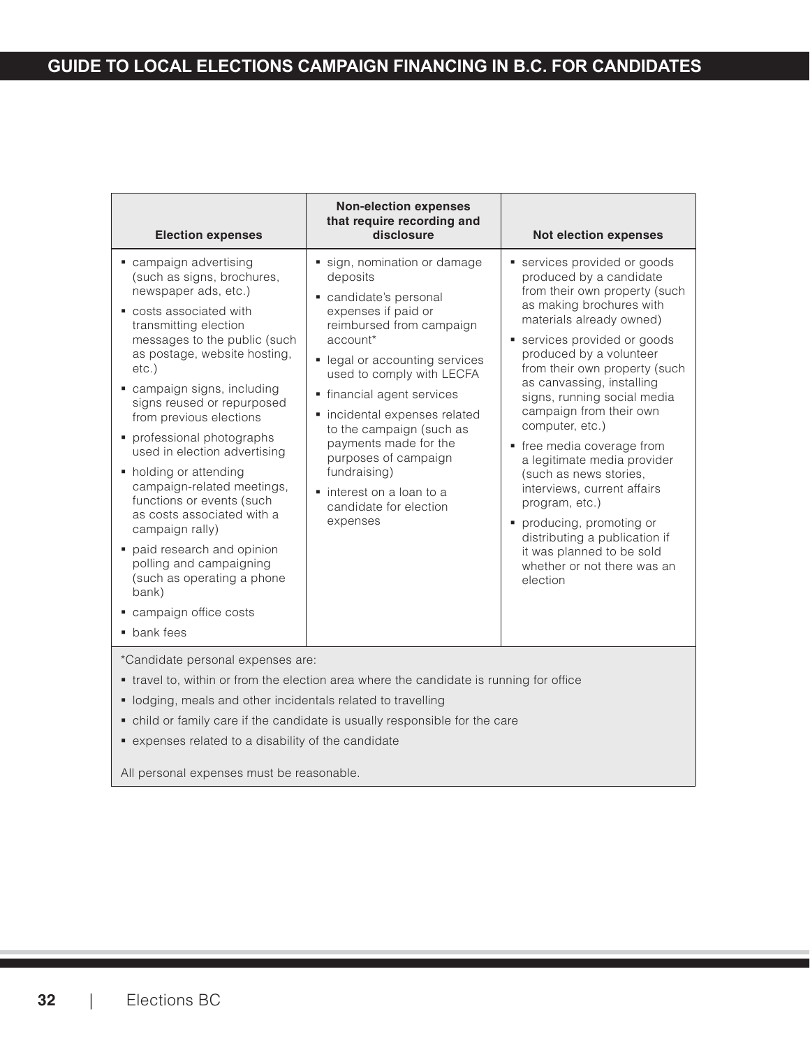| Election expenses | Non-election expenses that require recording and disclosure | Not election expenses |
|---|---|---|
| ▪ campaign advertising (such as signs, brochures, newspaper ads, etc.)<br>▪ costs associated with transmitting election messages to the public (such as postage, website hosting, etc.)<br>▪ campaign signs, including signs reused or repurposed from previous elections<br>▪ professional photographs used in election advertising<br>▪ holding or attending campaign-related meetings, functions or events (such as costs associated with a campaign rally)<br>▪ paid research and opinion polling and campaigning (such as operating a phone bank)<br>▪ campaign office costs<br>▪ bank fees | ▪ sign, nomination or damage deposits<br>▪ candidate's personal expenses if paid or reimbursed from campaign account*<br>▪ legal or accounting services used to comply with LECFA<br>▪ financial agent services<br>▪ incidental expenses related to the campaign (such as payments made for the purposes of campaign fundraising)<br>▪ interest on a loan to a candidate for election expenses | ▪ services provided or goods produced by a candidate from their own property (such as making brochures with materials already owned)<br>▪ services provided or goods produced by a volunteer from their own property (such as canvassing, installing signs, running social media campaign from their own computer, etc.)<br>▪ free media coverage from a legitimate media provider (such as news stories, interviews, current affairs program, etc.)<br>▪ producing, promoting or distributing a publication if it was planned to be sold whether or not there was an election |

*Candidate personal expenses are:

- travel to, within or from the election area where the candidate is running for office
- lodging, meals and other incidentals related to travelling
- child or family care if the candidate is usually responsible for the care
- expenses related to a disability of the candidate

All personal expenses must be reasonable.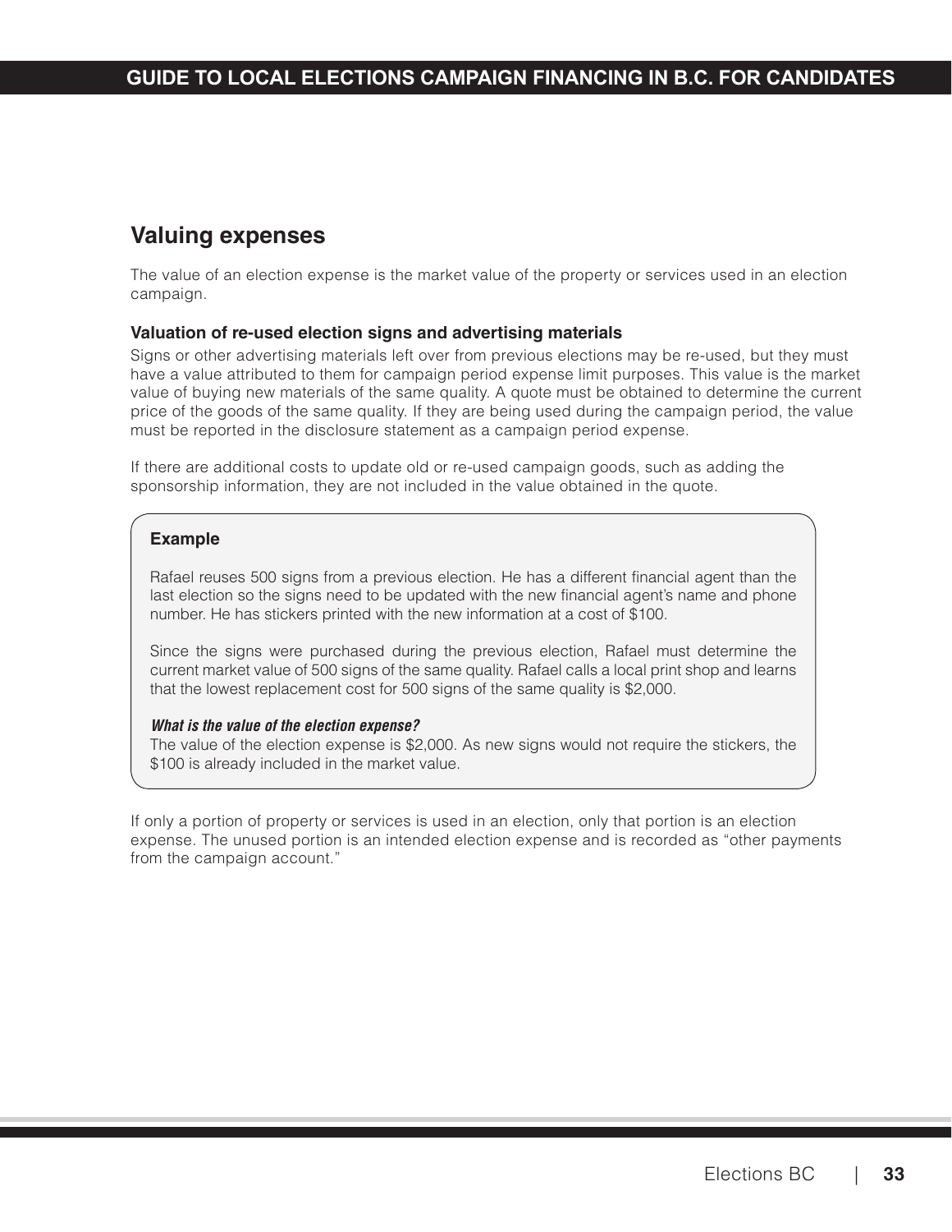## Valuing expenses

The value of an election expense is the market value of the property or services used in an election campaign.

### Valuation of re-used election signs and advertising materials

Signs or other advertising materials left over from previous elections may be re-used, but they must have a value attributed to them for campaign period expense limit purposes. This value is the market value of buying new materials of the same quality. A quote must be obtained to determine the current price of the goods of the same quality. If they are being used during the campaign period, the value must be reported in the disclosure statement as a campaign period expense.

If there are additional costs to update old or re-used campaign goods, such as adding the sponsorship information, they are not included in the value obtained in the quote.

> **Example**
>
> Rafael reuses 500 signs from a previous election. He has a different financial agent than the last election so the signs need to be updated with the new financial agent's name and phone number. He has stickers printed with the new information at a cost of $100.
>
> Since the signs were purchased during the previous election, Rafael must determine the current market value of 500 signs of the same quality. Rafael calls a local print shop and learns that the lowest replacement cost for 500 signs of the same quality is $2,000.
>
> ***What is the value of the election expense?***
> The value of the election expense is $2,000. As new signs would not require the stickers, the $100 is already included in the market value.

If only a portion of property or services is used in an election, only that portion is an election expense. The unused portion is an intended election expense and is recorded as "other payments from the campaign account."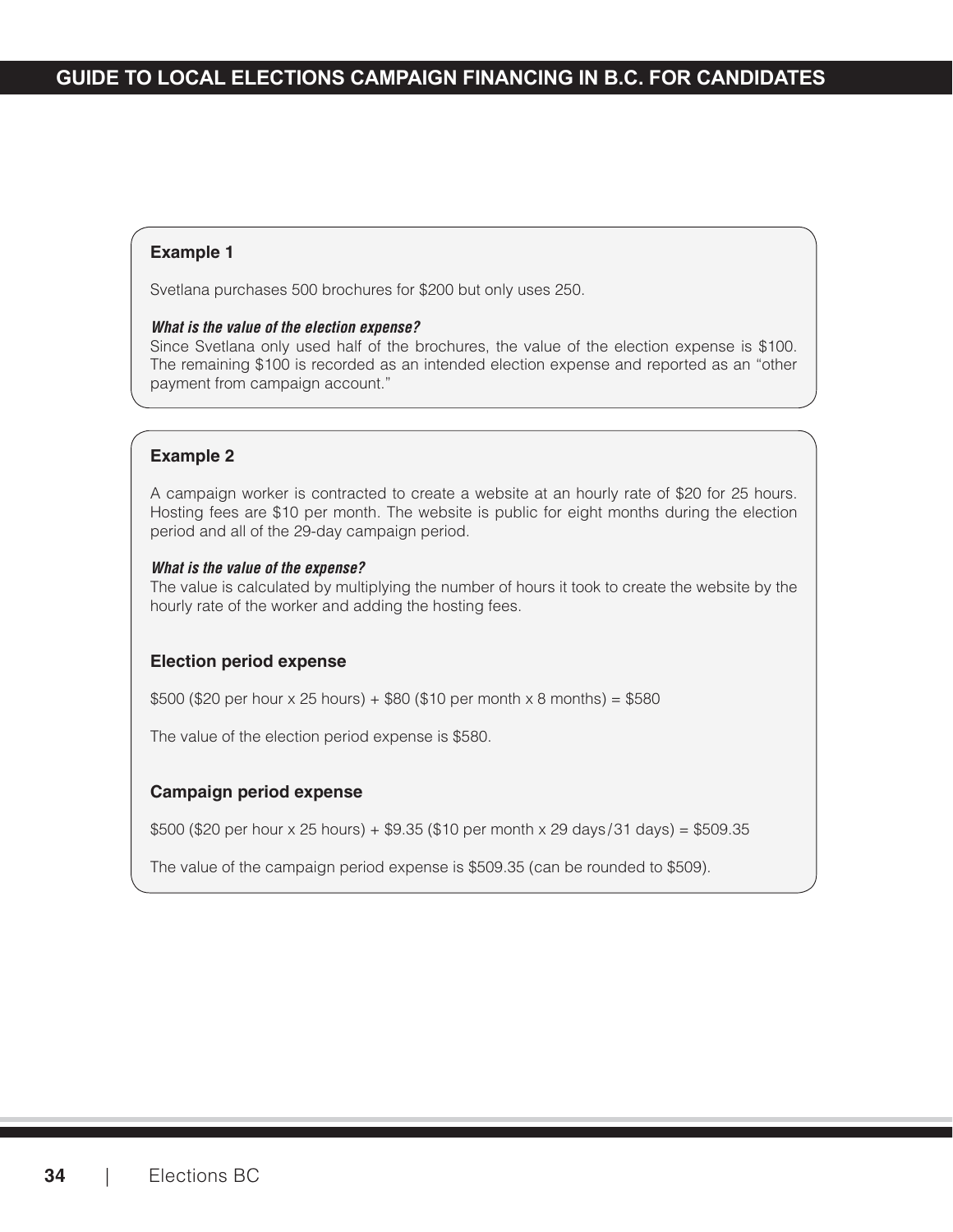**Example 1**

Svetlana purchases 500 brochures for $200 but only uses 250.

***What is the value of the election expense?***
Since Svetlana only used half of the brochures, the value of the election expense is $100. The remaining $100 is recorded as an intended election expense and reported as an "other payment from campaign account."

**Example 2**

A campaign worker is contracted to create a website at an hourly rate of $20 for 25 hours. Hosting fees are $10 per month. The website is public for eight months during the election period and all of the 29-day campaign period.

***What is the value of the expense?***
The value is calculated by multiplying the number of hours it took to create the website by the hourly rate of the worker and adding the hosting fees.

**Election period expense**

$500 ($20 per hour x 25 hours) + $80 ($10 per month x 8 months) = $580

The value of the election period expense is $580.

**Campaign period expense**

$500 ($20 per hour x 25 hours) + $9.35 ($10 per month x 29 days/31 days) = $509.35

The value of the campaign period expense is $509.35 (can be rounded to $509).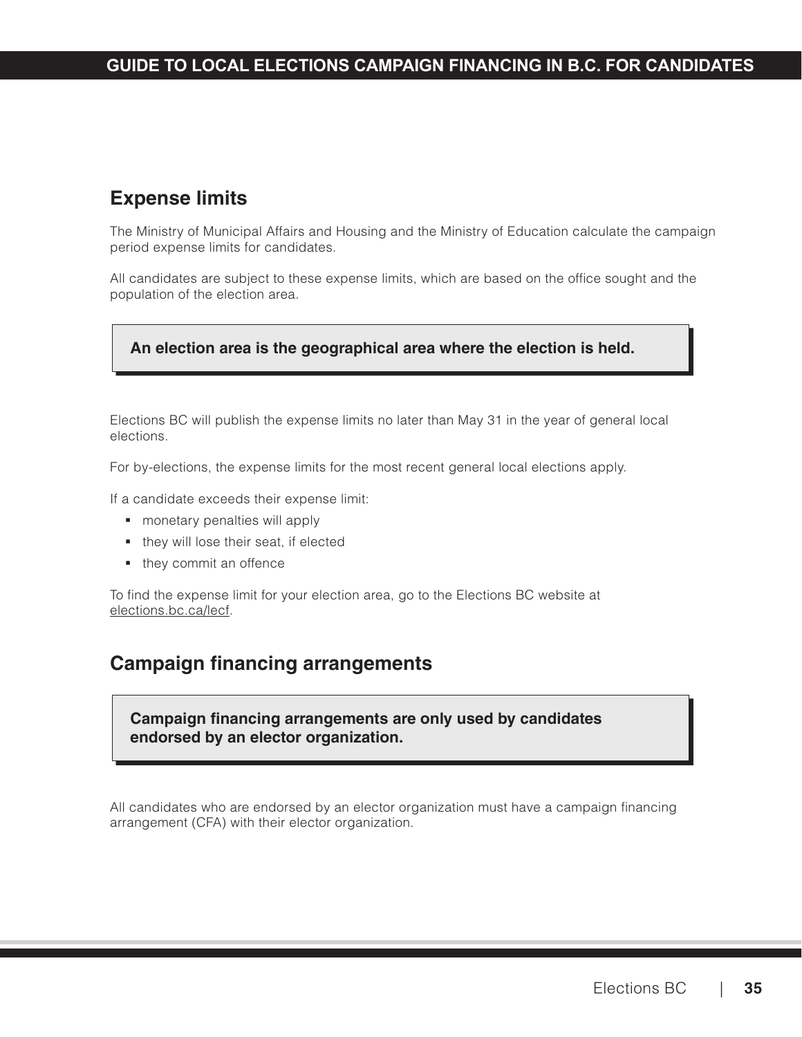## Expense limits

The Ministry of Municipal Affairs and Housing and the Ministry of Education calculate the campaign period expense limits for candidates.

All candidates are subject to these expense limits, which are based on the office sought and the population of the election area.

> **An election area is the geographical area where the election is held.**

Elections BC will publish the expense limits no later than May 31 in the year of general local elections.

For by-elections, the expense limits for the most recent general local elections apply.

If a candidate exceeds their expense limit:

- monetary penalties will apply
- they will lose their seat, if elected
- they commit an offence

To find the expense limit for your election area, go to the Elections BC website at elections.bc.ca/lecf.

## Campaign financing arrangements

> **Campaign financing arrangements are only used by candidates endorsed by an elector organization.**

All candidates who are endorsed by an elector organization must have a campaign financing arrangement (CFA) with their elector organization.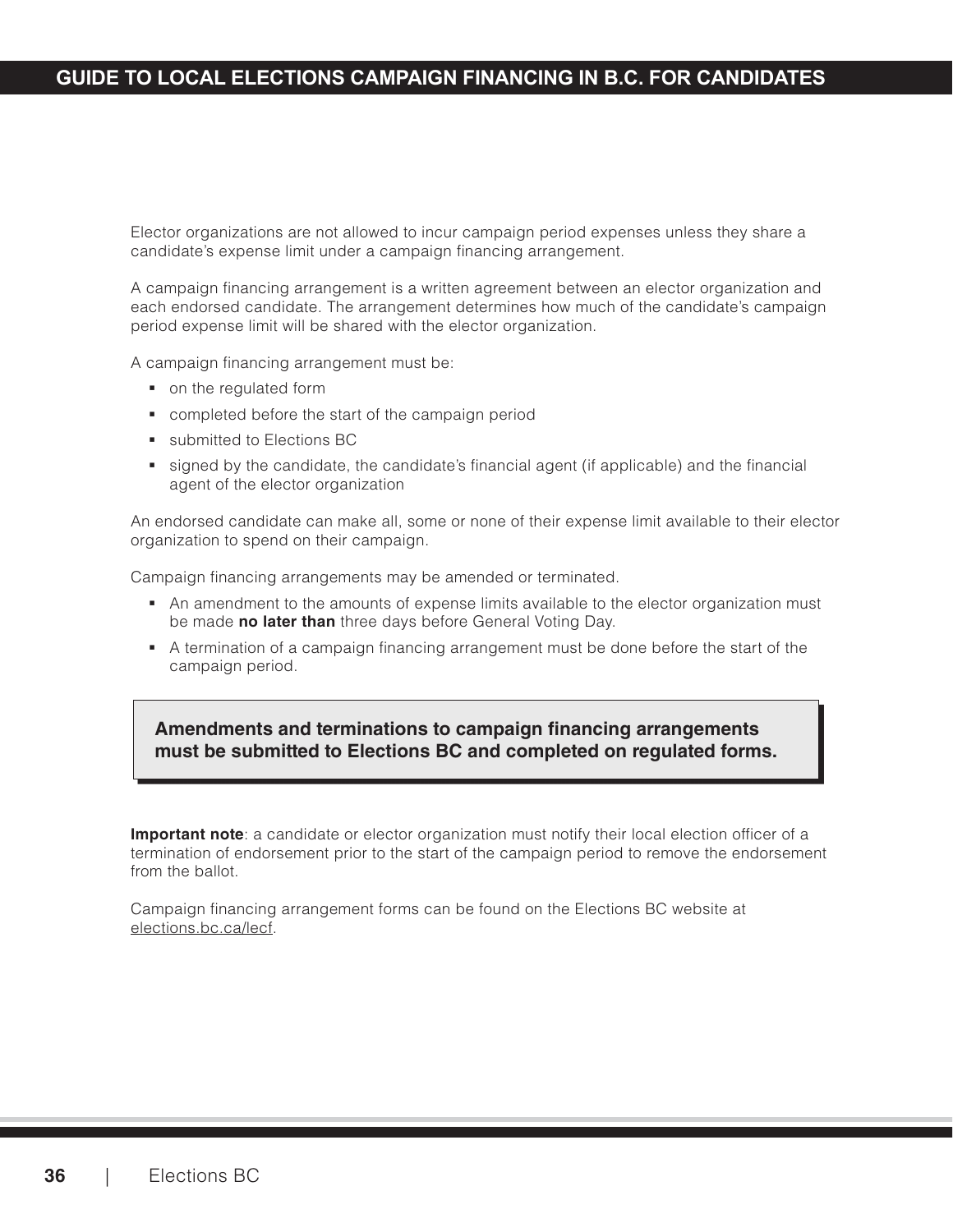Elector organizations are not allowed to incur campaign period expenses unless they share a candidate's expense limit under a campaign financing arrangement.

A campaign financing arrangement is a written agreement between an elector organization and each endorsed candidate. The arrangement determines how much of the candidate's campaign period expense limit will be shared with the elector organization.

A campaign financing arrangement must be:

- on the regulated form
- completed before the start of the campaign period
- submitted to Elections BC
- signed by the candidate, the candidate's financial agent (if applicable) and the financial agent of the elector organization

An endorsed candidate can make all, some or none of their expense limit available to their elector organization to spend on their campaign.

Campaign financing arrangements may be amended or terminated.

- An amendment to the amounts of expense limits available to the elector organization must be made **no later than** three days before General Voting Day.
- A termination of a campaign financing arrangement must be done before the start of the campaign period.

**Amendments and terminations to campaign financing arrangements must be submitted to Elections BC and completed on regulated forms.**

**Important note**: a candidate or elector organization must notify their local election officer of a termination of endorsement prior to the start of the campaign period to remove the endorsement from the ballot.

Campaign financing arrangement forms can be found on the Elections BC website at elections.bc.ca/lecf.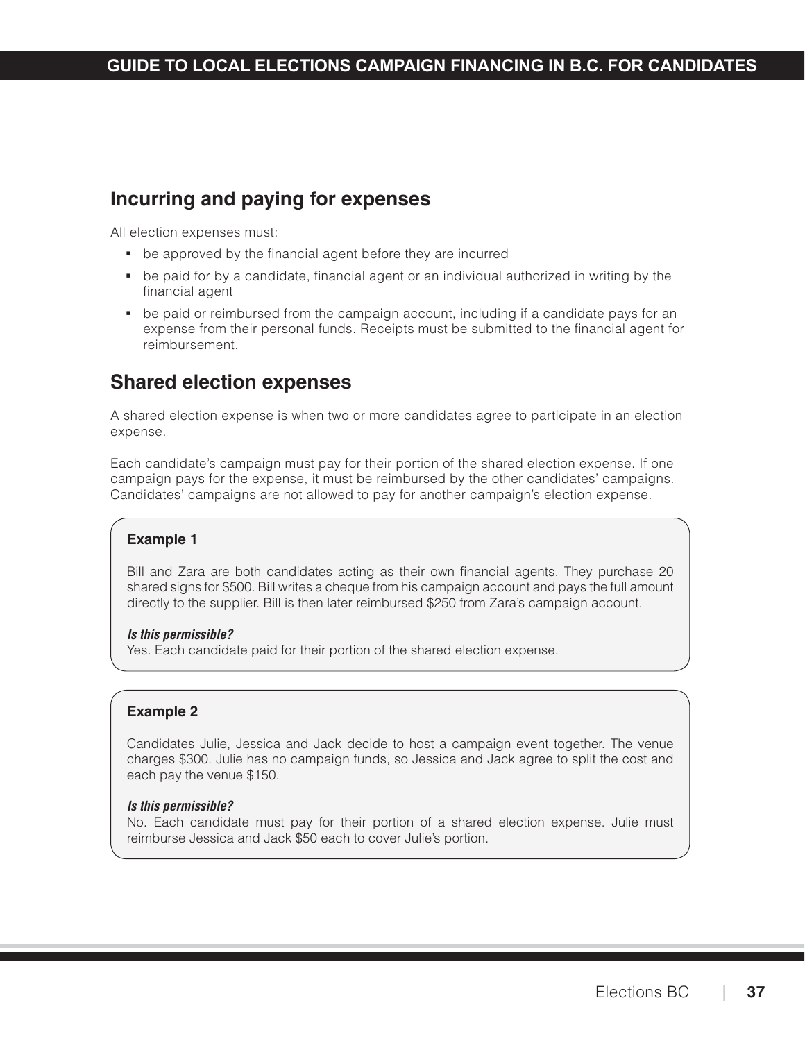## Incurring and paying for expenses

All election expenses must:

- be approved by the financial agent before they are incurred
- be paid for by a candidate, financial agent or an individual authorized in writing by the financial agent
- be paid or reimbursed from the campaign account, including if a candidate pays for an expense from their personal funds. Receipts must be submitted to the financial agent for reimbursement.

## Shared election expenses

A shared election expense is when two or more candidates agree to participate in an election expense.

Each candidate's campaign must pay for their portion of the shared election expense. If one campaign pays for the expense, it must be reimbursed by the other candidates' campaigns. Candidates' campaigns are not allowed to pay for another campaign's election expense.

**Example 1**

Bill and Zara are both candidates acting as their own financial agents. They purchase 20 shared signs for $500. Bill writes a cheque from his campaign account and pays the full amount directly to the supplier. Bill is then later reimbursed $250 from Zara's campaign account.

***Is this permissible?***
Yes. Each candidate paid for their portion of the shared election expense.

**Example 2**

Candidates Julie, Jessica and Jack decide to host a campaign event together. The venue charges $300. Julie has no campaign funds, so Jessica and Jack agree to split the cost and each pay the venue $150.

***Is this permissible?***
No. Each candidate must pay for their portion of a shared election expense. Julie must reimburse Jessica and Jack $50 each to cover Julie's portion.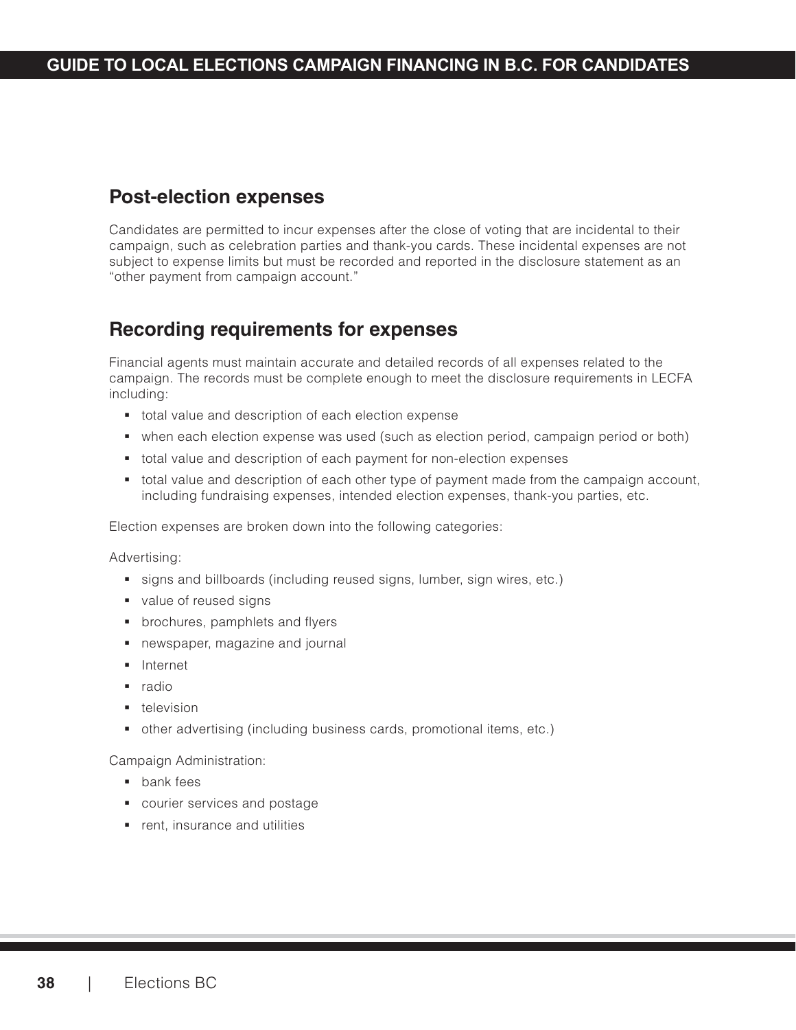## Post-election expenses

Candidates are permitted to incur expenses after the close of voting that are incidental to their campaign, such as celebration parties and thank-you cards. These incidental expenses are not subject to expense limits but must be recorded and reported in the disclosure statement as an "other payment from campaign account."

## Recording requirements for expenses

Financial agents must maintain accurate and detailed records of all expenses related to the campaign. The records must be complete enough to meet the disclosure requirements in LECFA including:

- total value and description of each election expense
- when each election expense was used (such as election period, campaign period or both)
- total value and description of each payment for non-election expenses
- total value and description of each other type of payment made from the campaign account, including fundraising expenses, intended election expenses, thank-you parties, etc.

Election expenses are broken down into the following categories:

Advertising:

- signs and billboards (including reused signs, lumber, sign wires, etc.)
- value of reused signs
- brochures, pamphlets and flyers
- newspaper, magazine and journal
- Internet
- radio
- television
- other advertising (including business cards, promotional items, etc.)

Campaign Administration:

- bank fees
- courier services and postage
- rent, insurance and utilities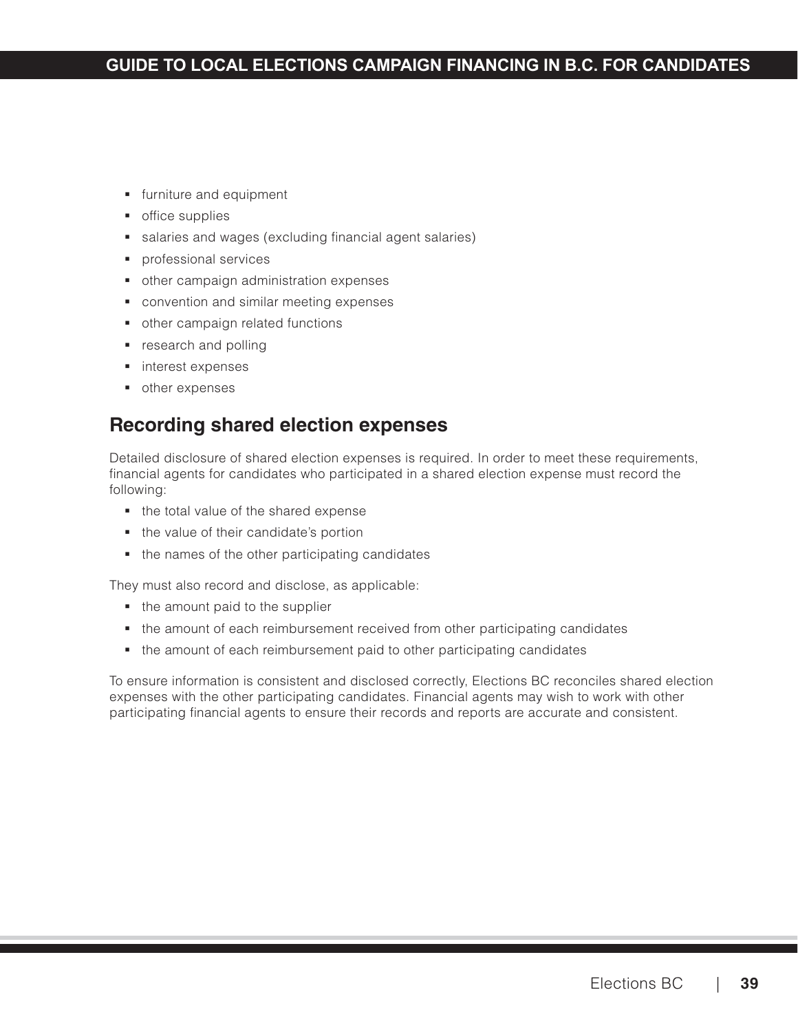- furniture and equipment
- office supplies
- salaries and wages (excluding financial agent salaries)
- professional services
- other campaign administration expenses
- convention and similar meeting expenses
- other campaign related functions
- research and polling
- interest expenses
- other expenses

## Recording shared election expenses

Detailed disclosure of shared election expenses is required. In order to meet these requirements, financial agents for candidates who participated in a shared election expense must record the following:

- the total value of the shared expense
- the value of their candidate's portion
- the names of the other participating candidates

They must also record and disclose, as applicable:

- the amount paid to the supplier
- the amount of each reimbursement received from other participating candidates
- the amount of each reimbursement paid to other participating candidates

To ensure information is consistent and disclosed correctly, Elections BC reconciles shared election expenses with the other participating candidates. Financial agents may wish to work with other participating financial agents to ensure their records and reports are accurate and consistent.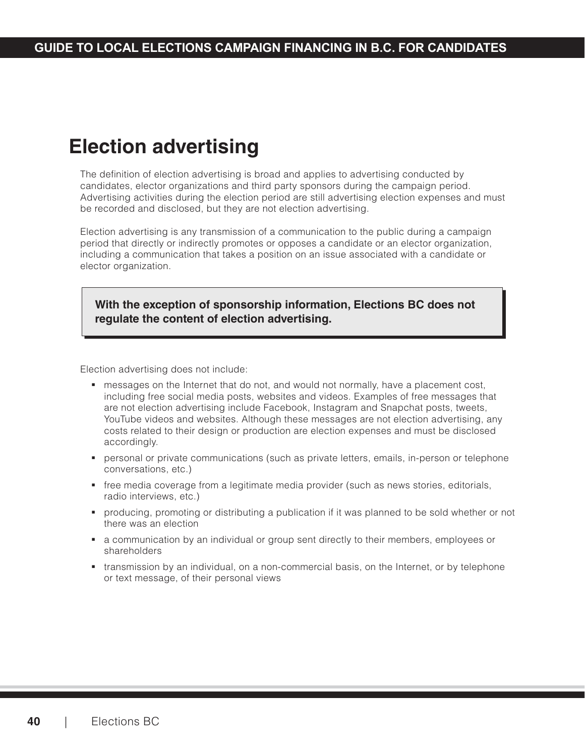# Election advertising

The definition of election advertising is broad and applies to advertising conducted by candidates, elector organizations and third party sponsors during the campaign period. Advertising activities during the election period are still advertising election expenses and must be recorded and disclosed, but they are not election advertising.

Election advertising is any transmission of a communication to the public during a campaign period that directly or indirectly promotes or opposes a candidate or an elector organization, including a communication that takes a position on an issue associated with a candidate or elector organization.

> **With the exception of sponsorship information, Elections BC does not regulate the content of election advertising.**

Election advertising does not include:

- messages on the Internet that do not, and would not normally, have a placement cost, including free social media posts, websites and videos. Examples of free messages that are not election advertising include Facebook, Instagram and Snapchat posts, tweets, YouTube videos and websites. Although these messages are not election advertising, any costs related to their design or production are election expenses and must be disclosed accordingly.
- personal or private communications (such as private letters, emails, in-person or telephone conversations, etc.)
- free media coverage from a legitimate media provider (such as news stories, editorials, radio interviews, etc.)
- producing, promoting or distributing a publication if it was planned to be sold whether or not there was an election
- a communication by an individual or group sent directly to their members, employees or shareholders
- transmission by an individual, on a non-commercial basis, on the Internet, or by telephone or text message, of their personal views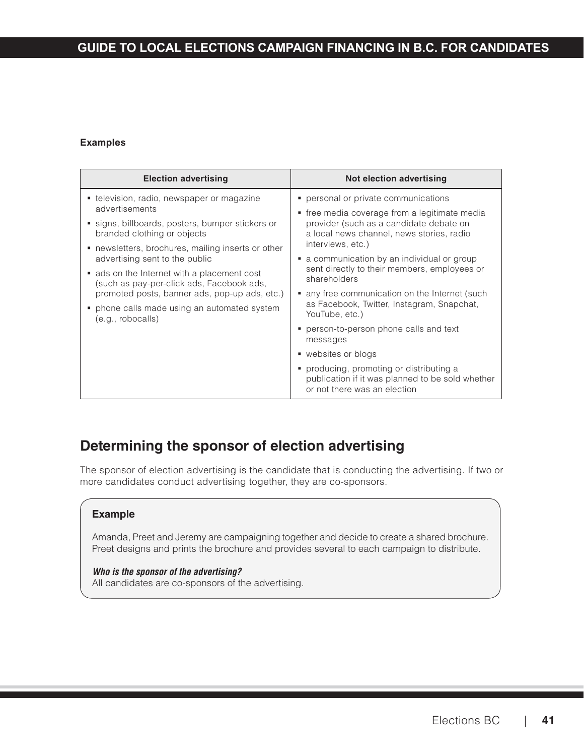**Examples**

| Election advertising | Not election advertising |
| --- | --- |
| ▪ television, radio, newspaper or magazine advertisements<br>▪ signs, billboards, posters, bumper stickers or branded clothing or objects<br>▪ newsletters, brochures, mailing inserts or other advertising sent to the public<br>▪ ads on the Internet with a placement cost (such as pay-per-click ads, Facebook ads, promoted posts, banner ads, pop-up ads, etc.)<br>▪ phone calls made using an automated system (e.g., robocalls) | ▪ personal or private communications<br>▪ free media coverage from a legitimate media provider (such as a candidate debate on a local news channel, news stories, radio interviews, etc.)<br>▪ a communication by an individual or group sent directly to their members, employees or shareholders<br>▪ any free communication on the Internet (such as Facebook, Twitter, Instagram, Snapchat, YouTube, etc.)<br>▪ person-to-person phone calls and text messages<br>▪ websites or blogs<br>▪ producing, promoting or distributing a publication if it was planned to be sold whether or not there was an election |

## Determining the sponsor of election advertising

The sponsor of election advertising is the candidate that is conducting the advertising. If two or more candidates conduct advertising together, they are co-sponsors.

**Example**

Amanda, Preet and Jeremy are campaigning together and decide to create a shared brochure. Preet designs and prints the brochure and provides several to each campaign to distribute.

***Who is the sponsor of the advertising?***
All candidates are co-sponsors of the advertising.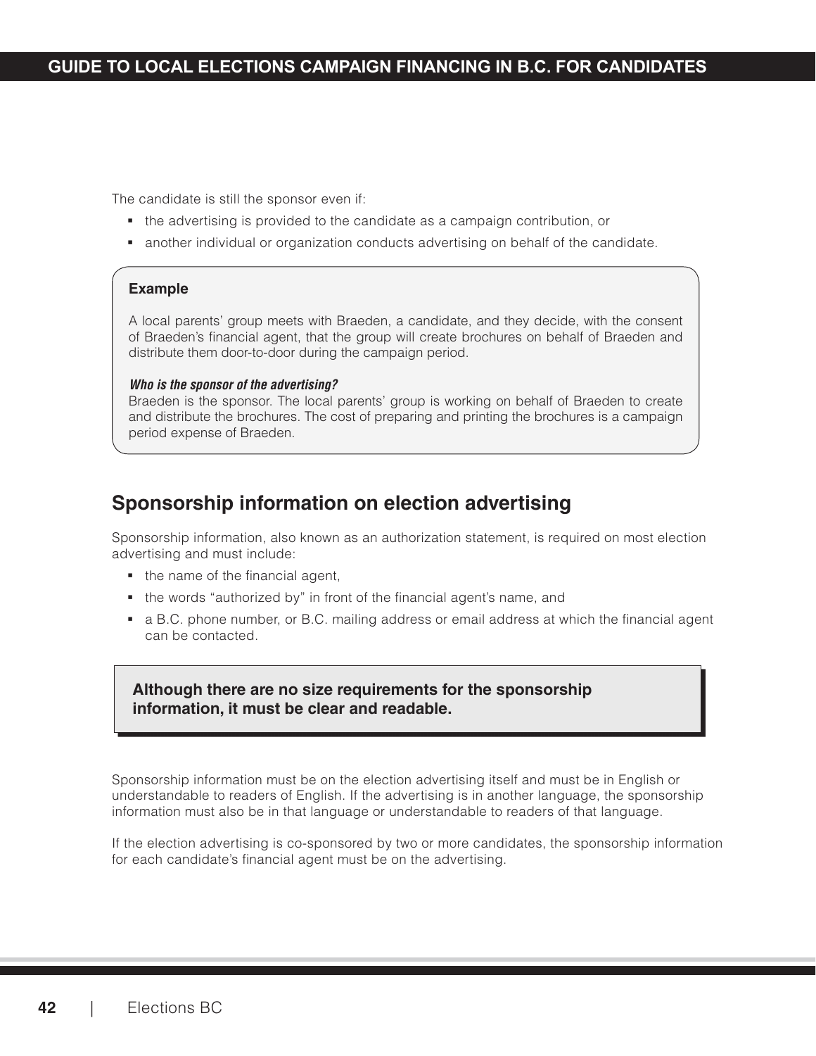The candidate is still the sponsor even if:

- the advertising is provided to the candidate as a campaign contribution, or
- another individual or organization conducts advertising on behalf of the candidate.

> **Example**
>
> A local parents' group meets with Braeden, a candidate, and they decide, with the consent of Braeden's financial agent, that the group will create brochures on behalf of Braeden and distribute them door-to-door during the campaign period.
>
> ***Who is the sponsor of the advertising?***
> Braeden is the sponsor. The local parents' group is working on behalf of Braeden to create and distribute the brochures. The cost of preparing and printing the brochures is a campaign period expense of Braeden.

## Sponsorship information on election advertising

Sponsorship information, also known as an authorization statement, is required on most election advertising and must include:

- the name of the financial agent,
- the words "authorized by" in front of the financial agent's name, and
- a B.C. phone number, or B.C. mailing address or email address at which the financial agent can be contacted.

> **Although there are no size requirements for the sponsorship information, it must be clear and readable.**

Sponsorship information must be on the election advertising itself and must be in English or understandable to readers of English. If the advertising is in another language, the sponsorship information must also be in that language or understandable to readers of that language.

If the election advertising is co-sponsored by two or more candidates, the sponsorship information for each candidate's financial agent must be on the advertising.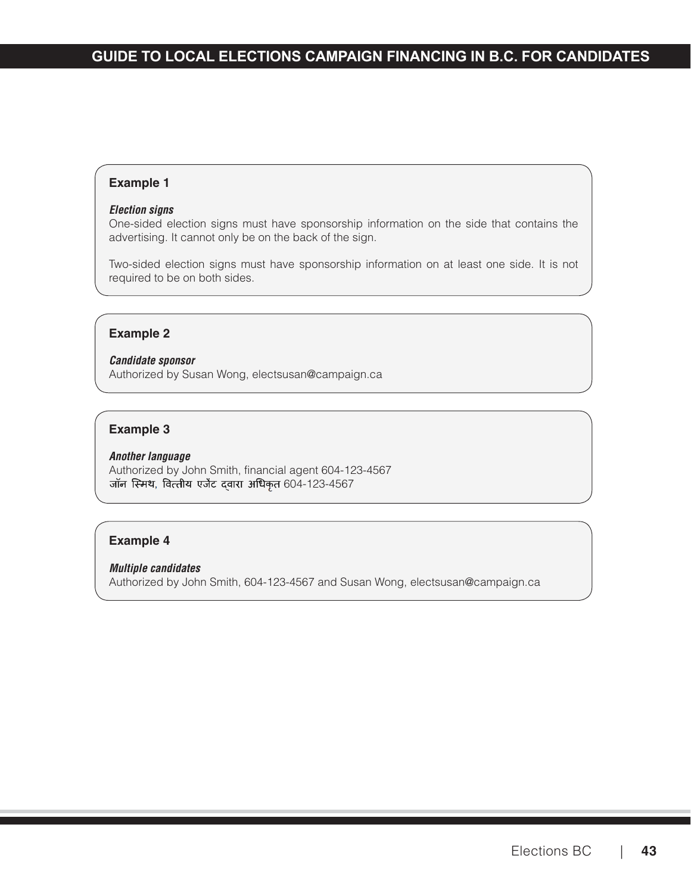### Example 1

***Election signs***

One-sided election signs must have sponsorship information on the side that contains the advertising. It cannot only be on the back of the sign.

Two-sided election signs must have sponsorship information on at least one side. It is not required to be on both sides.

### Example 2

***Candidate sponsor***

Authorized by Susan Wong, electsusan@campaign.ca

### Example 3

***Another language***

Authorized by John Smith, financial agent 604-123-4567
जॉन स्मिथ, वित्तीय एजेंट द्वारा अधिकृत 604-123-4567

### Example 4

***Multiple candidates***

Authorized by John Smith, 604-123-4567 and Susan Wong, electsusan@campaign.ca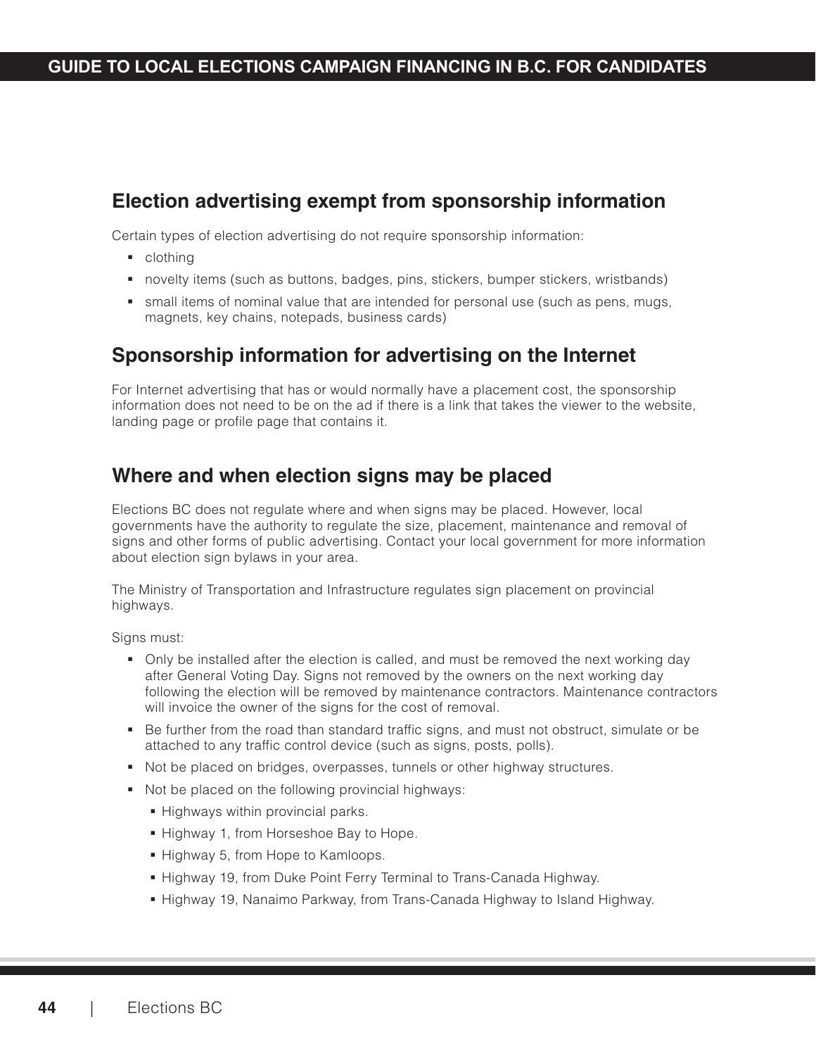## Election advertising exempt from sponsorship information

Certain types of election advertising do not require sponsorship information:

- clothing
- novelty items (such as buttons, badges, pins, stickers, bumper stickers, wristbands)
- small items of nominal value that are intended for personal use (such as pens, mugs, magnets, key chains, notepads, business cards)

## Sponsorship information for advertising on the Internet

For Internet advertising that has or would normally have a placement cost, the sponsorship information does not need to be on the ad if there is a link that takes the viewer to the website, landing page or profile page that contains it.

## Where and when election signs may be placed

Elections BC does not regulate where and when signs may be placed. However, local governments have the authority to regulate the size, placement, maintenance and removal of signs and other forms of public advertising. Contact your local government for more information about election sign bylaws in your area.

The Ministry of Transportation and Infrastructure regulates sign placement on provincial highways.

Signs must:

- Only be installed after the election is called, and must be removed the next working day after General Voting Day. Signs not removed by the owners on the next working day following the election will be removed by maintenance contractors. Maintenance contractors will invoice the owner of the signs for the cost of removal.
- Be further from the road than standard traffic signs, and must not obstruct, simulate or be attached to any traffic control device (such as signs, posts, polls).
- Not be placed on bridges, overpasses, tunnels or other highway structures.
- Not be placed on the following provincial highways:
  - Highways within provincial parks.
  - Highway 1, from Horseshoe Bay to Hope.
  - Highway 5, from Hope to Kamloops.
  - Highway 19, from Duke Point Ferry Terminal to Trans-Canada Highway.
  - Highway 19, Nanaimo Parkway, from Trans-Canada Highway to Island Highway.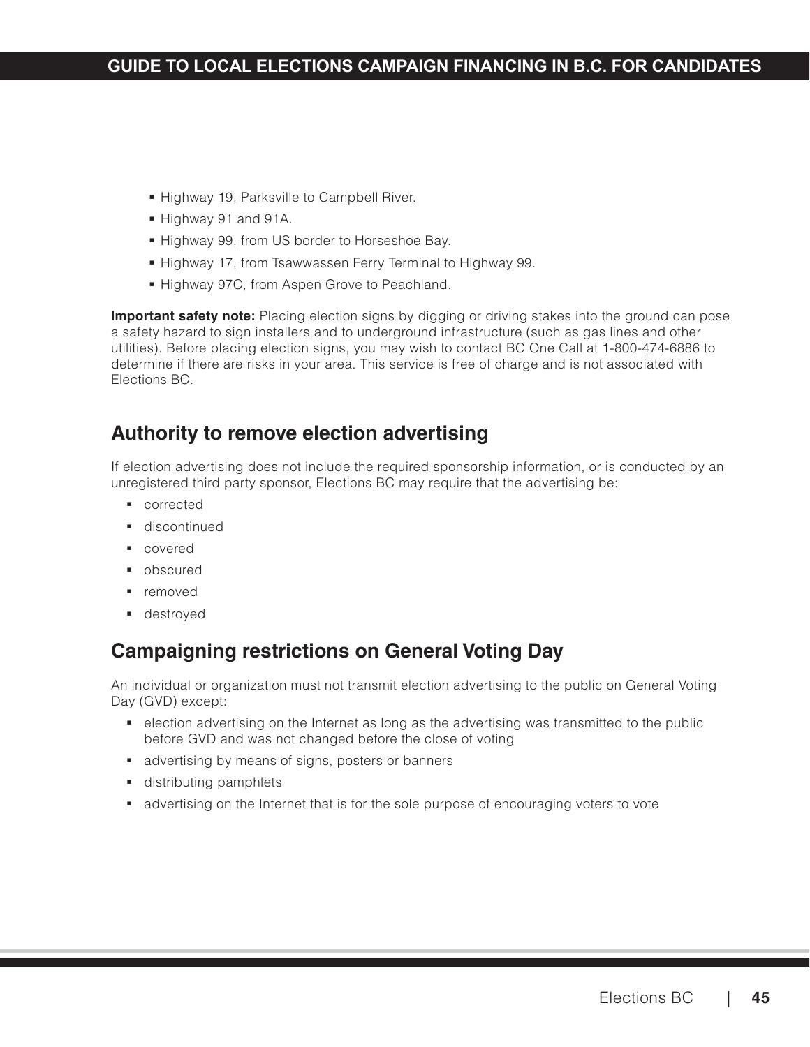- Highway 19, Parksville to Campbell River.
- Highway 91 and 91A.
- Highway 99, from US border to Horseshoe Bay.
- Highway 17, from Tsawwassen Ferry Terminal to Highway 99.
- Highway 97C, from Aspen Grove to Peachland.

**Important safety note:** Placing election signs by digging or driving stakes into the ground can pose a safety hazard to sign installers and to underground infrastructure (such as gas lines and other utilities). Before placing election signs, you may wish to contact BC One Call at 1-800-474-6886 to determine if there are risks in your area. This service is free of charge and is not associated with Elections BC.

## Authority to remove election advertising

If election advertising does not include the required sponsorship information, or is conducted by an unregistered third party sponsor, Elections BC may require that the advertising be:

- corrected
- discontinued
- covered
- obscured
- removed
- destroyed

## Campaigning restrictions on General Voting Day

An individual or organization must not transmit election advertising to the public on General Voting Day (GVD) except:

- election advertising on the Internet as long as the advertising was transmitted to the public before GVD and was not changed before the close of voting
- advertising by means of signs, posters or banners
- distributing pamphlets
- advertising on the Internet that is for the sole purpose of encouraging voters to vote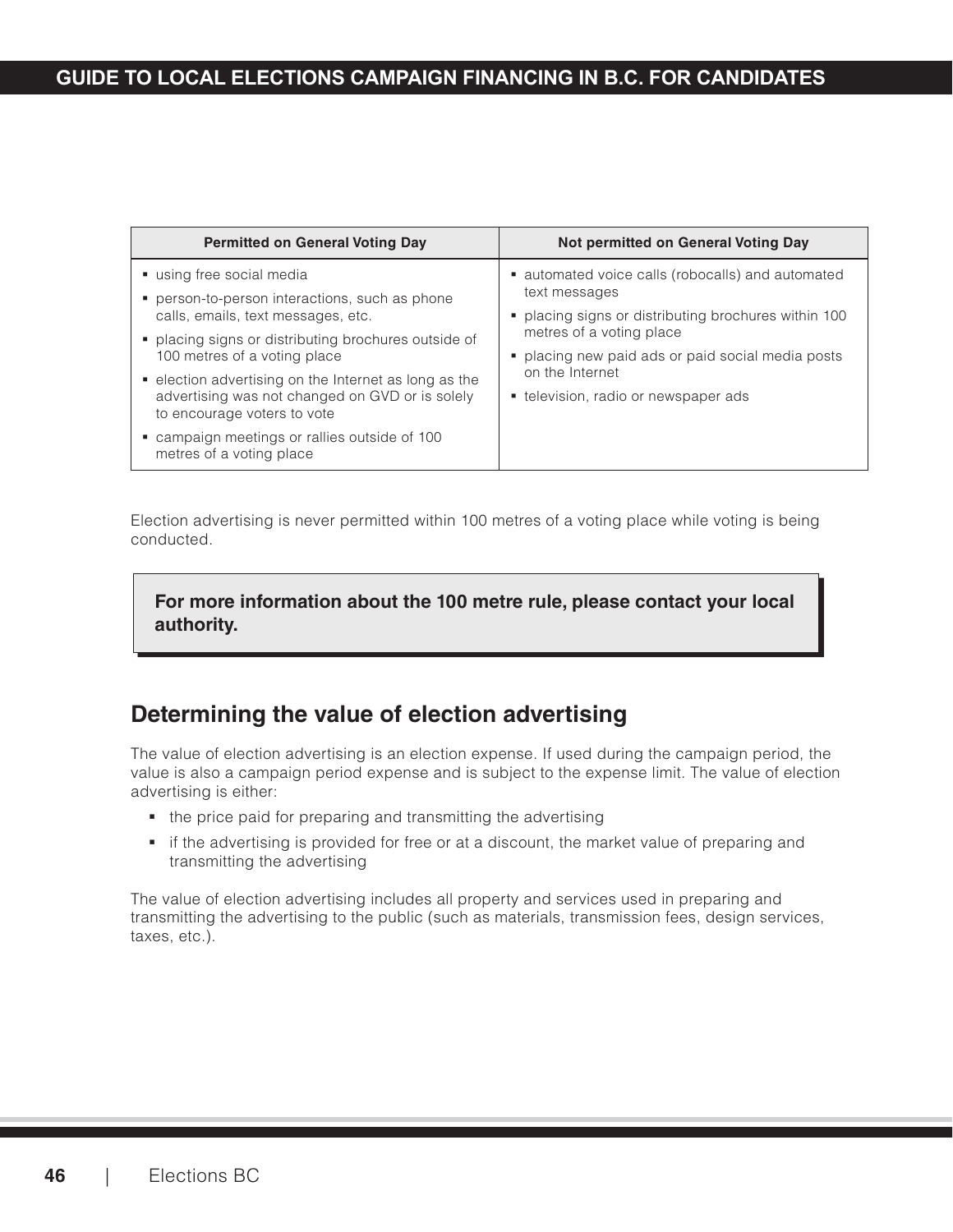| Permitted on General Voting Day | Not permitted on General Voting Day |
| --- | --- |
| ▪ using free social media<br>▪ person-to-person interactions, such as phone calls, emails, text messages, etc.<br>▪ placing signs or distributing brochures outside of 100 metres of a voting place<br>▪ election advertising on the Internet as long as the advertising was not changed on GVD or is solely to encourage voters to vote<br>▪ campaign meetings or rallies outside of 100 metres of a voting place | ▪ automated voice calls (robocalls) and automated text messages<br>▪ placing signs or distributing brochures within 100 metres of a voting place<br>▪ placing new paid ads or paid social media posts on the Internet<br>▪ television, radio or newspaper ads |

Election advertising is never permitted within 100 metres of a voting place while voting is being conducted.

**For more information about the 100 metre rule, please contact your local authority.**

## Determining the value of election advertising

The value of election advertising is an election expense. If used during the campaign period, the value is also a campaign period expense and is subject to the expense limit. The value of election advertising is either:

- the price paid for preparing and transmitting the advertising
- if the advertising is provided for free or at a discount, the market value of preparing and transmitting the advertising

The value of election advertising includes all property and services used in preparing and transmitting the advertising to the public (such as materials, transmission fees, design services, taxes, etc.).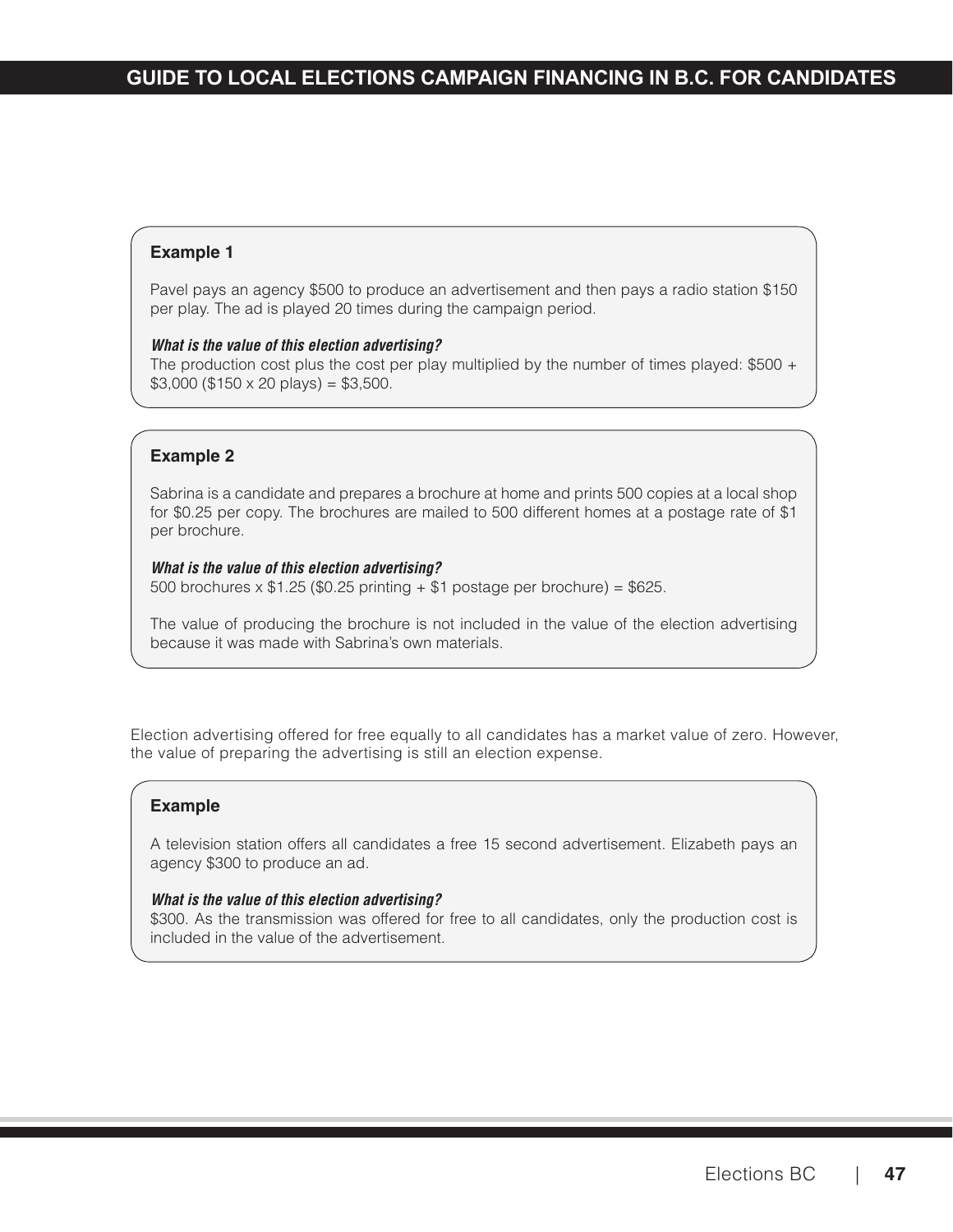**Example 1**

Pavel pays an agency $500 to produce an advertisement and then pays a radio station $150 per play. The ad is played 20 times during the campaign period.

***What is the value of this election advertising?***

The production cost plus the cost per play multiplied by the number of times played: $500 + $3,000 ($150 x 20 plays) = $3,500.

**Example 2**

Sabrina is a candidate and prepares a brochure at home and prints 500 copies at a local shop for $0.25 per copy. The brochures are mailed to 500 different homes at a postage rate of $1 per brochure.

***What is the value of this election advertising?***

500 brochures x $1.25 ($0.25 printing + $1 postage per brochure) = $625.

The value of producing the brochure is not included in the value of the election advertising because it was made with Sabrina's own materials.

Election advertising offered for free equally to all candidates has a market value of zero. However, the value of preparing the advertising is still an election expense.

**Example**

A television station offers all candidates a free 15 second advertisement. Elizabeth pays an agency $300 to produce an ad.

***What is the value of this election advertising?***

$300. As the transmission was offered for free to all candidates, only the production cost is included in the value of the advertisement.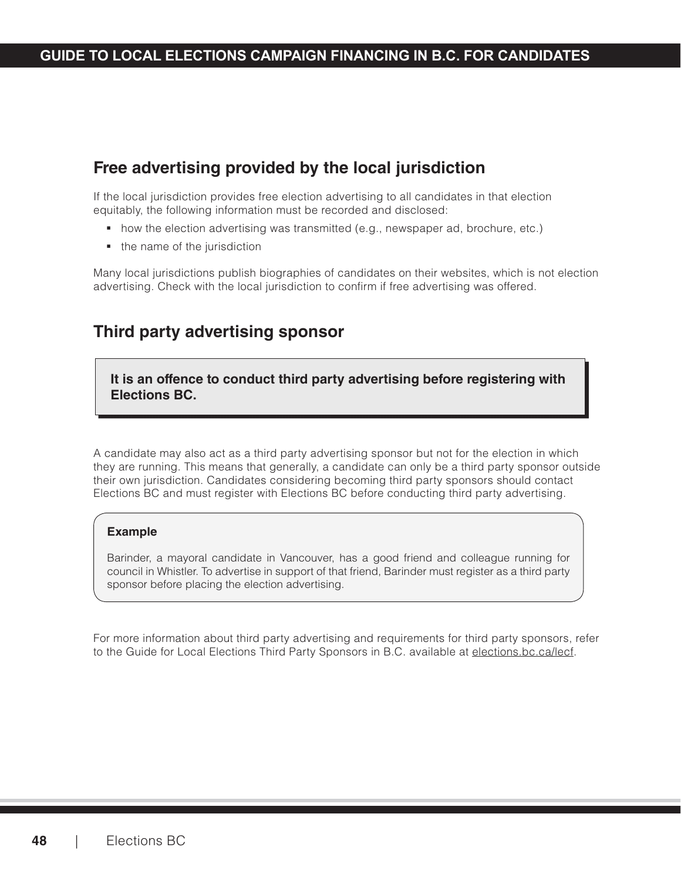## Free advertising provided by the local jurisdiction

If the local jurisdiction provides free election advertising to all candidates in that election equitably, the following information must be recorded and disclosed:

- how the election advertising was transmitted (e.g., newspaper ad, brochure, etc.)
- the name of the jurisdiction

Many local jurisdictions publish biographies of candidates on their websites, which is not election advertising. Check with the local jurisdiction to confirm if free advertising was offered.

## Third party advertising sponsor

**It is an offence to conduct third party advertising before registering with Elections BC.**

A candidate may also act as a third party advertising sponsor but not for the election in which they are running. This means that generally, a candidate can only be a third party sponsor outside their own jurisdiction. Candidates considering becoming third party sponsors should contact Elections BC and must register with Elections BC before conducting third party advertising.

**Example**

Barinder, a mayoral candidate in Vancouver, has a good friend and colleague running for council in Whistler. To advertise in support of that friend, Barinder must register as a third party sponsor before placing the election advertising.

For more information about third party advertising and requirements for third party sponsors, refer to the Guide for Local Elections Third Party Sponsors in B.C. available at elections.bc.ca/lecf.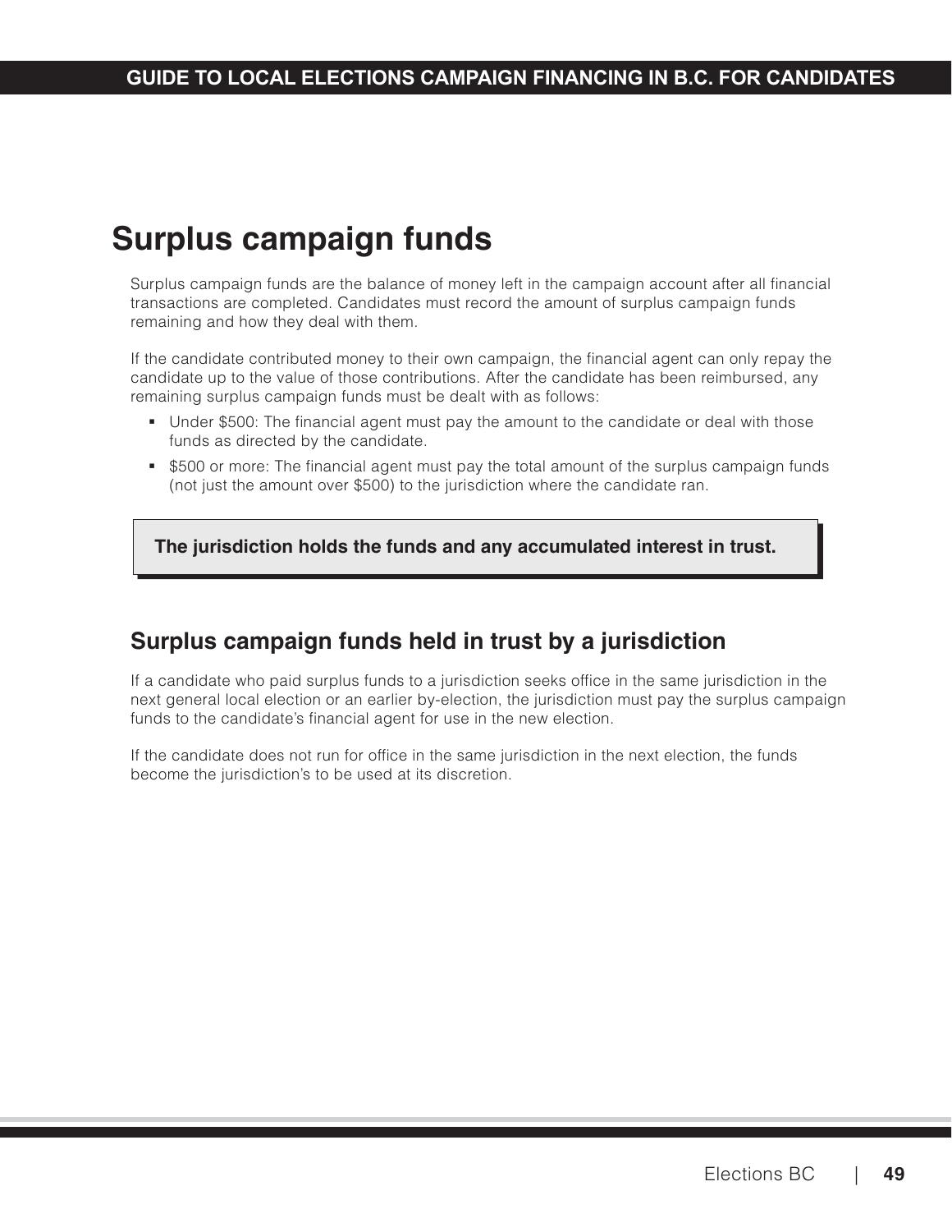# Surplus campaign funds

Surplus campaign funds are the balance of money left in the campaign account after all financial transactions are completed. Candidates must record the amount of surplus campaign funds remaining and how they deal with them.

If the candidate contributed money to their own campaign, the financial agent can only repay the candidate up to the value of those contributions. After the candidate has been reimbursed, any remaining surplus campaign funds must be dealt with as follows:

- Under $500: The financial agent must pay the amount to the candidate or deal with those funds as directed by the candidate.
- $500 or more: The financial agent must pay the total amount of the surplus campaign funds (not just the amount over $500) to the jurisdiction where the candidate ran.

**The jurisdiction holds the funds and any accumulated interest in trust.**

## Surplus campaign funds held in trust by a jurisdiction

If a candidate who paid surplus funds to a jurisdiction seeks office in the same jurisdiction in the next general local election or an earlier by-election, the jurisdiction must pay the surplus campaign funds to the candidate's financial agent for use in the new election.

If the candidate does not run for office in the same jurisdiction in the next election, the funds become the jurisdiction's to be used at its discretion.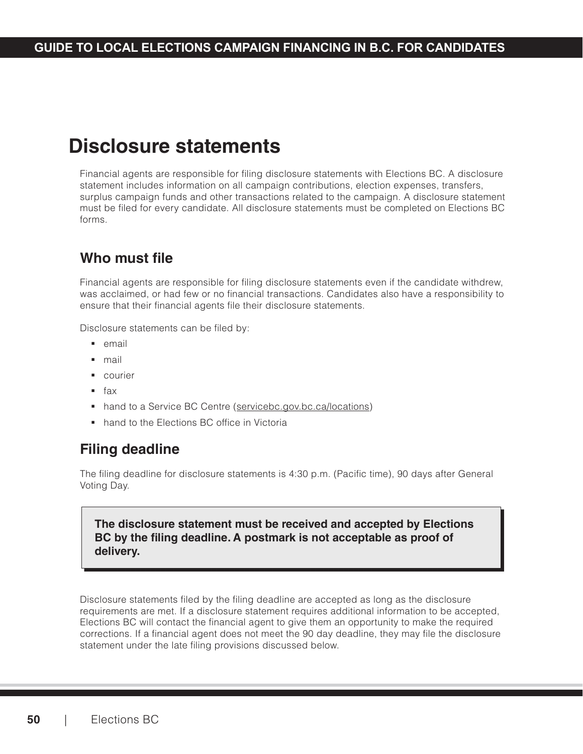# Disclosure statements

Financial agents are responsible for filing disclosure statements with Elections BC. A disclosure statement includes information on all campaign contributions, election expenses, transfers, surplus campaign funds and other transactions related to the campaign. A disclosure statement must be filed for every candidate. All disclosure statements must be completed on Elections BC forms.

## Who must file

Financial agents are responsible for filing disclosure statements even if the candidate withdrew, was acclaimed, or had few or no financial transactions. Candidates also have a responsibility to ensure that their financial agents file their disclosure statements.

Disclosure statements can be filed by:

- email
- mail
- courier
- fax
- hand to a Service BC Centre (servicebc.gov.bc.ca/locations)
- hand to the Elections BC office in Victoria

## Filing deadline

The filing deadline for disclosure statements is 4:30 p.m. (Pacific time), 90 days after General Voting Day.

**The disclosure statement must be received and accepted by Elections BC by the filing deadline. A postmark is not acceptable as proof of delivery.**

Disclosure statements filed by the filing deadline are accepted as long as the disclosure requirements are met. If a disclosure statement requires additional information to be accepted, Elections BC will contact the financial agent to give them an opportunity to make the required corrections. If a financial agent does not meet the 90 day deadline, they may file the disclosure statement under the late filing provisions discussed below.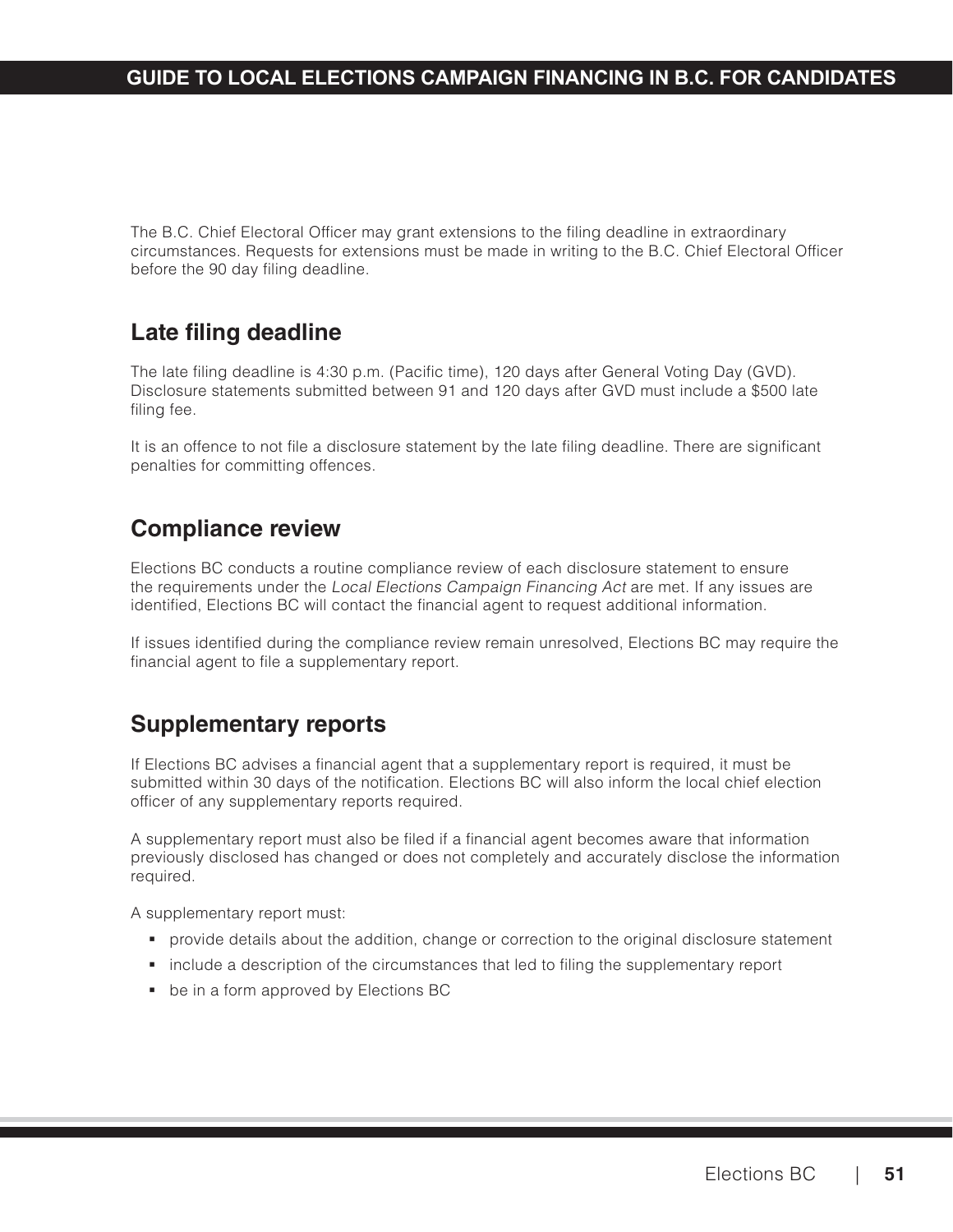The B.C. Chief Electoral Officer may grant extensions to the filing deadline in extraordinary circumstances. Requests for extensions must be made in writing to the B.C. Chief Electoral Officer before the 90 day filing deadline.

## Late filing deadline

The late filing deadline is 4:30 p.m. (Pacific time), 120 days after General Voting Day (GVD). Disclosure statements submitted between 91 and 120 days after GVD must include a $500 late filing fee.

It is an offence to not file a disclosure statement by the late filing deadline. There are significant penalties for committing offences.

## Compliance review

Elections BC conducts a routine compliance review of each disclosure statement to ensure the requirements under the *Local Elections Campaign Financing Act* are met. If any issues are identified, Elections BC will contact the financial agent to request additional information.

If issues identified during the compliance review remain unresolved, Elections BC may require the financial agent to file a supplementary report.

## Supplementary reports

If Elections BC advises a financial agent that a supplementary report is required, it must be submitted within 30 days of the notification. Elections BC will also inform the local chief election officer of any supplementary reports required.

A supplementary report must also be filed if a financial agent becomes aware that information previously disclosed has changed or does not completely and accurately disclose the information required.

A supplementary report must:

- provide details about the addition, change or correction to the original disclosure statement
- include a description of the circumstances that led to filing the supplementary report
- be in a form approved by Elections BC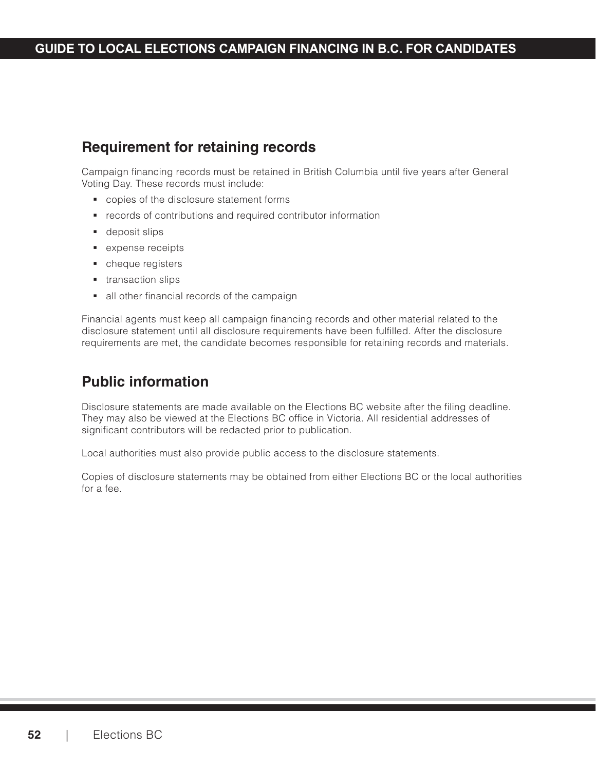## Requirement for retaining records

Campaign financing records must be retained in British Columbia until five years after General Voting Day. These records must include:

- copies of the disclosure statement forms
- records of contributions and required contributor information
- deposit slips
- expense receipts
- cheque registers
- transaction slips
- all other financial records of the campaign

Financial agents must keep all campaign financing records and other material related to the disclosure statement until all disclosure requirements have been fulfilled. After the disclosure requirements are met, the candidate becomes responsible for retaining records and materials.

## Public information

Disclosure statements are made available on the Elections BC website after the filing deadline. They may also be viewed at the Elections BC office in Victoria. All residential addresses of significant contributors will be redacted prior to publication.

Local authorities must also provide public access to the disclosure statements.

Copies of disclosure statements may be obtained from either Elections BC or the local authorities for a fee.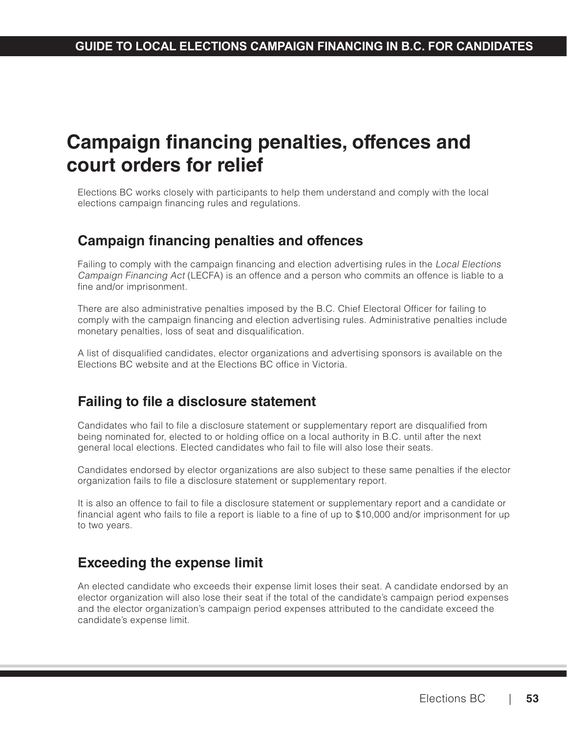# Campaign financing penalties, offences and court orders for relief

Elections BC works closely with participants to help them understand and comply with the local elections campaign financing rules and regulations.

## Campaign financing penalties and offences

Failing to comply with the campaign financing and election advertising rules in the *Local Elections Campaign Financing Act* (LECFA) is an offence and a person who commits an offence is liable to a fine and/or imprisonment.

There are also administrative penalties imposed by the B.C. Chief Electoral Officer for failing to comply with the campaign financing and election advertising rules. Administrative penalties include monetary penalties, loss of seat and disqualification.

A list of disqualified candidates, elector organizations and advertising sponsors is available on the Elections BC website and at the Elections BC office in Victoria.

## Failing to file a disclosure statement

Candidates who fail to file a disclosure statement or supplementary report are disqualified from being nominated for, elected to or holding office on a local authority in B.C. until after the next general local elections. Elected candidates who fail to file will also lose their seats.

Candidates endorsed by elector organizations are also subject to these same penalties if the elector organization fails to file a disclosure statement or supplementary report.

It is also an offence to fail to file a disclosure statement or supplementary report and a candidate or financial agent who fails to file a report is liable to a fine of up to $10,000 and/or imprisonment for up to two years.

## Exceeding the expense limit

An elected candidate who exceeds their expense limit loses their seat. A candidate endorsed by an elector organization will also lose their seat if the total of the candidate's campaign period expenses and the elector organization's campaign period expenses attributed to the candidate exceed the candidate's expense limit.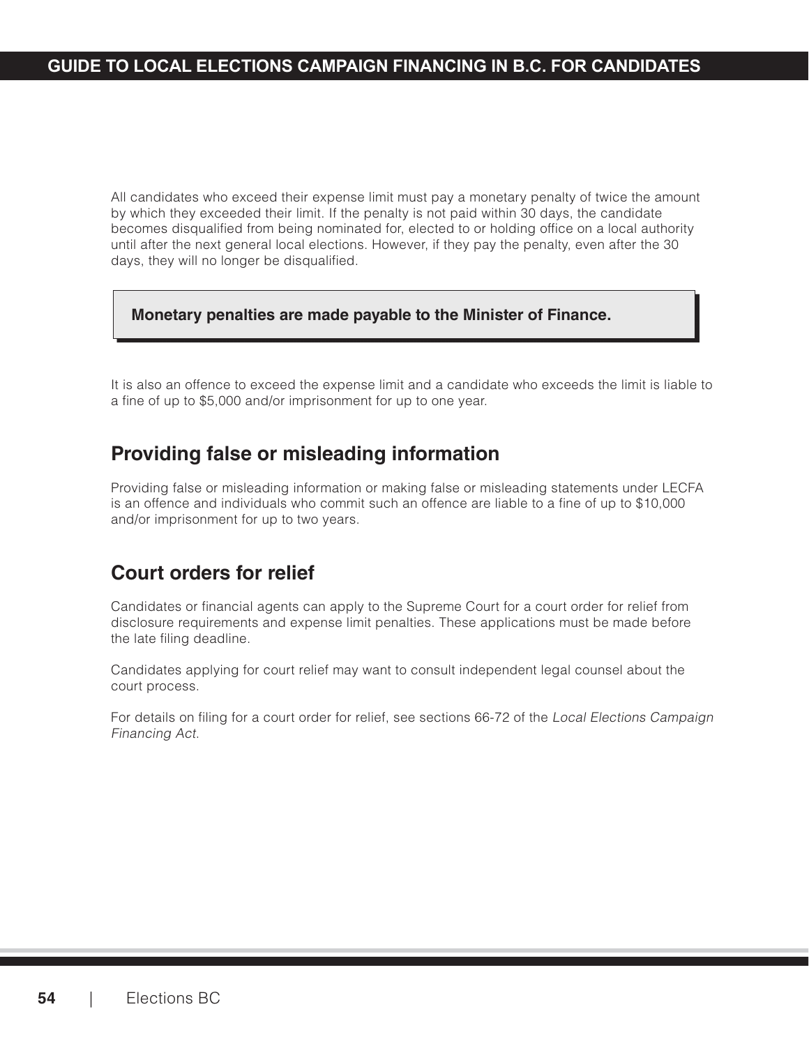All candidates who exceed their expense limit must pay a monetary penalty of twice the amount by which they exceeded their limit. If the penalty is not paid within 30 days, the candidate becomes disqualified from being nominated for, elected to or holding office on a local authority until after the next general local elections. However, if they pay the penalty, even after the 30 days, they will no longer be disqualified.

> **Monetary penalties are made payable to the Minister of Finance.**

It is also an offence to exceed the expense limit and a candidate who exceeds the limit is liable to a fine of up to $5,000 and/or imprisonment for up to one year.

## Providing false or misleading information

Providing false or misleading information or making false or misleading statements under LECFA is an offence and individuals who commit such an offence are liable to a fine of up to $10,000 and/or imprisonment for up to two years.

## Court orders for relief

Candidates or financial agents can apply to the Supreme Court for a court order for relief from disclosure requirements and expense limit penalties. These applications must be made before the late filing deadline.

Candidates applying for court relief may want to consult independent legal counsel about the court process.

For details on filing for a court order for relief, see sections 66-72 of the *Local Elections Campaign Financing Act*.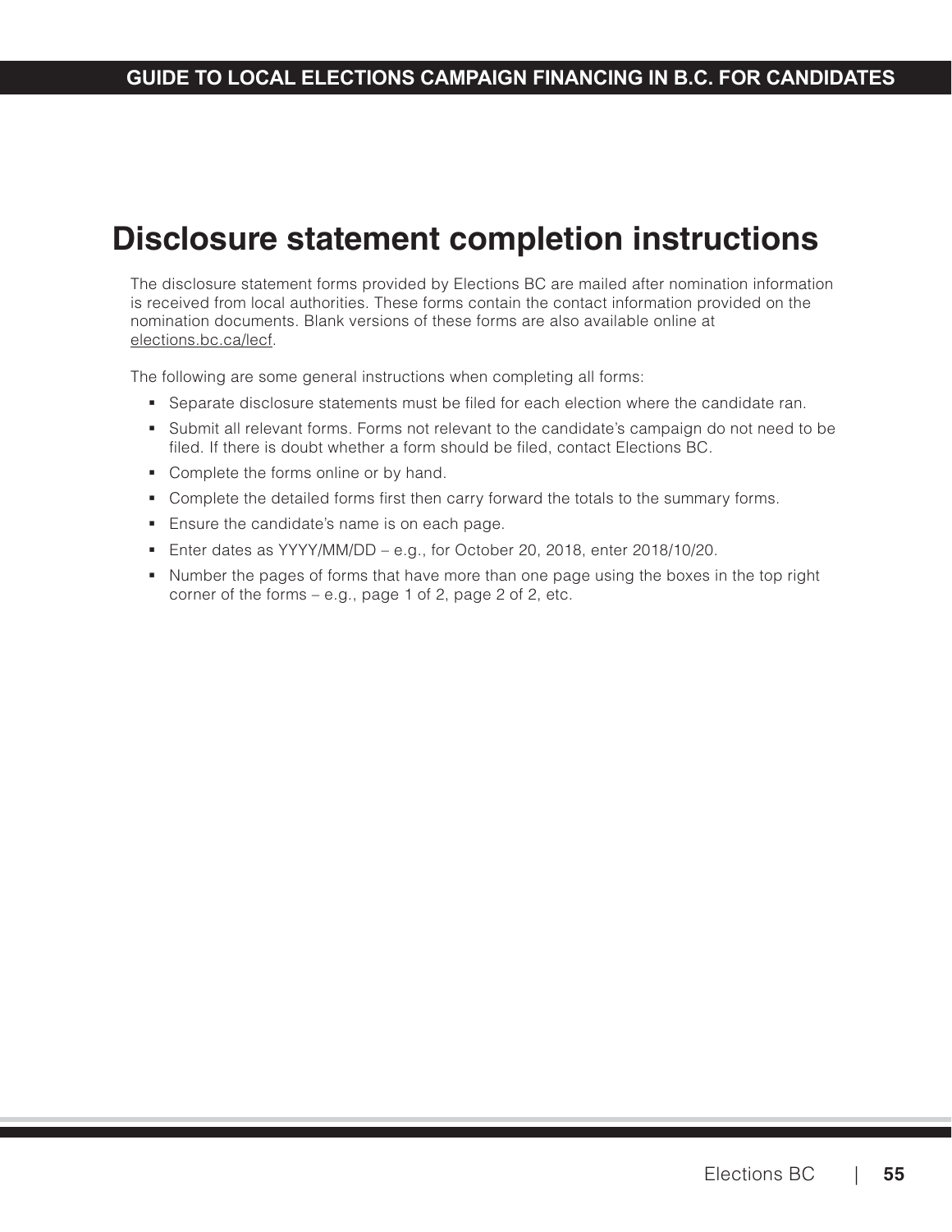# Disclosure statement completion instructions

The disclosure statement forms provided by Elections BC are mailed after nomination information is received from local authorities. These forms contain the contact information provided on the nomination documents. Blank versions of these forms are also available online at elections.bc.ca/lecf.

The following are some general instructions when completing all forms:

- Separate disclosure statements must be filed for each election where the candidate ran.
- Submit all relevant forms. Forms not relevant to the candidate's campaign do not need to be filed. If there is doubt whether a form should be filed, contact Elections BC.
- Complete the forms online or by hand.
- Complete the detailed forms first then carry forward the totals to the summary forms.
- Ensure the candidate's name is on each page.
- Enter dates as YYYY/MM/DD – e.g., for October 20, 2018, enter 2018/10/20.
- Number the pages of forms that have more than one page using the boxes in the top right corner of the forms – e.g., page 1 of 2, page 2 of 2, etc.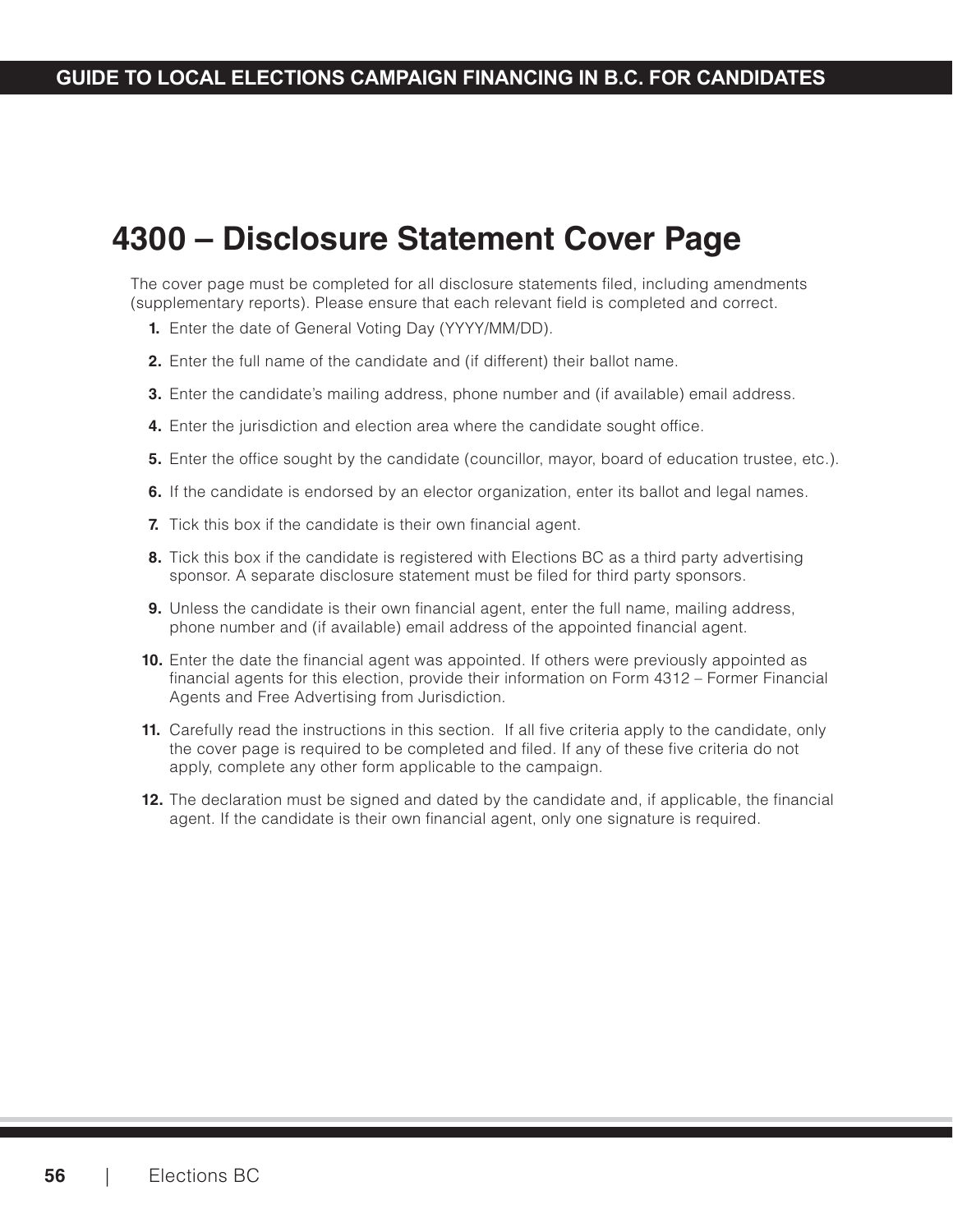# 4300 – Disclosure Statement Cover Page

The cover page must be completed for all disclosure statements filed, including amendments (supplementary reports). Please ensure that each relevant field is completed and correct.

1. Enter the date of General Voting Day (YYYY/MM/DD).
2. Enter the full name of the candidate and (if different) their ballot name.
3. Enter the candidate's mailing address, phone number and (if available) email address.
4. Enter the jurisdiction and election area where the candidate sought office.
5. Enter the office sought by the candidate (councillor, mayor, board of education trustee, etc.).
6. If the candidate is endorsed by an elector organization, enter its ballot and legal names.
7. Tick this box if the candidate is their own financial agent.
8. Tick this box if the candidate is registered with Elections BC as a third party advertising sponsor. A separate disclosure statement must be filed for third party sponsors.
9. Unless the candidate is their own financial agent, enter the full name, mailing address, phone number and (if available) email address of the appointed financial agent.
10. Enter the date the financial agent was appointed. If others were previously appointed as financial agents for this election, provide their information on Form 4312 – Former Financial Agents and Free Advertising from Jurisdiction.
11. Carefully read the instructions in this section. If all five criteria apply to the candidate, only the cover page is required to be completed and filed. If any of these five criteria do not apply, complete any other form applicable to the campaign.
12. The declaration must be signed and dated by the candidate and, if applicable, the financial agent. If the candidate is their own financial agent, only one signature is required.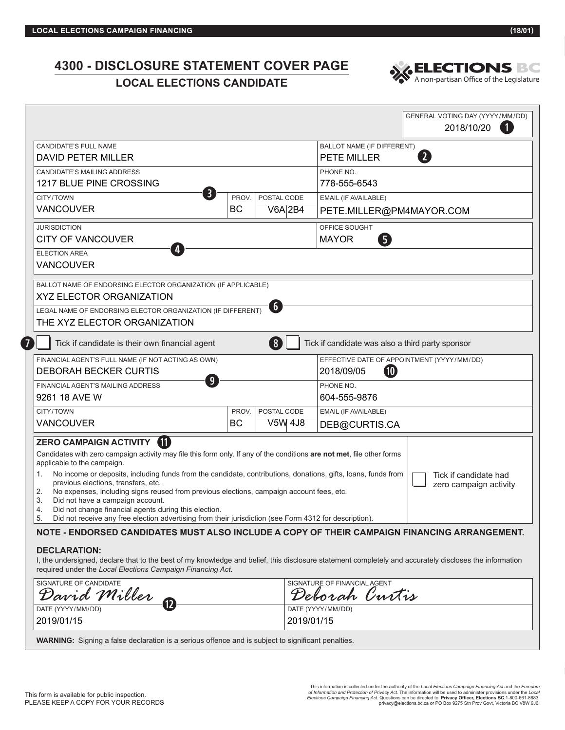# 4300 - DISCLOSURE STATEMENT COVER PAGE

## LOCAL ELECTIONS CANDIDATE

ELECTIONS BC
A non-partisan Office of the Legislature

| | |
|---|---|
| GENERAL VOTING DAY (YYYY/MM/DD) | 2018/10/20 ❶ |

| CANDIDATE'S FULL NAME | BALLOT NAME (IF DIFFERENT) |
|---|---|
| DAVID PETER MILLER | PETE MILLER ❷ |

| CANDIDATE'S MAILING ADDRESS | | | PHONE NO. |
|---|---|---|---|
| 1217 BLUE PINE CROSSING ❸ | | | 778-555-6543 |
| CITY/TOWN | PROV. | POSTAL CODE | EMAIL (IF AVAILABLE) |
| VANCOUVER | BC | V6A 2B4 | PETE.MILLER@PM4MAYOR.COM |

| JURISDICTION | OFFICE SOUGHT |
|---|---|
| CITY OF VANCOUVER ❹ | MAYOR ❺ |
| ELECTION AREA | |
| VANCOUVER | |

| |
|---|
| BALLOT NAME OF ENDORSING ELECTOR ORGANIZATION (IF APPLICABLE) |
| XYZ ELECTOR ORGANIZATION ❻ |
| LEGAL NAME OF ENDORSING ELECTOR ORGANIZATION (IF DIFFERENT) |
| THE XYZ ELECTOR ORGANIZATION |

❼ ☐ Tick if candidate is their own financial agent

❽ ☐ Tick if candidate was also a third party sponsor

| FINANCIAL AGENT'S FULL NAME (IF NOT ACTING AS OWN) | | | EFFECTIVE DATE OF APPOINTMENT (YYYY/MM/DD) |
|---|---|---|---|
| DEBORAH BECKER CURTIS ❾ | | | 2018/09/05 ❿ |
| FINANCIAL AGENT'S MAILING ADDRESS | | | PHONE NO. |
| 9261 18 AVE W | | | 604-555-9876 |
| CITY/TOWN | PROV. | POSTAL CODE | EMAIL (IF AVAILABLE) |
| VANCOUVER | BC | V5W 4J8 | DEB@CURTIS.CA |

### ZERO CAMPAIGN ACTIVITY ⓫

Candidates with zero campaign activity may file this form only. If any of the conditions **are not met**, file other forms applicable to the campaign.

1. No income or deposits, including funds from the candidate, contributions, donations, gifts, loans, funds from previous elections, transfers, etc.
2. No expenses, including signs reused from previous elections, campaign account fees, etc.
3. Did not have a campaign account.
4. Did not change financial agents during this election.
5. Did not receive any free election advertising from their jurisdiction (see Form 4312 for description).

☐ Tick if candidate had zero campaign activity

**NOTE - ENDORSED CANDIDATES MUST ALSO INCLUDE A COPY OF THEIR CAMPAIGN FINANCING ARRANGEMENT.**

### DECLARATION:

I, the undersigned, declare that to the best of my knowledge and belief, this disclosure statement completely and accurately discloses the information required under the *Local Elections Campaign Financing Act*.

| SIGNATURE OF CANDIDATE | SIGNATURE OF FINANCIAL AGENT |
|---|---|
| David Miller ⓬ | Deborah Curtis |
| DATE (YYYY/MM/DD) | DATE (YYYY/MM/DD) |
| 2019/01/15 | 2019/01/15 |

**WARNING:** Signing a false declaration is a serious offence and is subject to significant penalties.

This form is available for public inspection.
PLEASE KEEP A COPY FOR YOUR RECORDS

This information is collected under the authority of the *Local Elections Campaign Financing Act* and the *Freedom of Information and Protection of Privacy Act*. The information will be used to administer provisions under the *Local Elections Campaign Financing Act*. Questions can be directed to: **Privacy Officer, Elections BC** 1-800-661-8683, privacy@elections.bc.ca or PO Box 9275 Stn Prov Govt, Victoria BC V8W 9J6.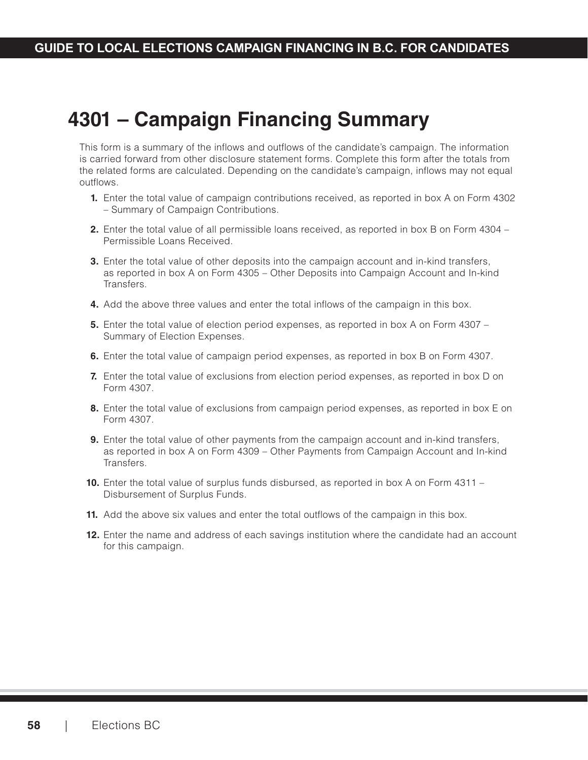# 4301 – Campaign Financing Summary

This form is a summary of the inflows and outflows of the candidate's campaign. The information is carried forward from other disclosure statement forms. Complete this form after the totals from the related forms are calculated. Depending on the candidate's campaign, inflows may not equal outflows.

1. Enter the total value of campaign contributions received, as reported in box A on Form 4302 – Summary of Campaign Contributions.
2. Enter the total value of all permissible loans received, as reported in box B on Form 4304 – Permissible Loans Received.
3. Enter the total value of other deposits into the campaign account and in-kind transfers, as reported in box A on Form 4305 – Other Deposits into Campaign Account and In-kind Transfers.
4. Add the above three values and enter the total inflows of the campaign in this box.
5. Enter the total value of election period expenses, as reported in box A on Form 4307 – Summary of Election Expenses.
6. Enter the total value of campaign period expenses, as reported in box B on Form 4307.
7. Enter the total value of exclusions from election period expenses, as reported in box D on Form 4307.
8. Enter the total value of exclusions from campaign period expenses, as reported in box E on Form 4307.
9. Enter the total value of other payments from the campaign account and in-kind transfers, as reported in box A on Form 4309 – Other Payments from Campaign Account and In-kind Transfers.
10. Enter the total value of surplus funds disbursed, as reported in box A on Form 4311 – Disbursement of Surplus Funds.
11. Add the above six values and enter the total outflows of the campaign in this box.
12. Enter the name and address of each savings institution where the candidate had an account for this campaign.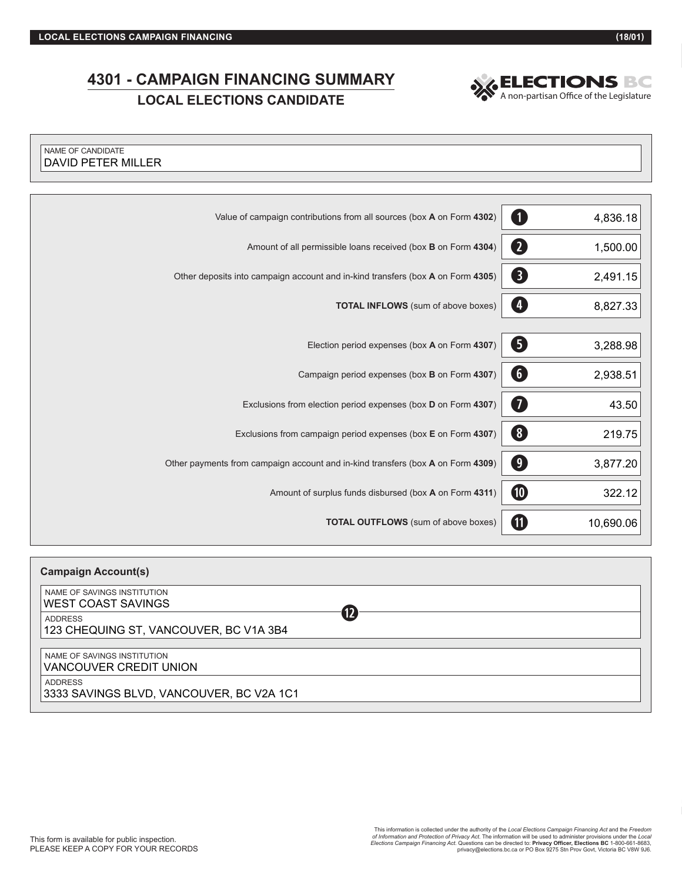# 4301 - CAMPAIGN FINANCING SUMMARY

## LOCAL ELECTIONS CANDIDATE

ELECTIONS BC
A non-partisan Office of the Legislature

NAME OF CANDIDATE
DAVID PETER MILLER

| Description | # | Amount |
|---|---|---|
| Value of campaign contributions from all sources (box **A** on Form **4302**) | 1 | 4,836.18 |
| Amount of all permissible loans received (box **B** on Form **4304**) | 2 | 1,500.00 |
| Other deposits into campaign account and in-kind transfers (box **A** on Form **4305**) | 3 | 2,491.15 |
| **TOTAL INFLOWS** (sum of above boxes) | 4 | 8,827.33 |
| Election period expenses (box **A** on Form **4307**) | 5 | 3,288.98 |
| Campaign period expenses (box **B** on Form **4307**) | 6 | 2,938.51 |
| Exclusions from election period expenses (box **D** on Form **4307**) | 7 | 43.50 |
| Exclusions from campaign period expenses (box **E** on Form **4307**) | 8 | 219.75 |
| Other payments from campaign account and in-kind transfers (box **A** on Form **4309**) | 9 | 3,877.20 |
| Amount of surplus funds disbursed (box **A** on Form **4311**) | 10 | 322.12 |
| **TOTAL OUTFLOWS** (sum of above boxes) | 11 | 10,690.06 |

**Campaign Account(s)** (12)

NAME OF SAVINGS INSTITUTION
WEST COAST SAVINGS

ADDRESS
123 CHEQUING ST, VANCOUVER, BC V1A 3B4

NAME OF SAVINGS INSTITUTION
VANCOUVER CREDIT UNION

ADDRESS
3333 SAVINGS BLVD, VANCOUVER, BC V2A 1C1

This form is available for public inspection.
PLEASE KEEP A COPY FOR YOUR RECORDS

This information is collected under the authority of the *Local Elections Campaign Financing Act* and the *Freedom of Information and Protection of Privacy Act*. The information will be used to administer provisions under the *Local Elections Campaign Financing Act*. Questions can be directed to: **Privacy Officer, Elections BC** 1-800-661-8683, privacy@elections.bc.ca or PO Box 9275 Stn Prov Govt, Victoria BC V8W 9J6.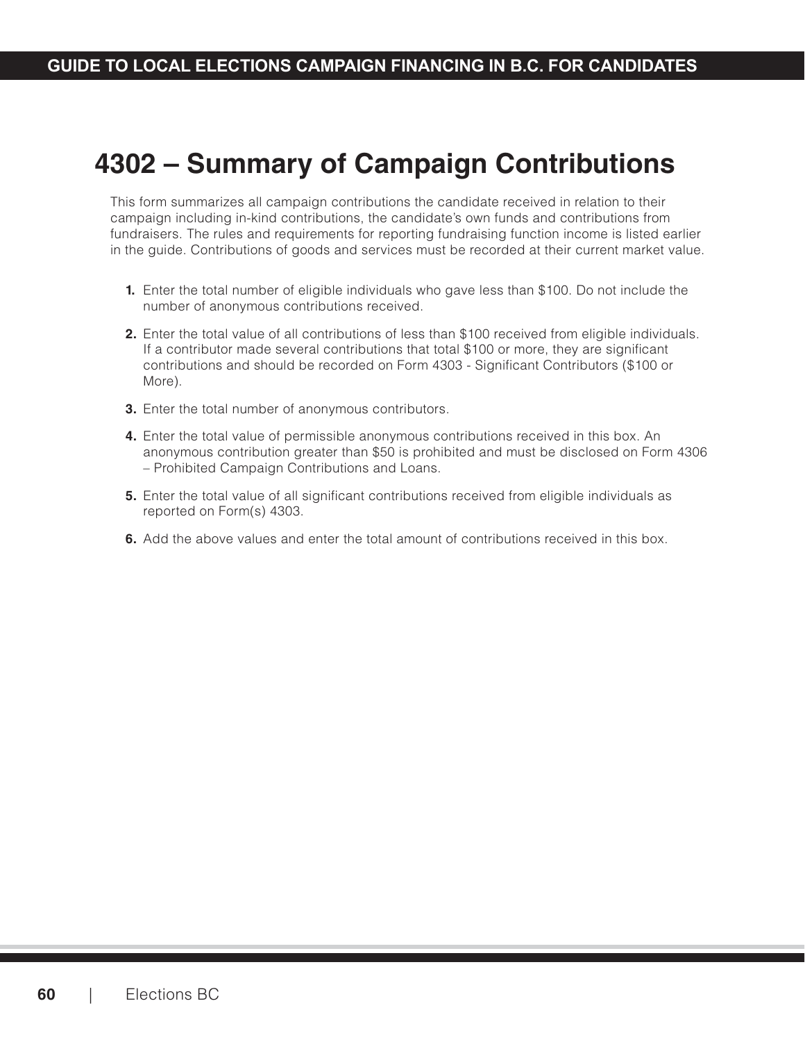# 4302 – Summary of Campaign Contributions

This form summarizes all campaign contributions the candidate received in relation to their campaign including in-kind contributions, the candidate's own funds and contributions from fundraisers. The rules and requirements for reporting fundraising function income is listed earlier in the guide. Contributions of goods and services must be recorded at their current market value.

1. Enter the total number of eligible individuals who gave less than $100. Do not include the number of anonymous contributions received.
2. Enter the total value of all contributions of less than $100 received from eligible individuals. If a contributor made several contributions that total $100 or more, they are significant contributions and should be recorded on Form 4303 - Significant Contributors ($100 or More).
3. Enter the total number of anonymous contributors.
4. Enter the total value of permissible anonymous contributions received in this box. An anonymous contribution greater than $50 is prohibited and must be disclosed on Form 4306 – Prohibited Campaign Contributions and Loans.
5. Enter the total value of all significant contributions received from eligible individuals as reported on Form(s) 4303.
6. Add the above values and enter the total amount of contributions received in this box.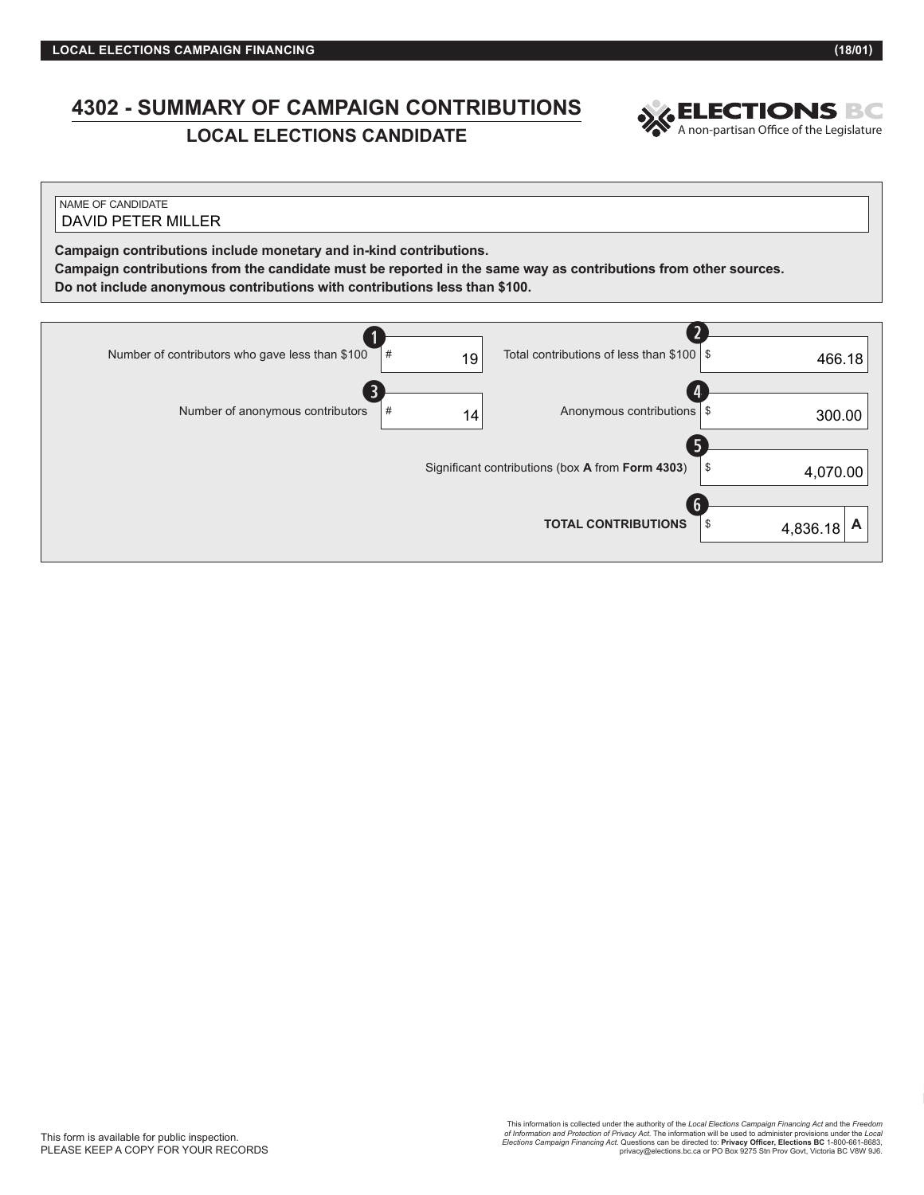# 4302 - SUMMARY OF CAMPAIGN CONTRIBUTIONS

## LOCAL ELECTIONS CANDIDATE

ELECTIONS BC
A non-partisan Office of the Legislature

NAME OF CANDIDATE
DAVID PETER MILLER

**Campaign contributions include monetary and in-kind contributions.**
**Campaign contributions from the candidate must be reported in the same way as contributions from other sources.**
**Do not include anonymous contributions with contributions less than $100.**

| | | | | |
|---|---|---|---|---|
| 1 | Number of contributors who gave less than $100 | # 19 | 2 Total contributions of less than $100 | $ 466.18 |
| 3 | Number of anonymous contributors | # 14 | 4 Anonymous contributions | $ 300.00 |
| | | | 5 Significant contributions (box **A** from **Form 4303**) | $ 4,070.00 |
| | | | 6 **TOTAL CONTRIBUTIONS** | $ 4,836.18 **A** |

This form is available for public inspection.
PLEASE KEEP A COPY FOR YOUR RECORDS

This information is collected under the authority of the *Local Elections Campaign Financing Act* and the *Freedom of Information and Protection of Privacy Act*. The information will be used to administer provisions under the *Local Elections Campaign Financing Act*. Questions can be directed to: **Privacy Officer, Elections BC** 1-800-661-8683, privacy@elections.bc.ca or PO Box 9275 Stn Prov Govt, Victoria BC V8W 9J6.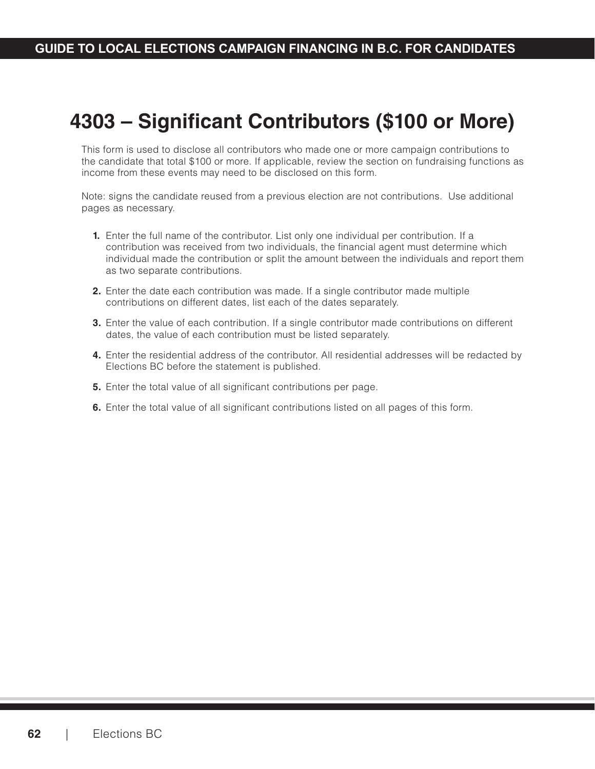# 4303 – Significant Contributors ($100 or More)

This form is used to disclose all contributors who made one or more campaign contributions to the candidate that total $100 or more. If applicable, review the section on fundraising functions as income from these events may need to be disclosed on this form.

Note: signs the candidate reused from a previous election are not contributions. Use additional pages as necessary.

1. Enter the full name of the contributor. List only one individual per contribution. If a contribution was received from two individuals, the financial agent must determine which individual made the contribution or split the amount between the individuals and report them as two separate contributions.
2. Enter the date each contribution was made. If a single contributor made multiple contributions on different dates, list each of the dates separately.
3. Enter the value of each contribution. If a single contributor made contributions on different dates, the value of each contribution must be listed separately.
4. Enter the residential address of the contributor. All residential addresses will be redacted by Elections BC before the statement is published.
5. Enter the total value of all significant contributions per page.
6. Enter the total value of all significant contributions listed on all pages of this form.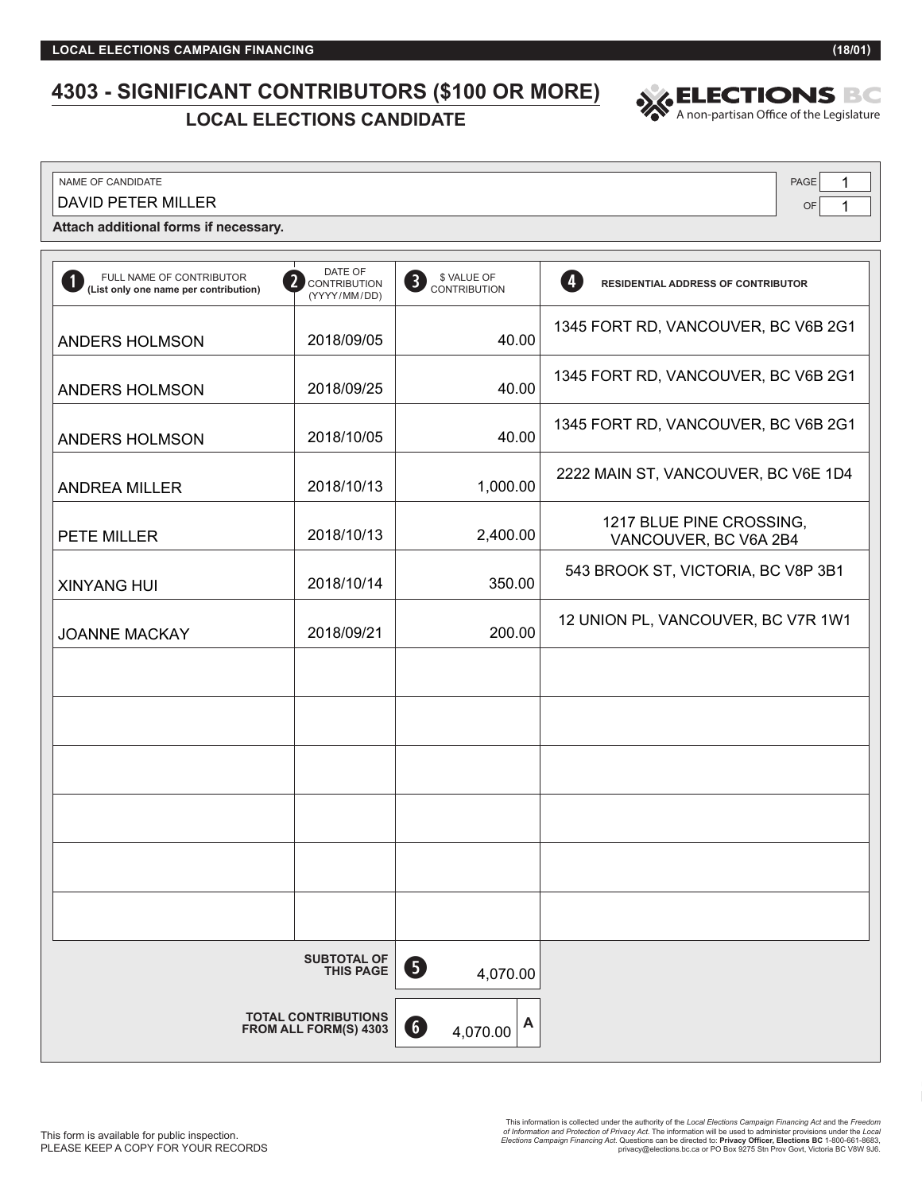LOCAL ELECTIONS CAMPAIGN FINANCING (18/01)

# 4303 - SIGNIFICANT CONTRIBUTORS ($100 OR MORE)

## LOCAL ELECTIONS CANDIDATE

ELECTIONS BC
A non-partisan Office of the Legislature

NAME OF CANDIDATE: DAVID PETER MILLER

PAGE 1 OF 1

**Attach additional forms if necessary.**

| 1 FULL NAME OF CONTRIBUTOR **(List only one name per contribution)** | 2 DATE OF CONTRIBUTION (YYYY/MM/DD) | 3 $ VALUE OF CONTRIBUTION | 4 **RESIDENTIAL ADDRESS OF CONTRIBUTOR** |
|---|---|---|---|
| ANDERS HOLMSON | 2018/09/05 | 40.00 | 1345 FORT RD, VANCOUVER, BC V6B 2G1 |
| ANDERS HOLMSON | 2018/09/25 | 40.00 | 1345 FORT RD, VANCOUVER, BC V6B 2G1 |
| ANDERS HOLMSON | 2018/10/05 | 40.00 | 1345 FORT RD, VANCOUVER, BC V6B 2G1 |
| ANDREA MILLER | 2018/10/13 | 1,000.00 | 2222 MAIN ST, VANCOUVER, BC V6E 1D4 |
| PETE MILLER | 2018/10/13 | 2,400.00 | 1217 BLUE PINE CROSSING, VANCOUVER, BC V6A 2B4 |
| XINYANG HUI | 2018/10/14 | 350.00 | 543 BROOK ST, VICTORIA, BC V8P 3B1 |
| JOANNE MACKAY | 2018/09/21 | 200.00 | 12 UNION PL, VANCOUVER, BC V7R 1W1 |
| | | | |
| | | | |
| | | | |
| | | | |
| | | | |
| | | | |
| | **SUBTOTAL OF THIS PAGE** | 5 4,070.00 | |
| | **TOTAL CONTRIBUTIONS FROM ALL FORM(S) 4303** | 6 4,070.00 **A** | |

This form is available for public inspection.
PLEASE KEEP A COPY FOR YOUR RECORDS

This information is collected under the authority of the *Local Elections Campaign Financing Act* and the *Freedom of Information and Protection of Privacy Act*. The information will be used to administer provisions under the *Local Elections Campaign Financing Act*. Questions can be directed to: **Privacy Officer, Elections BC** 1-800-661-8683, privacy@elections.bc.ca or PO Box 9275 Stn Prov Govt, Victoria BC V8W 9J6.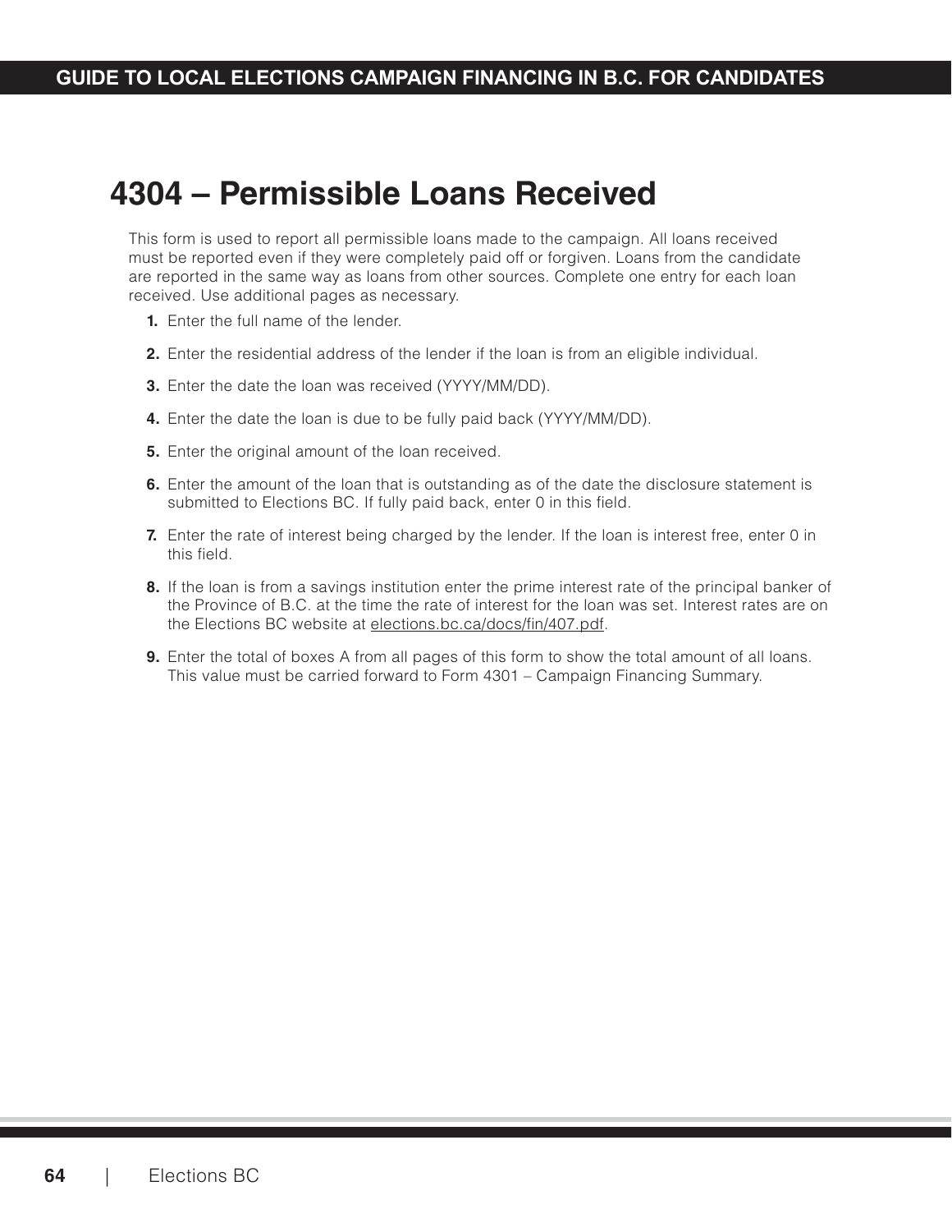# 4304 – Permissible Loans Received

This form is used to report all permissible loans made to the campaign. All loans received must be reported even if they were completely paid off or forgiven. Loans from the candidate are reported in the same way as loans from other sources. Complete one entry for each loan received. Use additional pages as necessary.

1. Enter the full name of the lender.
2. Enter the residential address of the lender if the loan is from an eligible individual.
3. Enter the date the loan was received (YYYY/MM/DD).
4. Enter the date the loan is due to be fully paid back (YYYY/MM/DD).
5. Enter the original amount of the loan received.
6. Enter the amount of the loan that is outstanding as of the date the disclosure statement is submitted to Elections BC. If fully paid back, enter 0 in this field.
7. Enter the rate of interest being charged by the lender. If the loan is interest free, enter 0 in this field.
8. If the loan is from a savings institution enter the prime interest rate of the principal banker of the Province of B.C. at the time the rate of interest for the loan was set. Interest rates are on the Elections BC website at elections.bc.ca/docs/fin/407.pdf.
9. Enter the total of boxes A from all pages of this form to show the total amount of all loans. This value must be carried forward to Form 4301 – Campaign Financing Summary.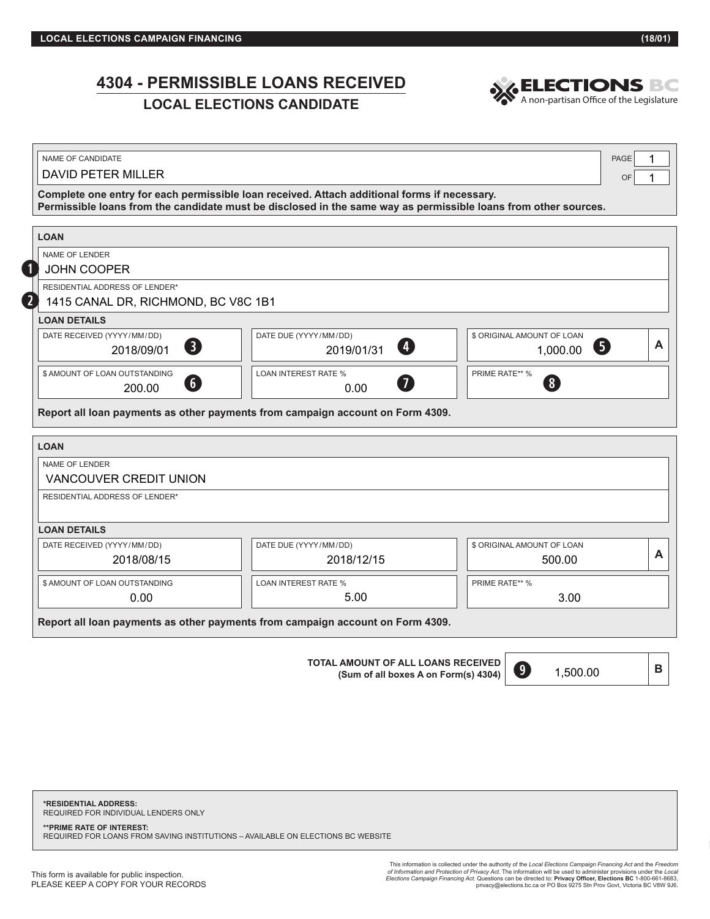LOCAL ELECTIONS CAMPAIGN FINANCING (18/01)

# 4304 - PERMISSIBLE LOANS RECEIVED

## LOCAL ELECTIONS CANDIDATE

ELECTIONS BC
A non-partisan Office of the Legislature

| NAME OF CANDIDATE | PAGE 1 OF 1 |
|---|---|
| DAVID PETER MILLER | |

**Complete one entry for each permissible loan received. Attach additional forms if necessary.**
**Permissible loans from the candidate must be disclosed in the same way as permissible loans from other sources.**

### LOAN

| Field | Value |
|---|---|
| ❶ NAME OF LENDER | JOHN COOPER |
| ❷ RESIDENTIAL ADDRESS OF LENDER* | 1415 CANAL DR, RICHMOND, BC V8C 1B1 |

**LOAN DETAILS**

| DATE RECEIVED (YYYY/MM/DD) | DATE DUE (YYYY/MM/DD) | $ ORIGINAL AMOUNT OF LOAN (A) |
|---|---|---|
| 2018/09/01 ❸ | 2019/01/31 ❹ | 1,000.00 ❺ |

| $ AMOUNT OF LOAN OUTSTANDING | LOAN INTEREST RATE % | PRIME RATE** % |
|---|---|---|
| 200.00 ❻ | 0.00 ❼ | ❽ |

**Report all loan payments as other payments from campaign account on Form 4309.**

### LOAN

| Field | Value |
|---|---|
| NAME OF LENDER | VANCOUVER CREDIT UNION |
| RESIDENTIAL ADDRESS OF LENDER* | |

**LOAN DETAILS**

| DATE RECEIVED (YYYY/MM/DD) | DATE DUE (YYYY/MM/DD) | $ ORIGINAL AMOUNT OF LOAN (A) |
|---|---|---|
| 2018/08/15 | 2018/12/15 | 500.00 |

| $ AMOUNT OF LOAN OUTSTANDING | LOAN INTEREST RATE % | PRIME RATE** % |
|---|---|---|
| 0.00 | 5.00 | 3.00 |

**Report all loan payments as other payments from campaign account on Form 4309.**

**TOTAL AMOUNT OF ALL LOANS RECEIVED (Sum of all boxes A on Form(s) 4304)** ❾ 1,500.00 **B**

**\*RESIDENTIAL ADDRESS:**
REQUIRED FOR INDIVIDUAL LENDERS ONLY

**\*\*PRIME RATE OF INTEREST:**
REQUIRED FOR LOANS FROM SAVING INSTITUTIONS – AVAILABLE ON ELECTIONS BC WEBSITE

This form is available for public inspection.
PLEASE KEEP A COPY FOR YOUR RECORDS

This information is collected under the authority of the *Local Elections Campaign Financing Act* and the *Freedom of Information and Protection of Privacy Act*. The information will be used to administer provisions under the *Local Elections Campaign Financing Act*. Questions can be directed to: **Privacy Officer, Elections BC** 1-800-661-8683, privacy@elections.bc.ca or PO Box 9275 Stn Prov Govt, Victoria BC V8W 9J6.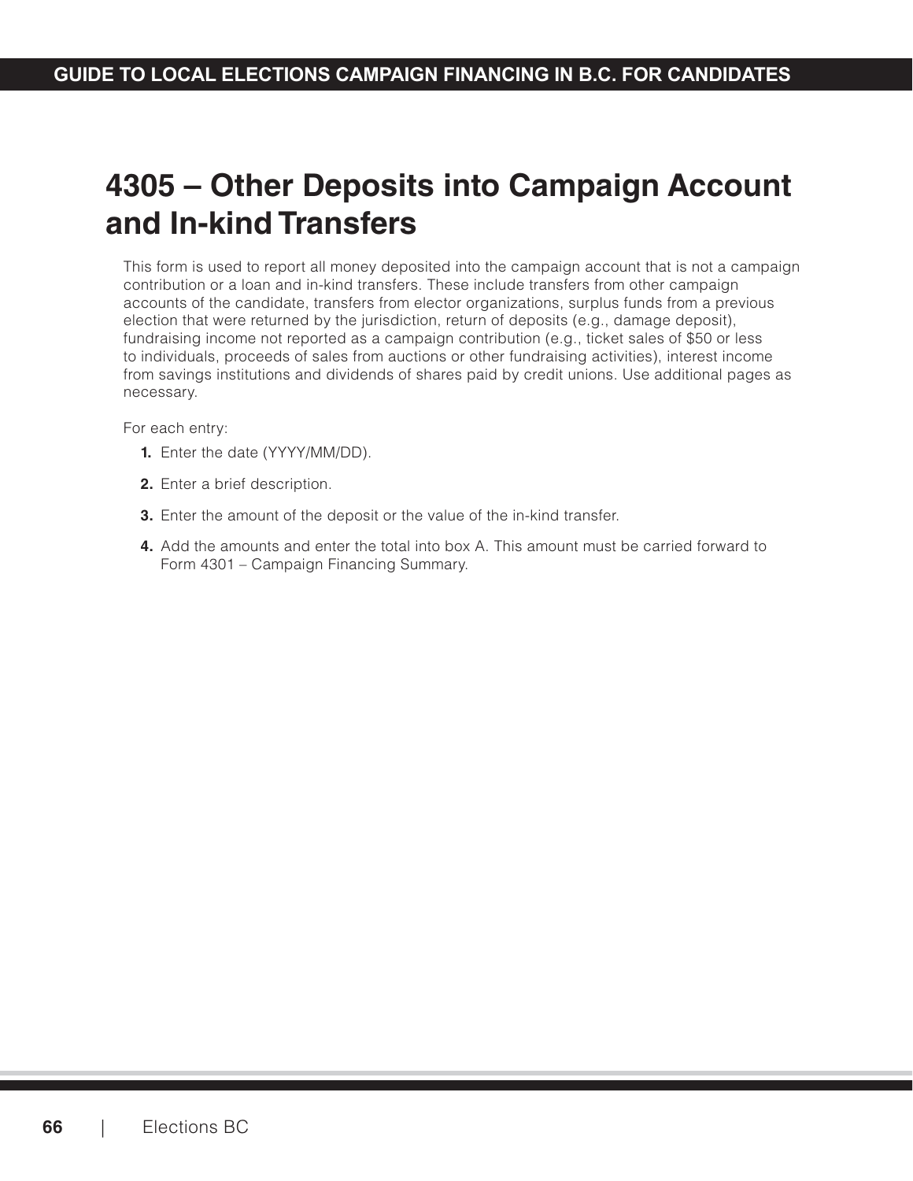# 4305 – Other Deposits into Campaign Account and In-kind Transfers

This form is used to report all money deposited into the campaign account that is not a campaign contribution or a loan and in-kind transfers. These include transfers from other campaign accounts of the candidate, transfers from elector organizations, surplus funds from a previous election that were returned by the jurisdiction, return of deposits (e.g., damage deposit), fundraising income not reported as a campaign contribution (e.g., ticket sales of $50 or less to individuals, proceeds of sales from auctions or other fundraising activities), interest income from savings institutions and dividends of shares paid by credit unions. Use additional pages as necessary.

For each entry:

1. Enter the date (YYYY/MM/DD).
2. Enter a brief description.
3. Enter the amount of the deposit or the value of the in-kind transfer.
4. Add the amounts and enter the total into box A. This amount must be carried forward to Form 4301 – Campaign Financing Summary.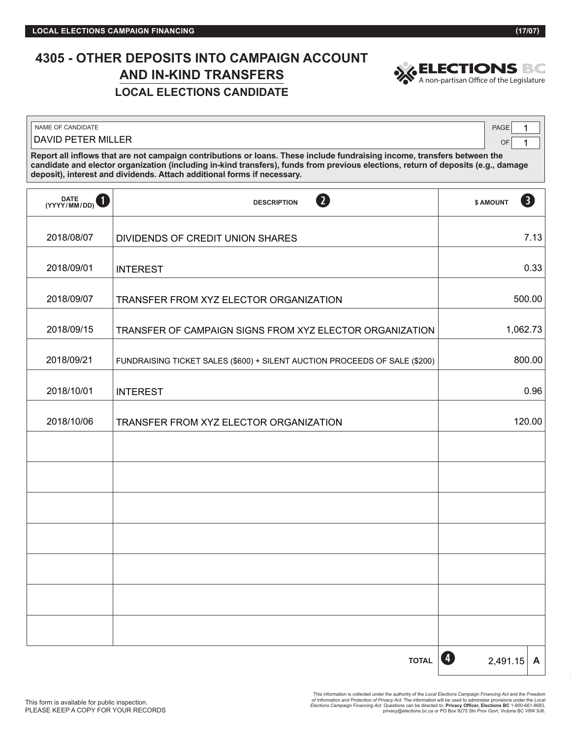# 4305 - OTHER DEPOSITS INTO CAMPAIGN ACCOUNT AND IN-KIND TRANSFERS

## LOCAL ELECTIONS CANDIDATE

ELECTIONS BC
A non-partisan Office of the Legislature

NAME OF CANDIDATE: DAVID PETER MILLER

PAGE 1 OF 1

**Report all inflows that are not campaign contributions or loans. These include fundraising income, transfers between the candidate and elector organization (including in-kind transfers), funds from previous elections, return of deposits (e.g., damage deposit), interest and dividends. Attach additional forms if necessary.**

| DATE (YYYY/MM/DD) ❶ | DESCRIPTION ❷ | $ AMOUNT ❸ |
|---|---|---|
| 2018/08/07 | DIVIDENDS OF CREDIT UNION SHARES | 7.13 |
| 2018/09/01 | INTEREST | 0.33 |
| 2018/09/07 | TRANSFER FROM XYZ ELECTOR ORGANIZATION | 500.00 |
| 2018/09/15 | TRANSFER OF CAMPAIGN SIGNS FROM XYZ ELECTOR ORGANIZATION | 1,062.73 |
| 2018/09/21 | FUNDRAISING TICKET SALES ($600) + SILENT AUCTION PROCEEDS OF SALE ($200) | 800.00 |
| 2018/10/01 | INTEREST | 0.96 |
| 2018/10/06 | TRANSFER FROM XYZ ELECTOR ORGANIZATION | 120.00 |
| | | |
| | | |
| | | |
| | | |
| | | |
| | | |
| | | |
| | **TOTAL** ❹ | 2,491.15 **A** |

This form is available for public inspection.
PLEASE KEEP A COPY FOR YOUR RECORDS

This information is collected under the authority of the *Local Elections Campaign Financing Act* and the *Freedom of Information and Protection of Privacy Act*. The information will be used to administer provisions under the *Local Elections Campaign Financing Act*. Questions can be directed to: **Privacy Officer, Elections BC** 1-800-661-8683, privacy@elections.bc.ca or PO Box 9275 Stn Prov Govt, Victoria BC V8W 9J6.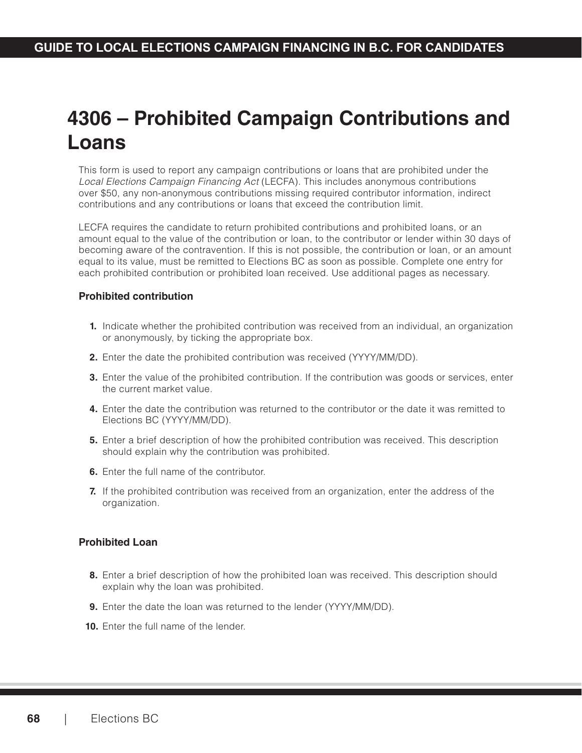# 4306 – Prohibited Campaign Contributions and Loans

This form is used to report any campaign contributions or loans that are prohibited under the *Local Elections Campaign Financing Act* (LECFA). This includes anonymous contributions over $50, any non-anonymous contributions missing required contributor information, indirect contributions and any contributions or loans that exceed the contribution limit.

LECFA requires the candidate to return prohibited contributions and prohibited loans, or an amount equal to the value of the contribution or loan, to the contributor or lender within 30 days of becoming aware of the contravention. If this is not possible, the contribution or loan, or an amount equal to its value, must be remitted to Elections BC as soon as possible. Complete one entry for each prohibited contribution or prohibited loan received. Use additional pages as necessary.

### Prohibited contribution

1. Indicate whether the prohibited contribution was received from an individual, an organization or anonymously, by ticking the appropriate box.
2. Enter the date the prohibited contribution was received (YYYY/MM/DD).
3. Enter the value of the prohibited contribution. If the contribution was goods or services, enter the current market value.
4. Enter the date the contribution was returned to the contributor or the date it was remitted to Elections BC (YYYY/MM/DD).
5. Enter a brief description of how the prohibited contribution was received. This description should explain why the contribution was prohibited.
6. Enter the full name of the contributor.
7. If the prohibited contribution was received from an organization, enter the address of the organization.

### Prohibited Loan

8. Enter a brief description of how the prohibited loan was received. This description should explain why the loan was prohibited.
9. Enter the date the loan was returned to the lender (YYYY/MM/DD).
10. Enter the full name of the lender.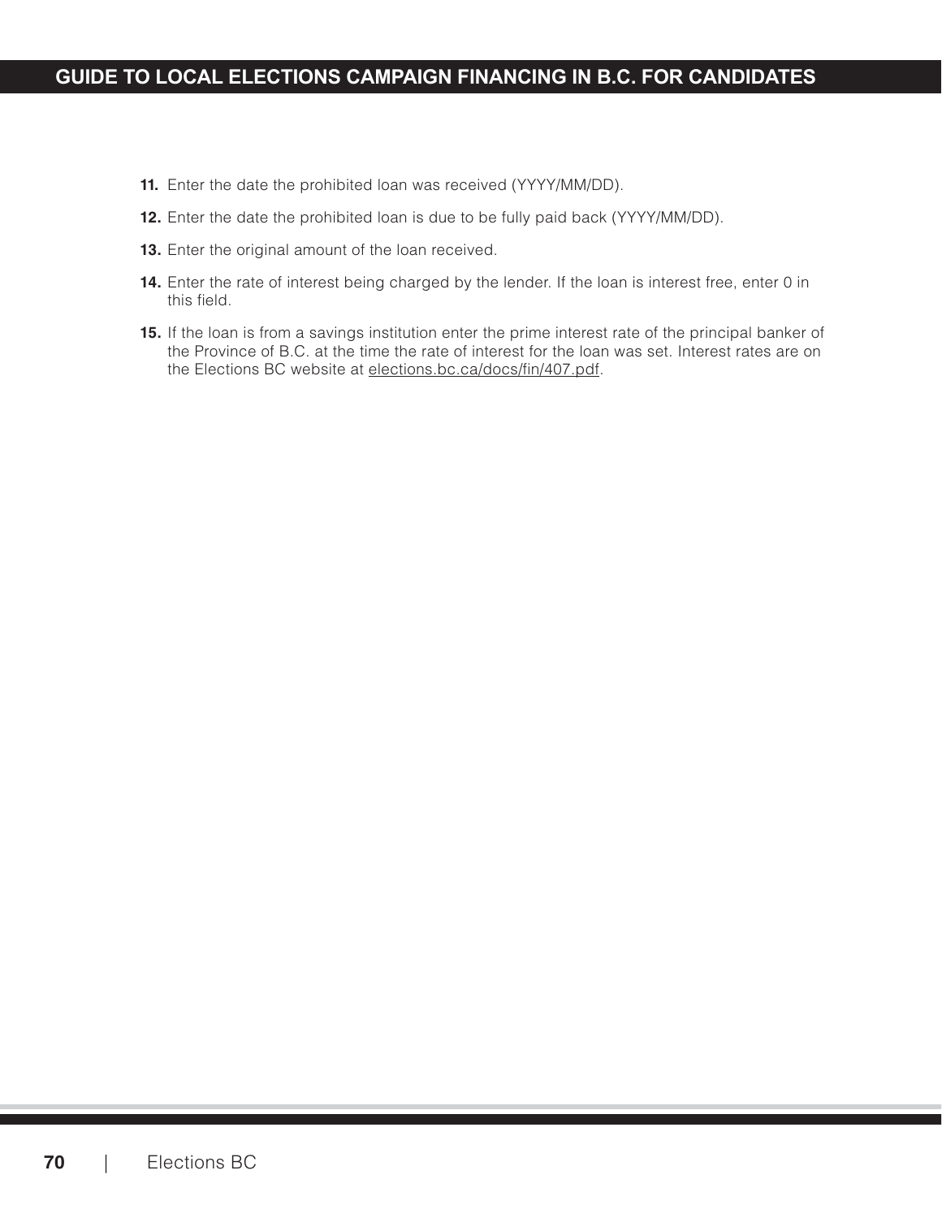11. Enter the date the prohibited loan was received (YYYY/MM/DD).

12. Enter the date the prohibited loan is due to be fully paid back (YYYY/MM/DD).

13. Enter the original amount of the loan received.

14. Enter the rate of interest being charged by the lender. If the loan is interest free, enter 0 in this field.

15. If the loan is from a savings institution enter the prime interest rate of the principal banker of the Province of B.C. at the time the rate of interest for the loan was set. Interest rates are on the Elections BC website at elections.bc.ca/docs/fin/407.pdf.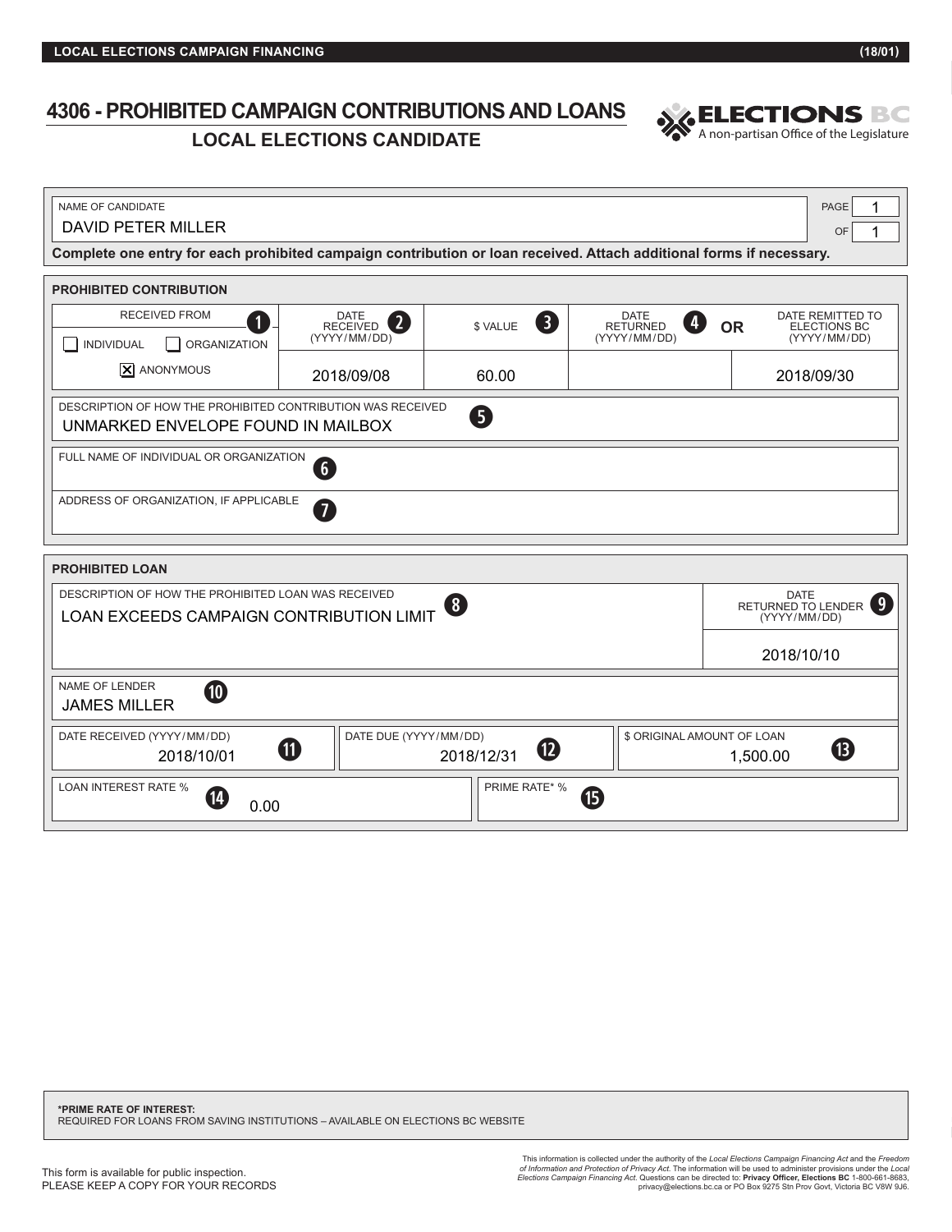LOCAL ELECTIONS CAMPAIGN FINANCING (18/01)

# 4306 - PROHIBITED CAMPAIGN CONTRIBUTIONS AND LOANS

## LOCAL ELECTIONS CANDIDATE

ELECTIONS BC
A non-partisan Office of the Legislature

NAME OF CANDIDATE: DAVID PETER MILLER

PAGE 1 OF 1

**Complete one entry for each prohibited campaign contribution or loan received. Attach additional forms if necessary.**

### PROHIBITED CONTRIBUTION

| 1 RECEIVED FROM | 2 DATE RECEIVED (YYYY/MM/DD) | 3 $ VALUE | 4 DATE RETURNED (YYYY/MM/DD) | OR | DATE REMITTED TO ELECTIONS BC (YYYY/MM/DD) |
|---|---|---|---|---|---|
| ☐ INDIVIDUAL ☐ ORGANIZATION ☒ ANONYMOUS | 2018/09/08 | 60.00 | | | 2018/09/30 |

5 DESCRIPTION OF HOW THE PROHIBITED CONTRIBUTION WAS RECEIVED: UNMARKED ENVELOPE FOUND IN MAILBOX

6 FULL NAME OF INDIVIDUAL OR ORGANIZATION:

7 ADDRESS OF ORGANIZATION, IF APPLICABLE:

### PROHIBITED LOAN

| 8 DESCRIPTION OF HOW THE PROHIBITED LOAN WAS RECEIVED | 9 DATE RETURNED TO LENDER (YYYY/MM/DD) |
|---|---|
| LOAN EXCEEDS CAMPAIGN CONTRIBUTION LIMIT | 2018/10/10 |

10 NAME OF LENDER: JAMES MILLER

| 11 DATE RECEIVED (YYYY/MM/DD) | 12 DATE DUE (YYYY/MM/DD) | 13 $ ORIGINAL AMOUNT OF LOAN |
|---|---|---|
| 2018/10/01 | 2018/12/31 | 1,500.00 |

| 14 LOAN INTEREST RATE % | 15 PRIME RATE* % |
|---|---|
| 0.00 | |

**\*PRIME RATE OF INTEREST:**
REQUIRED FOR LOANS FROM SAVING INSTITUTIONS – AVAILABLE ON ELECTIONS BC WEBSITE

This form is available for public inspection.
PLEASE KEEP A COPY FOR YOUR RECORDS

This information is collected under the authority of the *Local Elections Campaign Financing Act* and the *Freedom of Information and Protection of Privacy Act*. The information will be used to administer provisions under the *Local Elections Campaign Financing Act*. Questions can be directed to: **Privacy Officer, Elections BC** 1-800-661-8683, privacy@elections.bc.ca or PO Box 9275 Stn Prov Govt, Victoria BC V8W 9J6.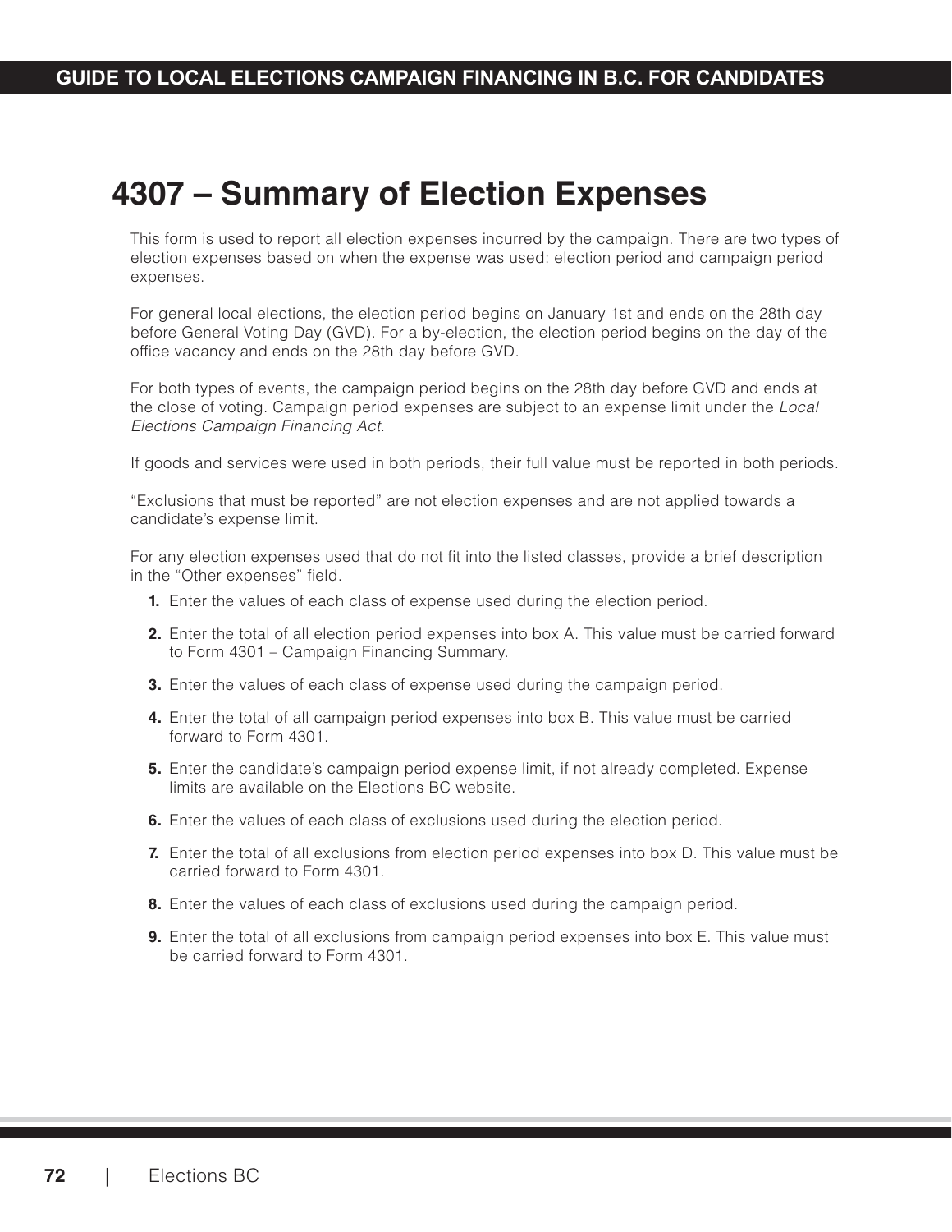# 4307 – Summary of Election Expenses

This form is used to report all election expenses incurred by the campaign. There are two types of election expenses based on when the expense was used: election period and campaign period expenses.

For general local elections, the election period begins on January 1st and ends on the 28th day before General Voting Day (GVD). For a by-election, the election period begins on the day of the office vacancy and ends on the 28th day before GVD.

For both types of events, the campaign period begins on the 28th day before GVD and ends at the close of voting. Campaign period expenses are subject to an expense limit under the *Local Elections Campaign Financing Act*.

If goods and services were used in both periods, their full value must be reported in both periods.

"Exclusions that must be reported" are not election expenses and are not applied towards a candidate's expense limit.

For any election expenses used that do not fit into the listed classes, provide a brief description in the "Other expenses" field.

1. Enter the values of each class of expense used during the election period.
2. Enter the total of all election period expenses into box A. This value must be carried forward to Form 4301 – Campaign Financing Summary.
3. Enter the values of each class of expense used during the campaign period.
4. Enter the total of all campaign period expenses into box B. This value must be carried forward to Form 4301.
5. Enter the candidate's campaign period expense limit, if not already completed. Expense limits are available on the Elections BC website.
6. Enter the values of each class of exclusions used during the election period.
7. Enter the total of all exclusions from election period expenses into box D. This value must be carried forward to Form 4301.
8. Enter the values of each class of exclusions used during the campaign period.
9. Enter the total of all exclusions from campaign period expenses into box E. This value must be carried forward to Form 4301.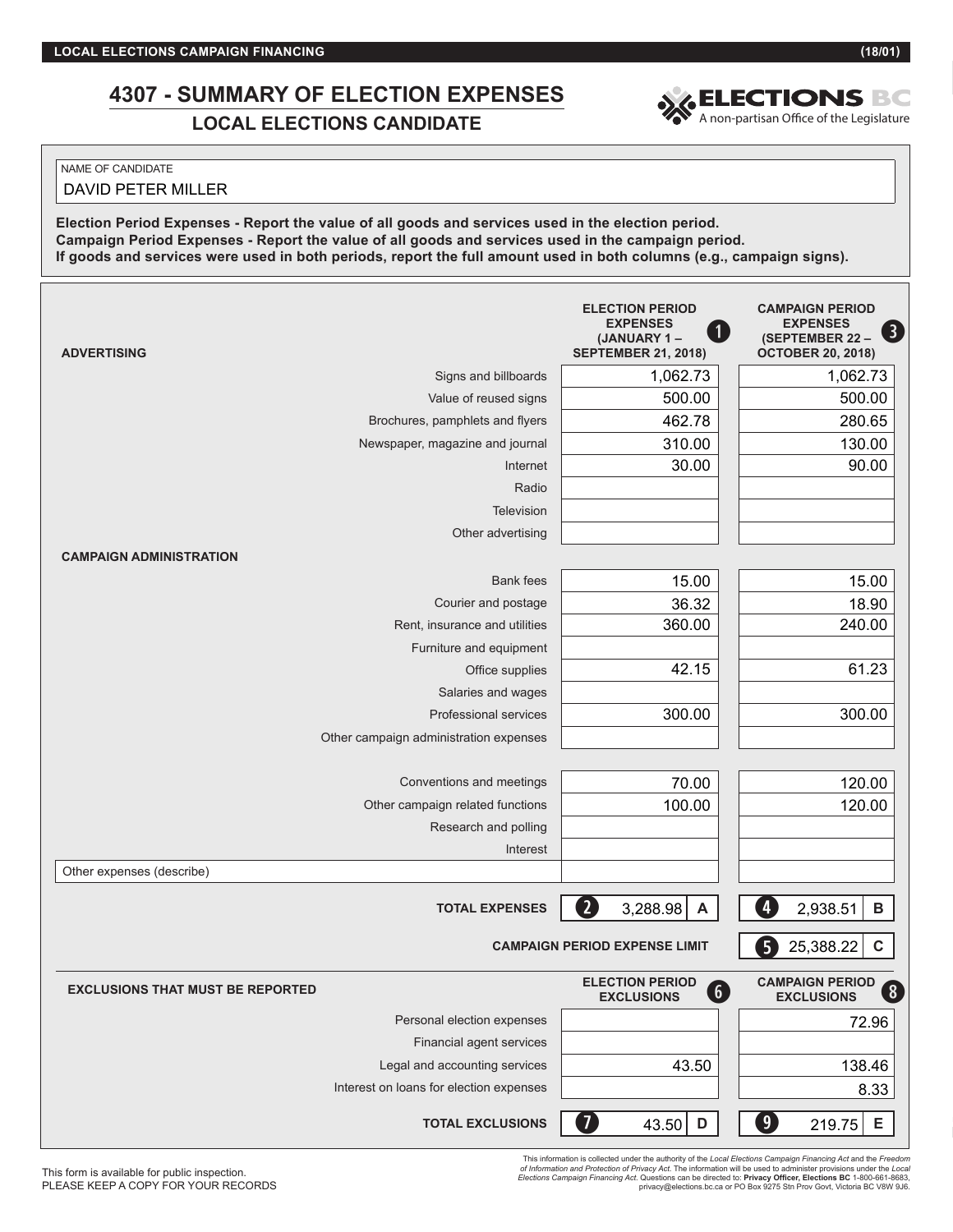**LOCAL ELECTIONS CAMPAIGN FINANCING** **(18/01)**

# 4307 - SUMMARY OF ELECTION EXPENSES

## LOCAL ELECTIONS CANDIDATE

ELECTIONS BC
A non-partisan Office of the Legislature

NAME OF CANDIDATE
DAVID PETER MILLER

**Election Period Expenses - Report the value of all goods and services used in the election period.**
**Campaign Period Expenses - Report the value of all goods and services used in the campaign period.**
**If goods and services were used in both periods, report the full amount used in both columns (e.g., campaign signs).**

| | ❶ ELECTION PERIOD EXPENSES (JANUARY 1 – SEPTEMBER 21, 2018) | ❸ CAMPAIGN PERIOD EXPENSES (SEPTEMBER 22 – OCTOBER 20, 2018) |
|---|---|---|
| **ADVERTISING** | | |
| Signs and billboards | 1,062.73 | 1,062.73 |
| Value of reused signs | 500.00 | 500.00 |
| Brochures, pamphlets and flyers | 462.78 | 280.65 |
| Newspaper, magazine and journal | 310.00 | 130.00 |
| Internet | 30.00 | 90.00 |
| Radio | | |
| Television | | |
| Other advertising | | |
| **CAMPAIGN ADMINISTRATION** | | |
| Bank fees | 15.00 | 15.00 |
| Courier and postage | 36.32 | 18.90 |
| Rent, insurance and utilities | 360.00 | 240.00 |
| Furniture and equipment | | |
| Office supplies | 42.15 | 61.23 |
| Salaries and wages | | |
| Professional services | 300.00 | 300.00 |
| Other campaign administration expenses | | |
| Conventions and meetings | 70.00 | 120.00 |
| Other campaign related functions | 100.00 | 120.00 |
| Research and polling | | |
| Interest | | |
| Other expenses (describe) | | |
| **TOTAL EXPENSES** | ❷ 3,288.98 **A** | ❹ 2,938.51 **B** |
| **CAMPAIGN PERIOD EXPENSE LIMIT** | | ❺ 25,388.22 **C** |

| **EXCLUSIONS THAT MUST BE REPORTED** | ❻ ELECTION PERIOD EXCLUSIONS | ❽ CAMPAIGN PERIOD EXCLUSIONS |
|---|---|---|
| Personal election expenses | | 72.96 |
| Financial agent services | | |
| Legal and accounting services | 43.50 | 138.46 |
| Interest on loans for election expenses | | 8.33 |
| **TOTAL EXCLUSIONS** | ❼ 43.50 **D** | ❾ 219.75 **E** |

This form is available for public inspection.
PLEASE KEEP A COPY FOR YOUR RECORDS

This information is collected under the authority of the *Local Elections Campaign Financing Act* and the *Freedom of Information and Protection of Privacy Act*. The information will be used to administer provisions under the *Local Elections Campaign Financing Act*. Questions can be directed to: **Privacy Officer, Elections BC** 1-800-661-8683, privacy@elections.bc.ca or PO Box 9275 Stn Prov Govt, Victoria BC V8W 9J6.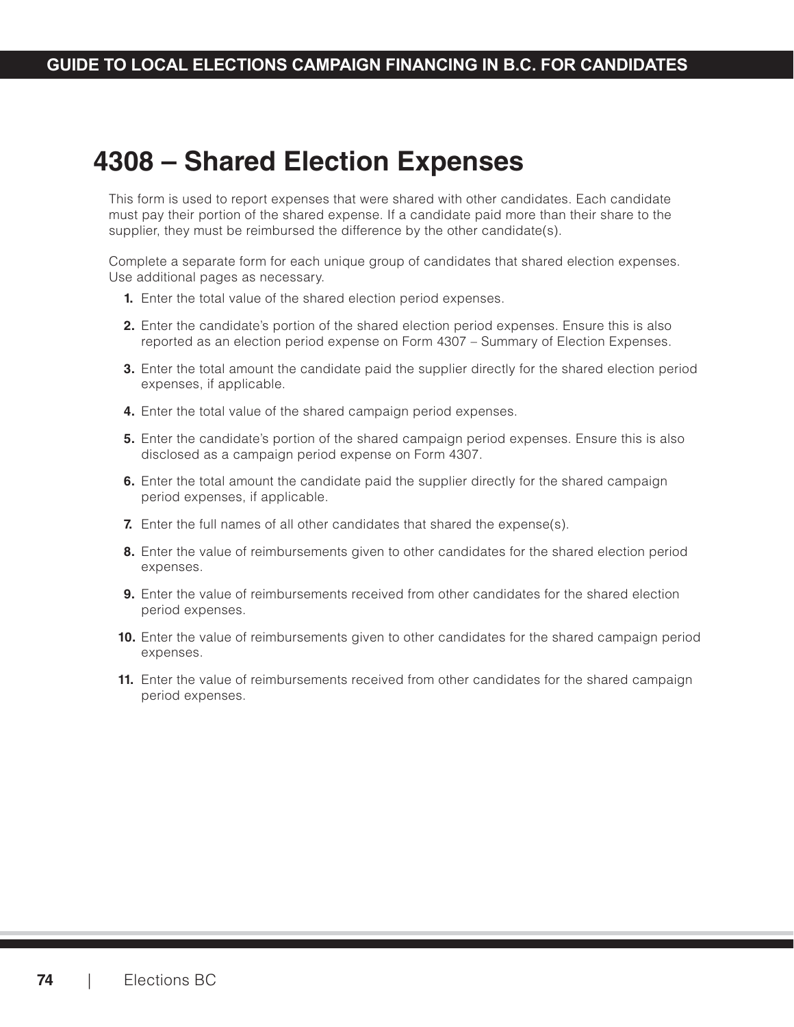# 4308 – Shared Election Expenses

This form is used to report expenses that were shared with other candidates. Each candidate must pay their portion of the shared expense. If a candidate paid more than their share to the supplier, they must be reimbursed the difference by the other candidate(s).

Complete a separate form for each unique group of candidates that shared election expenses. Use additional pages as necessary.

1. Enter the total value of the shared election period expenses.
2. Enter the candidate's portion of the shared election period expenses. Ensure this is also reported as an election period expense on Form 4307 – Summary of Election Expenses.
3. Enter the total amount the candidate paid the supplier directly for the shared election period expenses, if applicable.
4. Enter the total value of the shared campaign period expenses.
5. Enter the candidate's portion of the shared campaign period expenses. Ensure this is also disclosed as a campaign period expense on Form 4307.
6. Enter the total amount the candidate paid the supplier directly for the shared campaign period expenses, if applicable.
7. Enter the full names of all other candidates that shared the expense(s).
8. Enter the value of reimbursements given to other candidates for the shared election period expenses.
9. Enter the value of reimbursements received from other candidates for the shared election period expenses.
10. Enter the value of reimbursements given to other candidates for the shared campaign period expenses.
11. Enter the value of reimbursements received from other candidates for the shared campaign period expenses.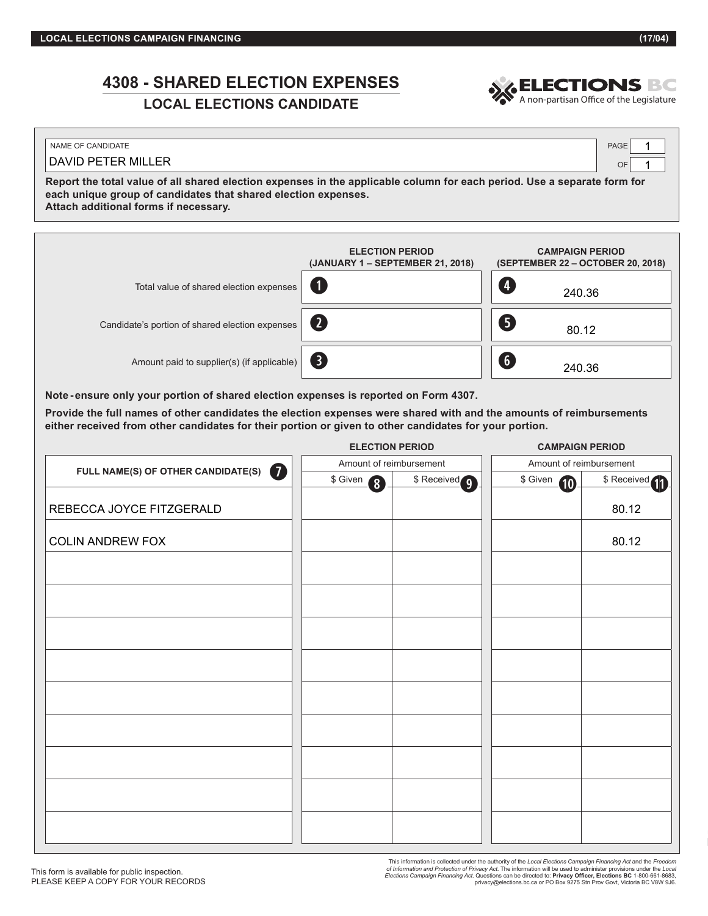# 4308 - SHARED ELECTION EXPENSES

## LOCAL ELECTIONS CANDIDATE

ELECTIONS BC
A non-partisan Office of the Legislature

NAME OF CANDIDATE
DAVID PETER MILLER

PAGE 1 OF 1

**Report the total value of all shared election expenses in the applicable column for each period. Use a separate form for each unique group of candidates that shared election expenses.**
**Attach additional forms if necessary.**

| | ELECTION PERIOD (JANUARY 1 – SEPTEMBER 21, 2018) | CAMPAIGN PERIOD (SEPTEMBER 22 – OCTOBER 20, 2018) |
|---|---|---|
| Total value of shared election expenses | 1 | 4 240.36 |
| Candidate's portion of shared election expenses | 2 | 5 80.12 |
| Amount paid to supplier(s) (if applicable) | 3 | 6 240.36 |

**Note - ensure only your portion of shared election expenses is reported on Form 4307.**

**Provide the full names of other candidates the election expenses were shared with and the amounts of reimbursements either received from other candidates for their portion or given to other candidates for your portion.**

| FULL NAME(S) OF OTHER CANDIDATE(S) 7 | ELECTION PERIOD Amount of reimbursement | | CAMPAIGN PERIOD Amount of reimbursement | |
|---|---|---|---|---|
| | $ Given 8 | $ Received 9 | $ Given 10 | $ Received 11 |
| REBECCA JOYCE FITZGERALD | | | | 80.12 |
| COLIN ANDREW FOX | | | | 80.12 |
| | | | | |
| | | | | |
| | | | | |
| | | | | |
| | | | | |
| | | | | |
| | | | | |
| | | | | |
| | | | | |

This form is available for public inspection.
PLEASE KEEP A COPY FOR YOUR RECORDS

This information is collected under the authority of the *Local Elections Campaign Financing Act* and the *Freedom of Information and Protection of Privacy Act*. The information will be used to administer provisions under the *Local Elections Campaign Financing Act*. Questions can be directed to: **Privacy Officer, Elections BC** 1-800-661-8683, privacy@elections.bc.ca or PO Box 9275 Stn Prov Govt, Victoria BC V8W 9J6.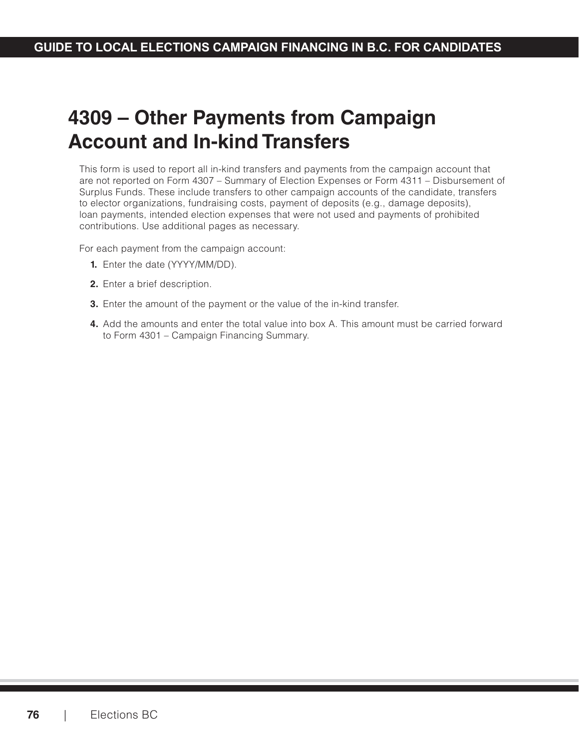# 4309 – Other Payments from Campaign Account and In-kind Transfers

This form is used to report all in-kind transfers and payments from the campaign account that are not reported on Form 4307 – Summary of Election Expenses or Form 4311 – Disbursement of Surplus Funds. These include transfers to other campaign accounts of the candidate, transfers to elector organizations, fundraising costs, payment of deposits (e.g., damage deposits), loan payments, intended election expenses that were not used and payments of prohibited contributions. Use additional pages as necessary.

For each payment from the campaign account:

1. Enter the date (YYYY/MM/DD).
2. Enter a brief description.
3. Enter the amount of the payment or the value of the in-kind transfer.
4. Add the amounts and enter the total value into box A. This amount must be carried forward to Form 4301 – Campaign Financing Summary.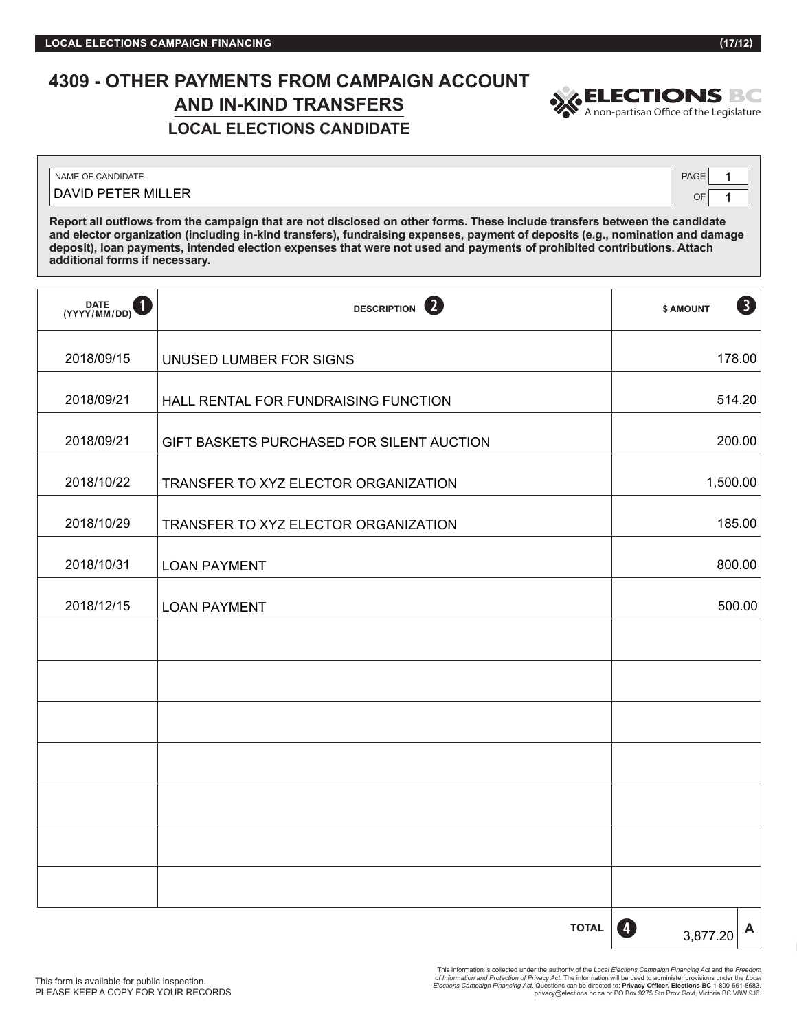# 4309 - OTHER PAYMENTS FROM CAMPAIGN ACCOUNT AND IN-KIND TRANSFERS

## LOCAL ELECTIONS CANDIDATE

ELECTIONS BC
A non-partisan Office of the Legislature

NAME OF CANDIDATE: DAVID PETER MILLER

PAGE 1 OF 1

**Report all outflows from the campaign that are not disclosed on other forms. These include transfers between the candidate and elector organization (including in-kind transfers), fundraising expenses, payment of deposits (e.g., nomination and damage deposit), loan payments, intended election expenses that were not used and payments of prohibited contributions. Attach additional forms if necessary.**

| DATE (YYYY/MM/DD) ❶ | DESCRIPTION ❷ | $ AMOUNT ❸ |
|---|---|---|
| 2018/09/15 | UNUSED LUMBER FOR SIGNS | 178.00 |
| 2018/09/21 | HALL RENTAL FOR FUNDRAISING FUNCTION | 514.20 |
| 2018/09/21 | GIFT BASKETS PURCHASED FOR SILENT AUCTION | 200.00 |
| 2018/10/22 | TRANSFER TO XYZ ELECTOR ORGANIZATION | 1,500.00 |
| 2018/10/29 | TRANSFER TO XYZ ELECTOR ORGANIZATION | 185.00 |
| 2018/10/31 | LOAN PAYMENT | 800.00 |
| 2018/12/15 | LOAN PAYMENT | 500.00 |
| | | |
| | | |
| | | |
| | | |
| | | |
| | | |
| | | |
| | **TOTAL** ❹ | 3,877.20 **A** |

This form is available for public inspection.
PLEASE KEEP A COPY FOR YOUR RECORDS

This information is collected under the authority of the *Local Elections Campaign Financing Act* and the *Freedom of Information and Protection of Privacy Act*. The information will be used to administer provisions under the *Local Elections Campaign Financing Act*. Questions can be directed to: **Privacy Officer, Elections BC** 1-800-661-8683, privacy@elections.bc.ca or PO Box 9275 Stn Prov Govt, Victoria BC V8W 9J6.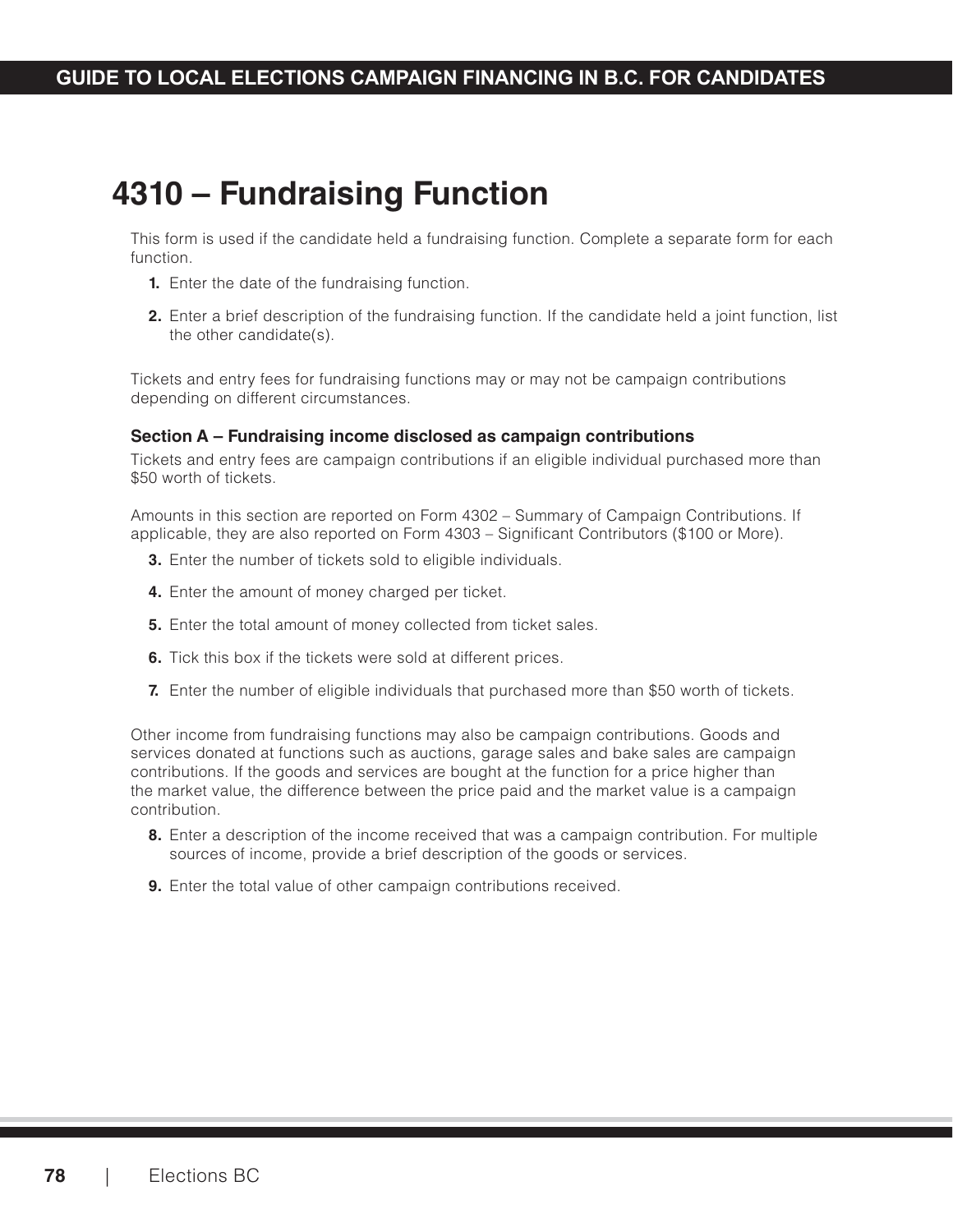# 4310 – Fundraising Function

This form is used if the candidate held a fundraising function. Complete a separate form for each function.

1. Enter the date of the fundraising function.
2. Enter a brief description of the fundraising function. If the candidate held a joint function, list the other candidate(s).

Tickets and entry fees for fundraising functions may or may not be campaign contributions depending on different circumstances.

### Section A – Fundraising income disclosed as campaign contributions

Tickets and entry fees are campaign contributions if an eligible individual purchased more than $50 worth of tickets.

Amounts in this section are reported on Form 4302 – Summary of Campaign Contributions. If applicable, they are also reported on Form 4303 – Significant Contributors ($100 or More).

3. Enter the number of tickets sold to eligible individuals.
4. Enter the amount of money charged per ticket.
5. Enter the total amount of money collected from ticket sales.
6. Tick this box if the tickets were sold at different prices.
7. Enter the number of eligible individuals that purchased more than $50 worth of tickets.

Other income from fundraising functions may also be campaign contributions. Goods and services donated at functions such as auctions, garage sales and bake sales are campaign contributions. If the goods and services are bought at the function for a price higher than the market value, the difference between the price paid and the market value is a campaign contribution.

8. Enter a description of the income received that was a campaign contribution. For multiple sources of income, provide a brief description of the goods or services.
9. Enter the total value of other campaign contributions received.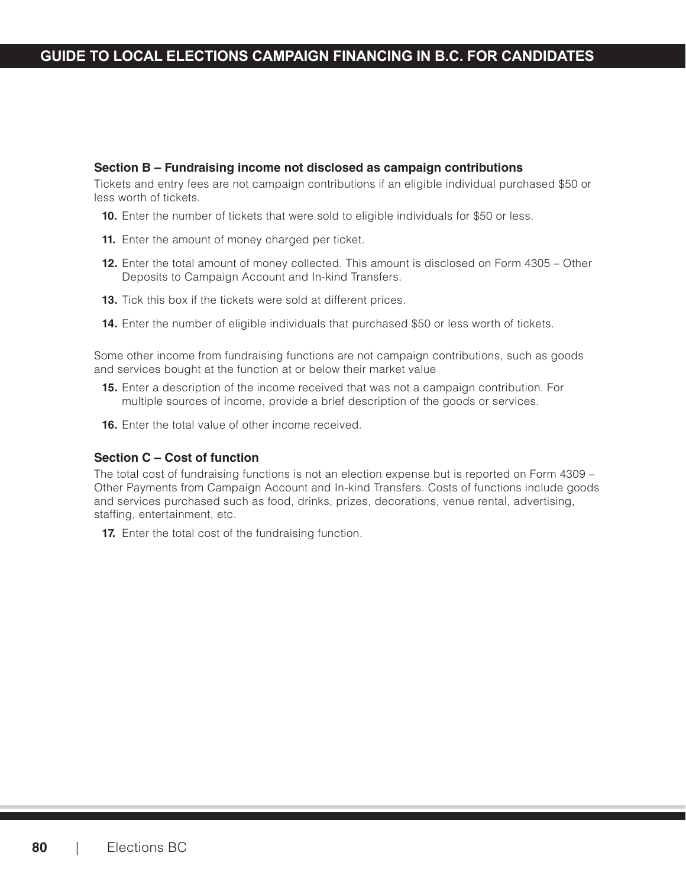### Section B – Fundraising income not disclosed as campaign contributions

Tickets and entry fees are not campaign contributions if an eligible individual purchased $50 or less worth of tickets.

**10.** Enter the number of tickets that were sold to eligible individuals for $50 or less.

**11.** Enter the amount of money charged per ticket.

**12.** Enter the total amount of money collected. This amount is disclosed on Form 4305 – Other Deposits to Campaign Account and In-kind Transfers.

**13.** Tick this box if the tickets were sold at different prices.

**14.** Enter the number of eligible individuals that purchased $50 or less worth of tickets.

Some other income from fundraising functions are not campaign contributions, such as goods and services bought at the function at or below their market value

**15.** Enter a description of the income received that was not a campaign contribution. For multiple sources of income, provide a brief description of the goods or services.

**16.** Enter the total value of other income received.

### Section C – Cost of function

The total cost of fundraising functions is not an election expense but is reported on Form 4309 – Other Payments from Campaign Account and In-kind Transfers. Costs of functions include goods and services purchased such as food, drinks, prizes, decorations, venue rental, advertising, staffing, entertainment, etc.

**17.** Enter the total cost of the fundraising function.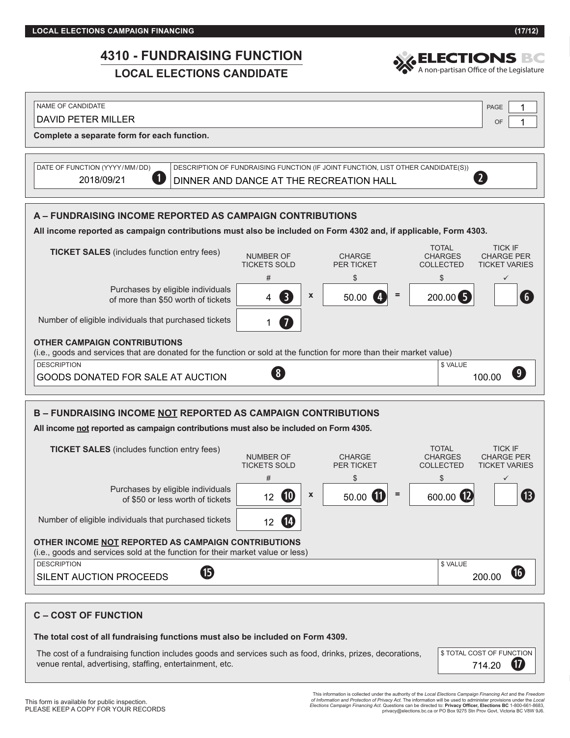LOCAL ELECTIONS CAMPAIGN FINANCING (17/12)

# 4310 - FUNDRAISING FUNCTION

## LOCAL ELECTIONS CANDIDATE

ELECTIONS BC
A non-partisan Office of the Legislature

| NAME OF CANDIDATE | PAGE 1 OF 1 |
|---|---|
| DAVID PETER MILLER | |

**Complete a separate form for each function.**

| DATE OF FUNCTION (YYYY/MM/DD) | DESCRIPTION OF FUNDRAISING FUNCTION (IF JOINT FUNCTION, LIST OTHER CANDIDATE(S)) |
|---|---|
| 2018/09/21 ❶ | DINNER AND DANCE AT THE RECREATION HALL ❷ |

### A – FUNDRAISING INCOME REPORTED AS CAMPAIGN CONTRIBUTIONS

**All income reported as campaign contributions must also be included on Form 4302 and, if applicable, Form 4303.**

| **TICKET SALES** (includes function entry fees) | NUMBER OF TICKETS SOLD # | | CHARGE PER TICKET $ | | TOTAL CHARGES COLLECTED $ | TICK IF CHARGE PER TICKET VARIES ✓ |
|---|---|---|---|---|---|---|
| Purchases by eligible individuals of more than $50 worth of tickets | 4 ❸ | x | 50.00 ❹ | = | 200.00 ❺ | ❻ |
| Number of eligible individuals that purchased tickets | 1 ❼ | | | | | |

**OTHER CAMPAIGN CONTRIBUTIONS**
(i.e., goods and services that are donated for the function or sold at the function for more than their market value)

| DESCRIPTION | $ VALUE |
|---|---|
| GOODS DONATED FOR SALE AT AUCTION ❽ | 100.00 ❾ |

### B – FUNDRAISING INCOME NOT REPORTED AS CAMPAIGN CONTRIBUTIONS

**All income not reported as campaign contributions must also be included on Form 4305.**

| **TICKET SALES** (includes function entry fees) | NUMBER OF TICKETS SOLD # | | CHARGE PER TICKET $ | | TOTAL CHARGES COLLECTED $ | TICK IF CHARGE PER TICKET VARIES ✓ |
|---|---|---|---|---|---|---|
| Purchases by eligible individuals of $50 or less worth of tickets | 12 ❿ | x | 50.00 ⓫ | = | 600.00 ⓬ | ⓭ |
| Number of eligible individuals that purchased tickets | 12 ⓮ | | | | | |

**OTHER INCOME NOT REPORTED AS CAMPAIGN CONTRIBUTIONS**
(i.e., goods and services sold at the function for their market value or less)

| DESCRIPTION | $ VALUE |
|---|---|
| SILENT AUCTION PROCEEDS ⓯ | 200.00 ⓰ |

### C – COST OF FUNCTION

**The total cost of all fundraising functions must also be included on Form 4309.**

The cost of a fundraising function includes goods and services such as food, drinks, prizes, decorations, venue rental, advertising, staffing, entertainment, etc.

| $ TOTAL COST OF FUNCTION |
|---|
| 714.20 ⓱ |

This form is available for public inspection.
PLEASE KEEP A COPY FOR YOUR RECORDS

This information is collected under the authority of the *Local Elections Campaign Financing Act* and the *Freedom of Information and Protection of Privacy Act*. The information will be used to administer provisions under the *Local Elections Campaign Financing Act*. Questions can be directed to: **Privacy Officer, Elections BC** 1-800-661-8683, privacy@elections.bc.ca or PO Box 9275 Stn Prov Govt, Victoria BC V8W 9J6.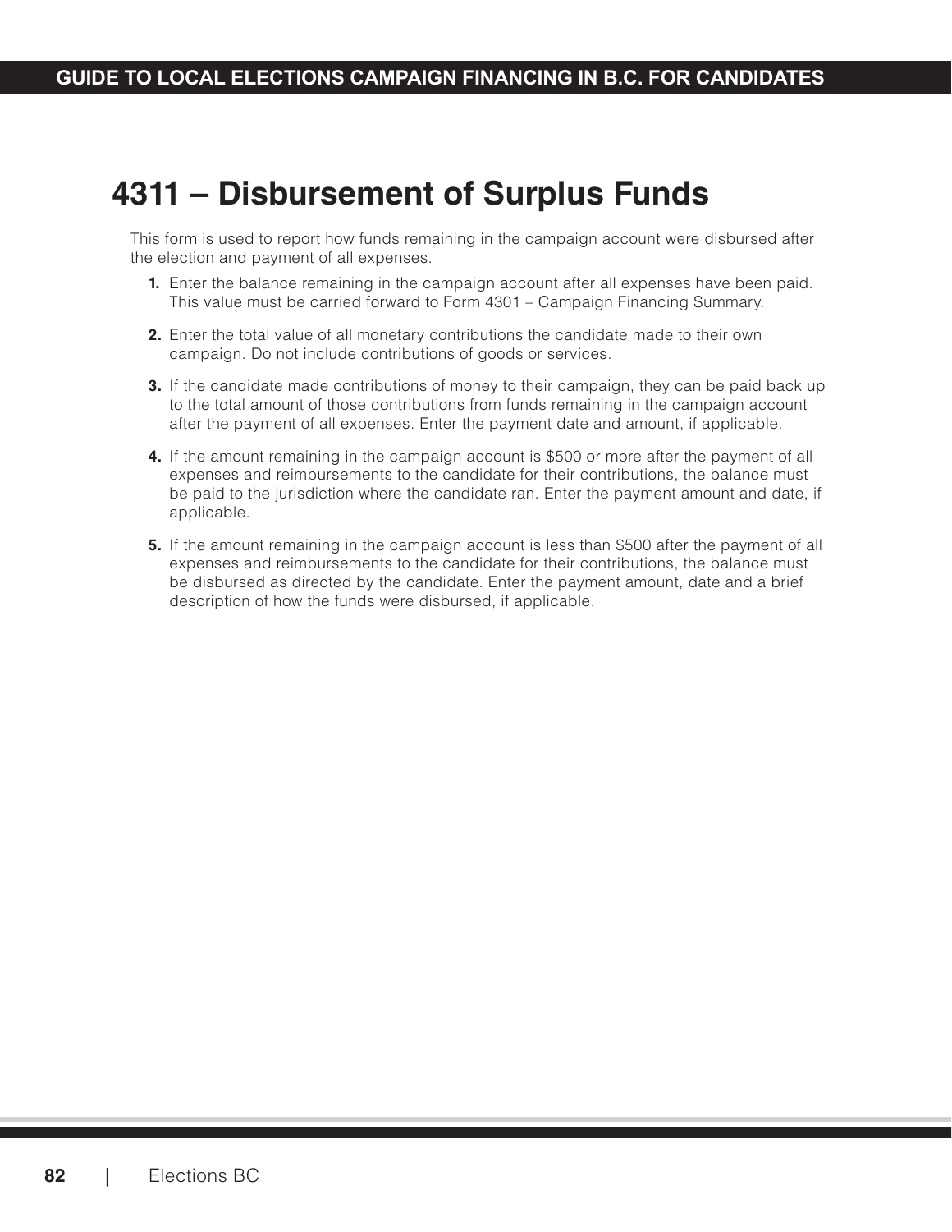# 4311 – Disbursement of Surplus Funds

This form is used to report how funds remaining in the campaign account were disbursed after the election and payment of all expenses.

1. Enter the balance remaining in the campaign account after all expenses have been paid. This value must be carried forward to Form 4301 – Campaign Financing Summary.
2. Enter the total value of all monetary contributions the candidate made to their own campaign. Do not include contributions of goods or services.
3. If the candidate made contributions of money to their campaign, they can be paid back up to the total amount of those contributions from funds remaining in the campaign account after the payment of all expenses. Enter the payment date and amount, if applicable.
4. If the amount remaining in the campaign account is $500 or more after the payment of all expenses and reimbursements to the candidate for their contributions, the balance must be paid to the jurisdiction where the candidate ran. Enter the payment amount and date, if applicable.
5. If the amount remaining in the campaign account is less than $500 after the payment of all expenses and reimbursements to the candidate for their contributions, the balance must be disbursed as directed by the candidate. Enter the payment amount, date and a brief description of how the funds were disbursed, if applicable.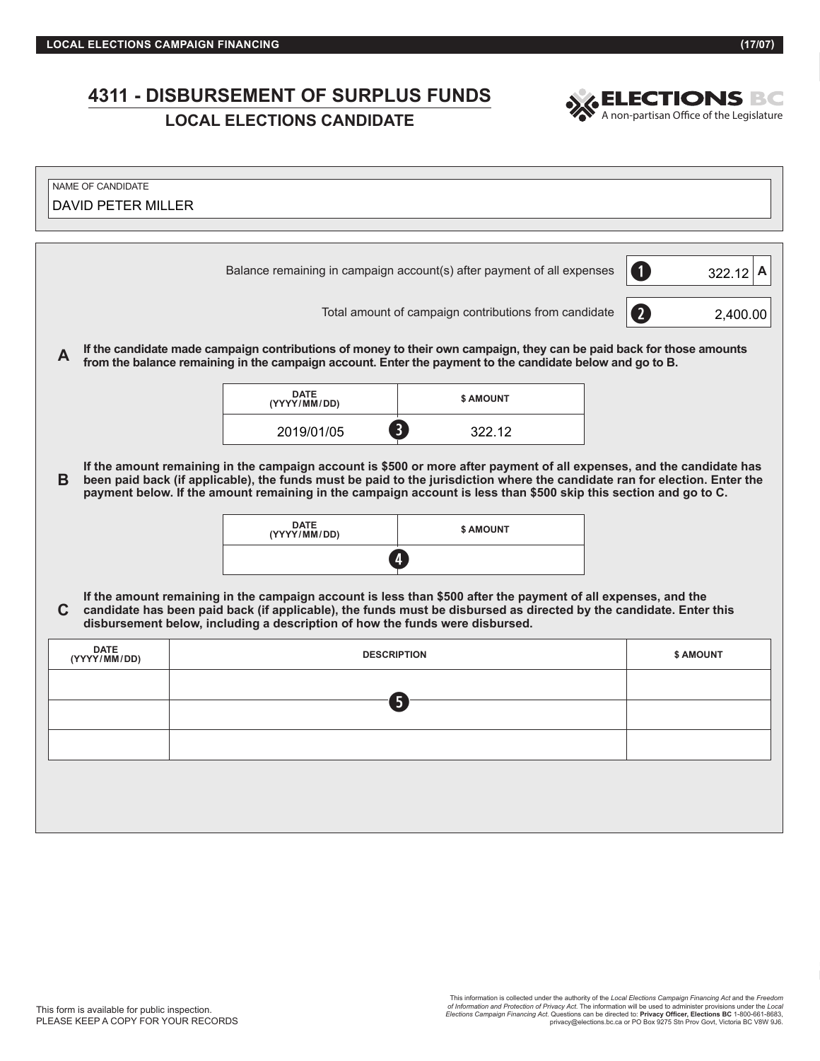LOCAL ELECTIONS CAMPAIGN FINANCING (17/07)

# 4311 - DISBURSEMENT OF SURPLUS FUNDS

## LOCAL ELECTIONS CANDIDATE

ELECTIONS BC
A non-partisan Office of the Legislature

NAME OF CANDIDATE
DAVID PETER MILLER

| | | |
|---|---|---|
| Balance remaining in campaign account(s) after payment of all expenses | 1 | 322.12 A |
| Total amount of campaign contributions from candidate | 2 | 2,400.00 |

**A** **If the candidate made campaign contributions of money to their own campaign, they can be paid back for those amounts from the balance remaining in the campaign account. Enter the payment to the candidate below and go to B.**

| DATE (YYYY/MM/DD) | $ AMOUNT |
|---|---|
| 2019/01/05 | 3 322.12 |

**B** **If the amount remaining in the campaign account is $500 or more after payment of all expenses, and the candidate has been paid back (if applicable), the funds must be paid to the jurisdiction where the candidate ran for election. Enter the payment below. If the amount remaining in the campaign account is less than $500 skip this section and go to C.**

| DATE (YYYY/MM/DD) | $ AMOUNT |
|---|---|
| 4 | |

**C** **If the amount remaining in the campaign account is less than $500 after the payment of all expenses, and the candidate has been paid back (if applicable), the funds must be disbursed as directed by the candidate. Enter this disbursement below, including a description of how the funds were disbursed.**

| DATE (YYYY/MM/DD) | DESCRIPTION | $ AMOUNT |
|---|---|---|
| | | |
| | 5 | |
| | | |

This form is available for public inspection.
PLEASE KEEP A COPY FOR YOUR RECORDS

This information is collected under the authority of the *Local Elections Campaign Financing Act* and the *Freedom of Information and Protection of Privacy Act*. The information will be used to administer provisions under the *Local Elections Campaign Financing Act*. Questions can be directed to: **Privacy Officer, Elections BC** 1-800-661-8683, privacy@elections.bc.ca or PO Box 9275 Stn Prov Govt, Victoria BC V8W 9J6.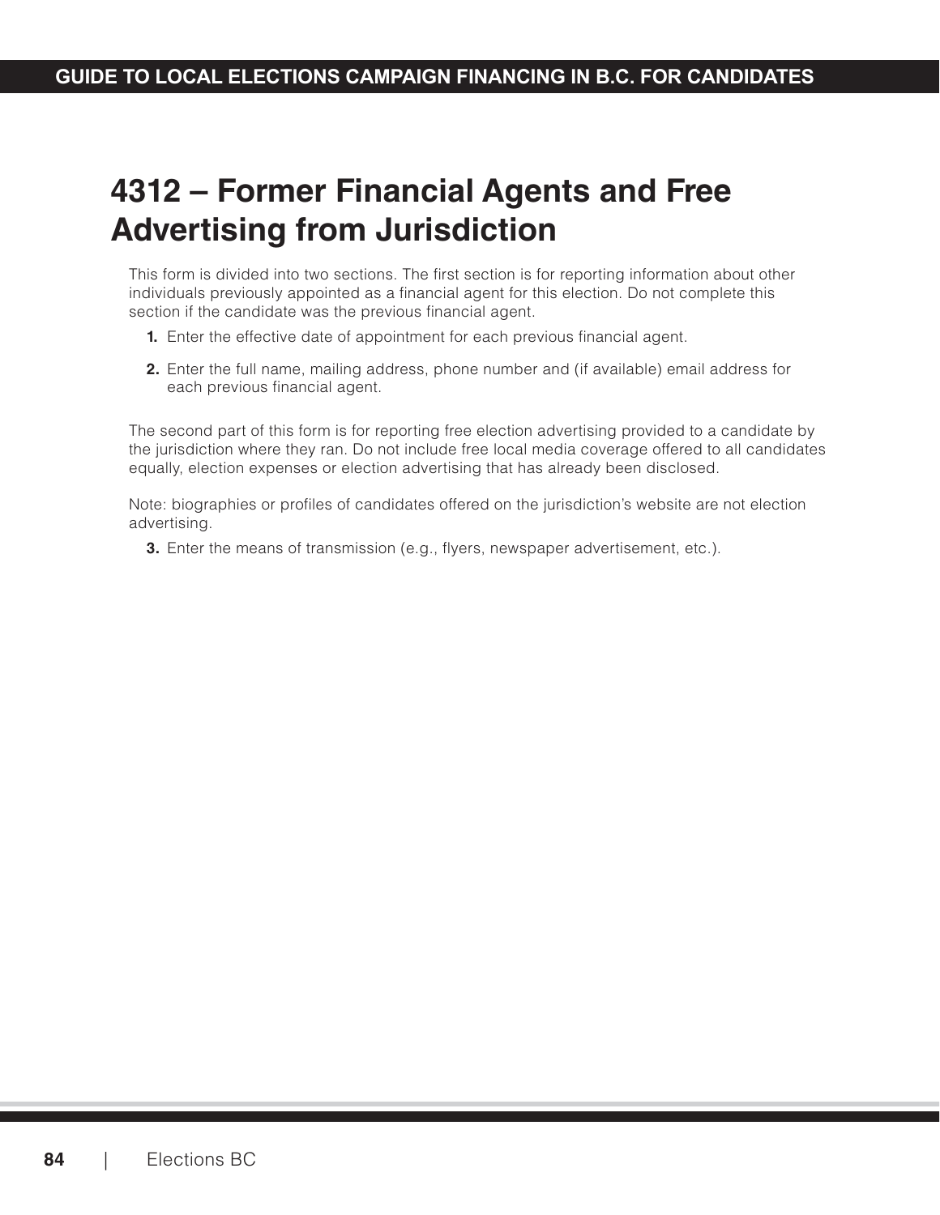# 4312 – Former Financial Agents and Free Advertising from Jurisdiction

This form is divided into two sections. The first section is for reporting information about other individuals previously appointed as a financial agent for this election. Do not complete this section if the candidate was the previous financial agent.

1. Enter the effective date of appointment for each previous financial agent.
2. Enter the full name, mailing address, phone number and (if available) email address for each previous financial agent.

The second part of this form is for reporting free election advertising provided to a candidate by the jurisdiction where they ran. Do not include free local media coverage offered to all candidates equally, election expenses or election advertising that has already been disclosed.

Note: biographies or profiles of candidates offered on the jurisdiction's website are not election advertising.

3. Enter the means of transmission (e.g., flyers, newspaper advertisement, etc.).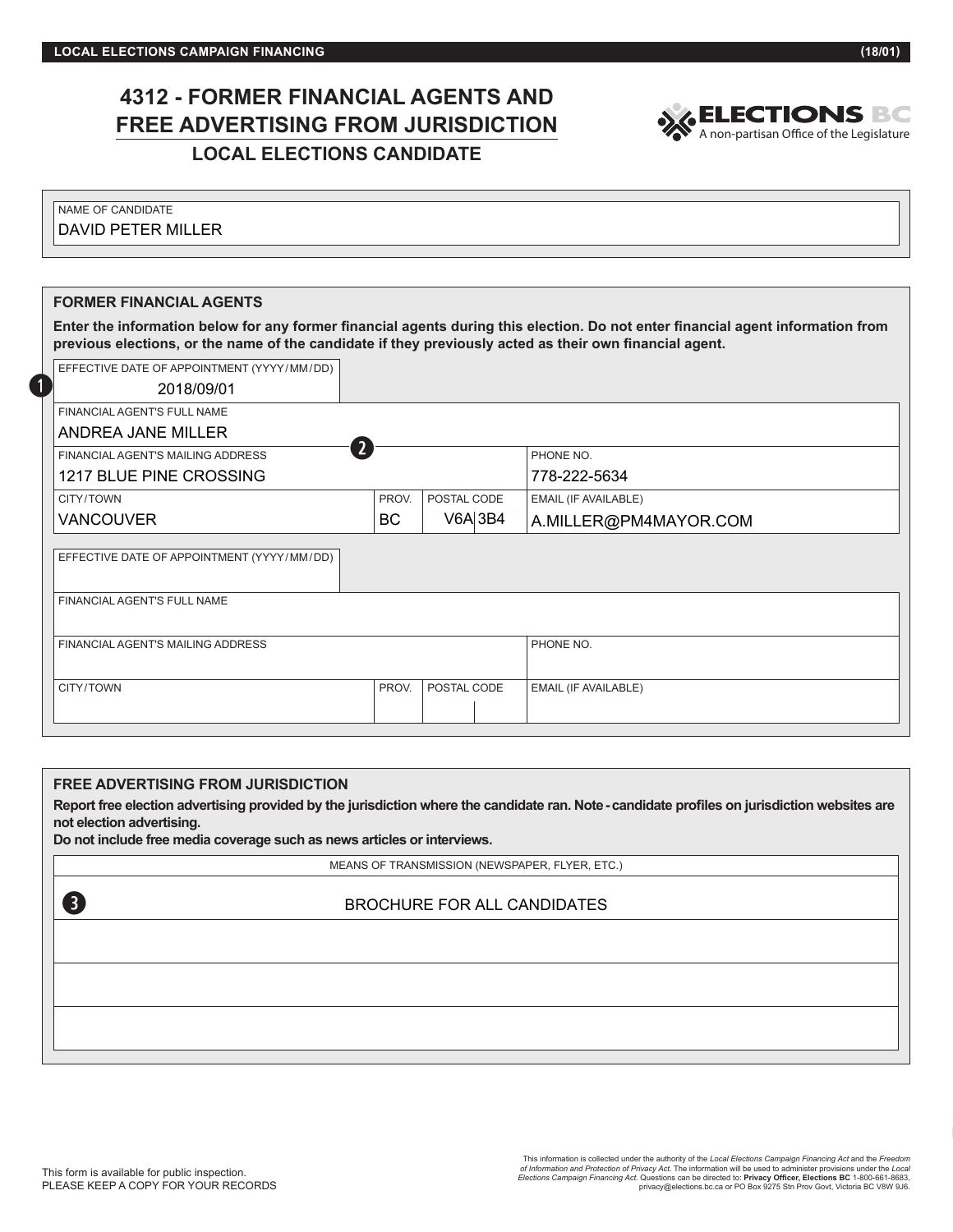LOCAL ELECTIONS CAMPAIGN FINANCING (18/01)

# 4312 - FORMER FINANCIAL AGENTS AND FREE ADVERTISING FROM JURISDICTION

## LOCAL ELECTIONS CANDIDATE

ELECTIONS BC
A non-partisan Office of the Legislature

| NAME OF CANDIDATE |
|---|
| DAVID PETER MILLER |

### FORMER FINANCIAL AGENTS

**Enter the information below for any former financial agents during this election. Do not enter financial agent information from previous elections, or the name of the candidate if they previously acted as their own financial agent.**

❶

| EFFECTIVE DATE OF APPOINTMENT (YYYY/MM/DD) | | | |
|---|---|---|---|
| 2018/09/01 | | | |
| **FINANCIAL AGENT'S FULL NAME** | | | |
| ANDREA JANE MILLER | | | |
| **FINANCIAL AGENT'S MAILING ADDRESS** ❷ | | | **PHONE NO.** |
| 1217 BLUE PINE CROSSING | | | 778-222-5634 |
| **CITY/TOWN** | **PROV.** | **POSTAL CODE** | **EMAIL (IF AVAILABLE)** |
| VANCOUVER | BC | V6A 3B4 | A.MILLER@PM4MAYOR.COM |

| EFFECTIVE DATE OF APPOINTMENT (YYYY/MM/DD) | | | |
|---|---|---|---|
| | | | |
| **FINANCIAL AGENT'S FULL NAME** | | | |
| | | | |
| **FINANCIAL AGENT'S MAILING ADDRESS** | | | **PHONE NO.** |
| | | | |
| **CITY/TOWN** | **PROV.** | **POSTAL CODE** | **EMAIL (IF AVAILABLE)** |
| | | | |

### FREE ADVERTISING FROM JURISDICTION

**Report free election advertising provided by the jurisdiction where the candidate ran. Note - candidate profiles on jurisdiction websites are not election advertising.**
**Do not include free media coverage such as news articles or interviews.**

| MEANS OF TRANSMISSION (NEWSPAPER, FLYER, ETC.) |
|---|
| ❸ BROCHURE FOR ALL CANDIDATES |
| |
| |
| |

This form is available for public inspection.
PLEASE KEEP A COPY FOR YOUR RECORDS

This information is collected under the authority of the *Local Elections Campaign Financing Act* and the *Freedom of Information and Protection of Privacy Act*. The information will be used to administer provisions under the *Local Elections Campaign Financing Act*. Questions can be directed to: **Privacy Officer, Elections BC** 1-800-661-8683, privacy@elections.bc.ca or PO Box 9275 Stn Prov Govt, Victoria BC V8W 9J6.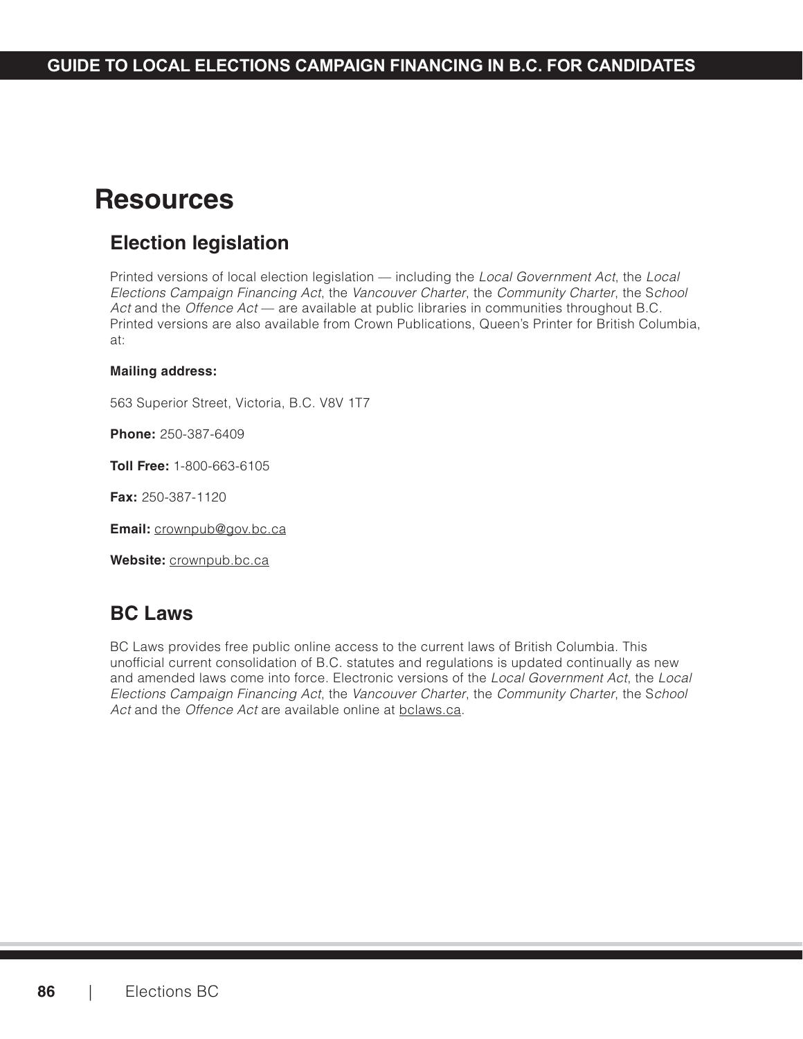# Resources

## Election legislation

Printed versions of local election legislation — including the *Local Government Act*, the *Local Elections Campaign Financing Act*, the *Vancouver Charter*, the *Community Charter*, the *School Act* and the *Offence Act* — are available at public libraries in communities throughout B.C. Printed versions are also available from Crown Publications, Queen's Printer for British Columbia, at:

**Mailing address:**

563 Superior Street, Victoria, B.C. V8V 1T7

**Phone:** 250-387-6409

**Toll Free:** 1-800-663-6105

**Fax:** 250-387-1120

**Email:** crownpub@gov.bc.ca

**Website:** crownpub.bc.ca

## BC Laws

BC Laws provides free public online access to the current laws of British Columbia. This unofficial current consolidation of B.C. statutes and regulations is updated continually as new and amended laws come into force. Electronic versions of the *Local Government Act*, the *Local Elections Campaign Financing Act*, the *Vancouver Charter*, the *Community Charter*, the *School Act* and the *Offence Act* are available online at bclaws.ca.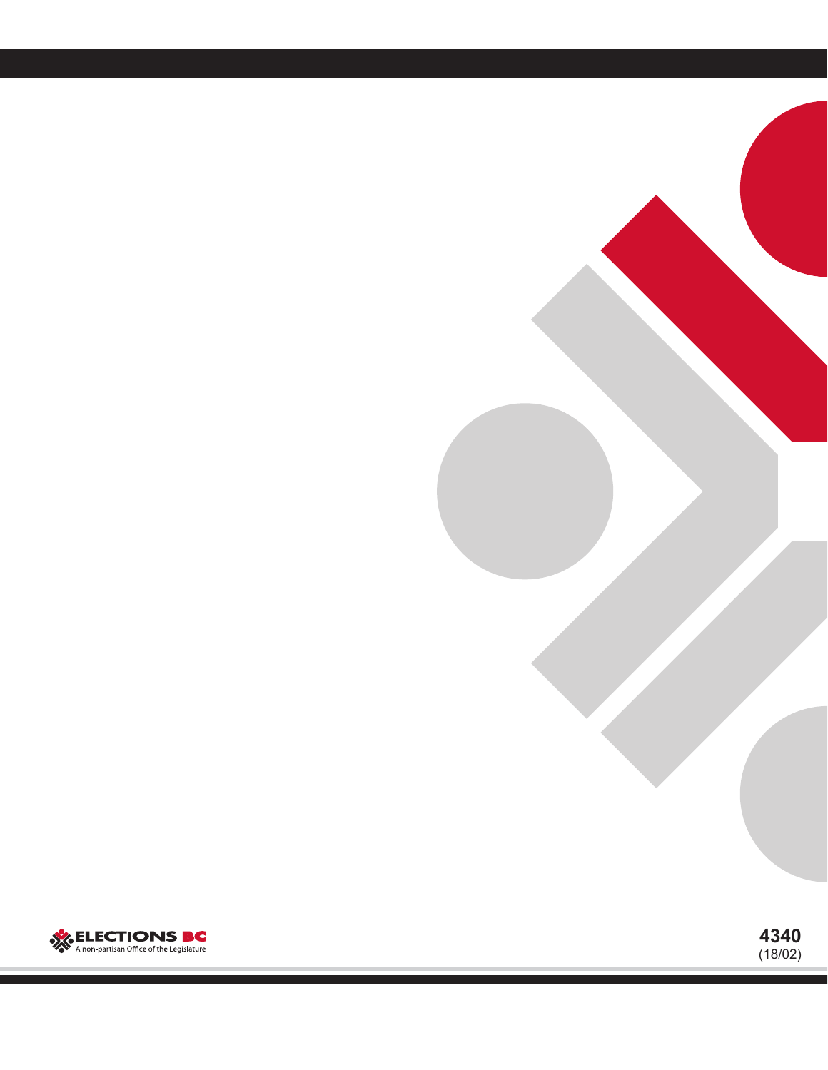ELECTIONS BC

A non-partisan Office of the Legislature

**4340**
(18/02)